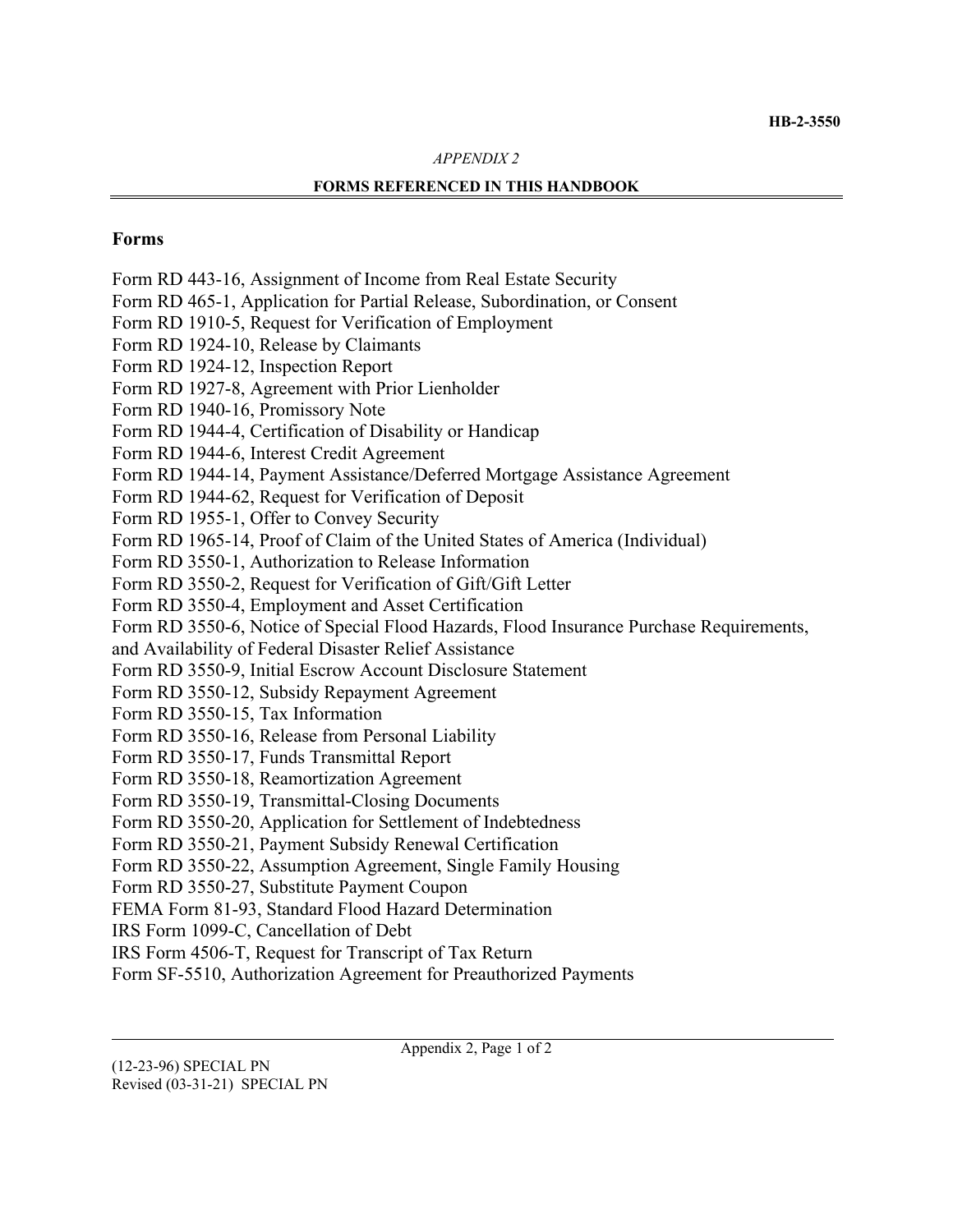*APPENDIX 2*

**FORMS REFERENCED IN THIS HANDBOOK**

## Forms

Form RD 443-16, Assignment of Income from Real Estate Security
Form RD 465-1, Application for Partial Release, Subordination, or Consent
Form RD 1910-5, Request for Verification of Employment
Form RD 1924-10, Release by Claimants
Form RD 1924-12, Inspection Report
Form RD 1927-8, Agreement with Prior Lienholder
Form RD 1940-16, Promissory Note
Form RD 1944-4, Certification of Disability or Handicap
Form RD 1944-6, Interest Credit Agreement
Form RD 1944-14, Payment Assistance/Deferred Mortgage Assistance Agreement
Form RD 1944-62, Request for Verification of Deposit
Form RD 1955-1, Offer to Convey Security
Form RD 1965-14, Proof of Claim of the United States of America (Individual)
Form RD 3550-1, Authorization to Release Information
Form RD 3550-2, Request for Verification of Gift/Gift Letter
Form RD 3550-4, Employment and Asset Certification
Form RD 3550-6, Notice of Special Flood Hazards, Flood Insurance Purchase Requirements, and Availability of Federal Disaster Relief Assistance
Form RD 3550-9, Initial Escrow Account Disclosure Statement
Form RD 3550-12, Subsidy Repayment Agreement
Form RD 3550-15, Tax Information
Form RD 3550-16, Release from Personal Liability
Form RD 3550-17, Funds Transmittal Report
Form RD 3550-18, Reamortization Agreement
Form RD 3550-19, Transmittal-Closing Documents
Form RD 3550-20, Application for Settlement of Indebtedness
Form RD 3550-21, Payment Subsidy Renewal Certification
Form RD 3550-22, Assumption Agreement, Single Family Housing
Form RD 3550-27, Substitute Payment Coupon
FEMA Form 81-93, Standard Flood Hazard Determination
IRS Form 1099-C, Cancellation of Debt
IRS Form 4506-T, Request for Transcript of Tax Return
Form SF-5510, Authorization Agreement for Preauthorized Payments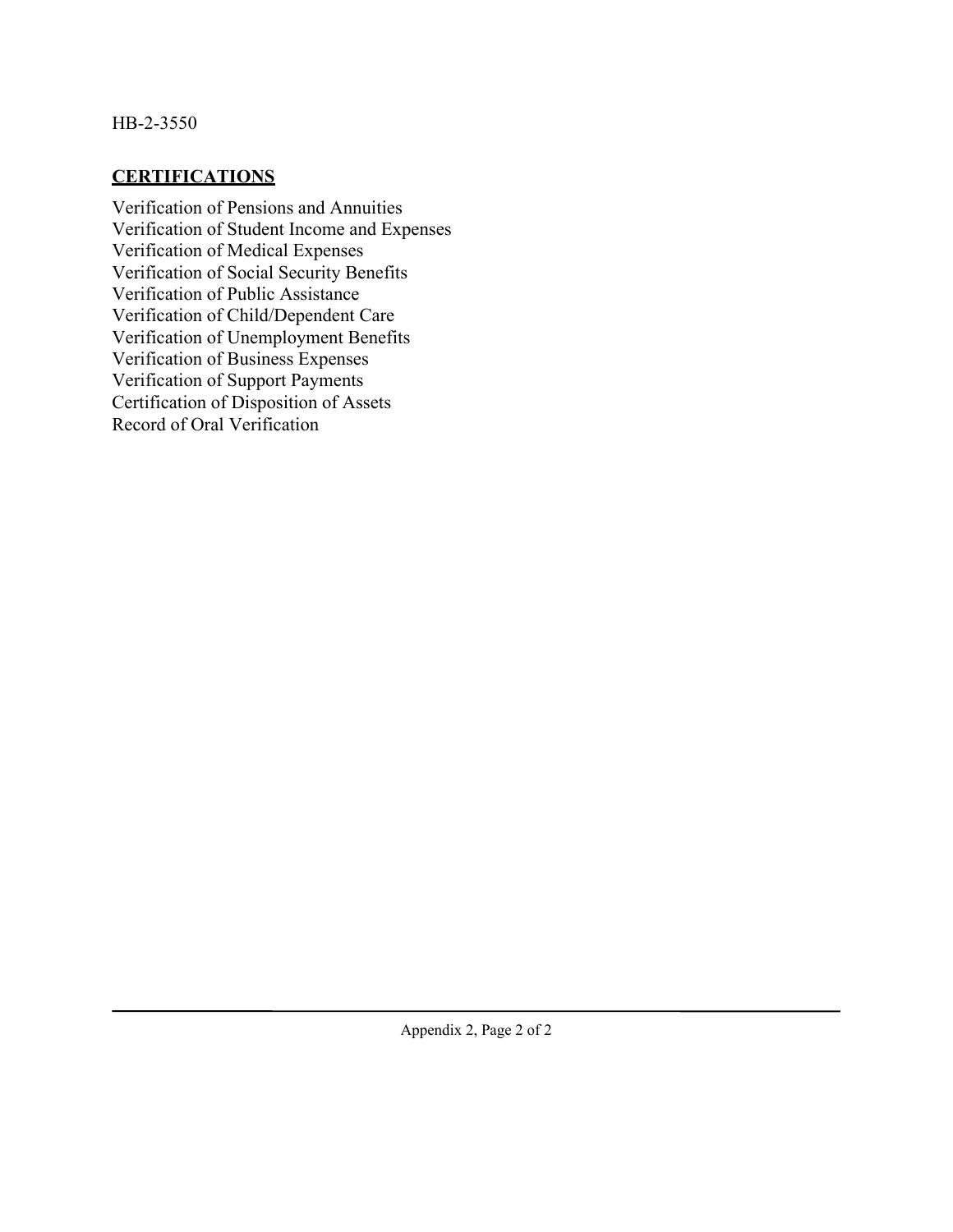## CERTIFICATIONS

Verification of Pensions and Annuities
Verification of Student Income and Expenses
Verification of Medical Expenses
Verification of Social Security Benefits
Verification of Public Assistance
Verification of Child/Dependent Care
Verification of Unemployment Benefits
Verification of Business Expenses
Verification of Support Payments
Certification of Disposition of Assets
Record of Oral Verification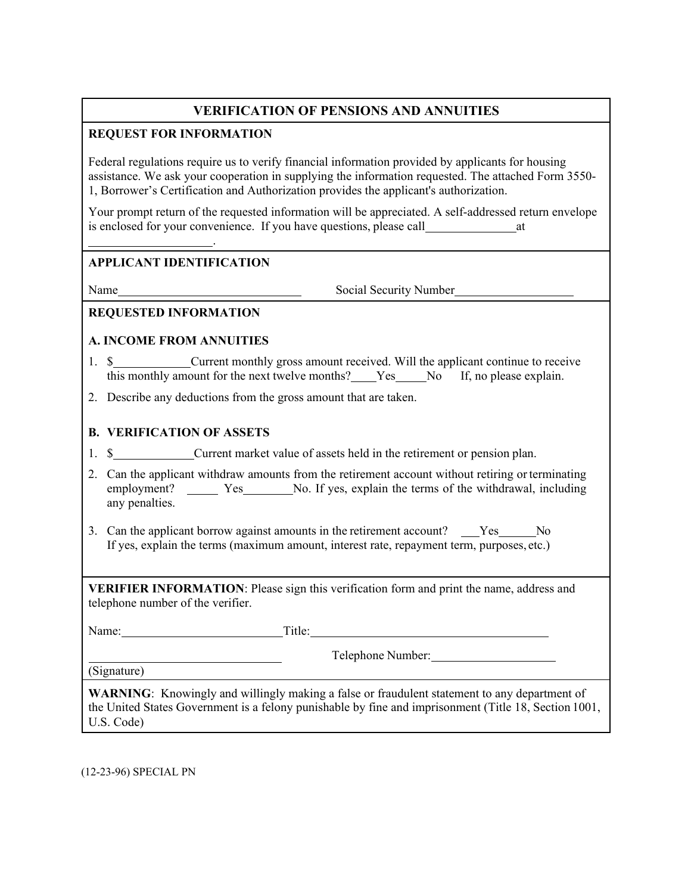# VERIFICATION OF PENSIONS AND ANNUITIES

## REQUEST FOR INFORMATION

Federal regulations require us to verify financial information provided by applicants for housing assistance. We ask your cooperation in supplying the information requested. The attached Form 3550-1, Borrower's Certification and Authorization provides the applicant's authorization.

Your prompt return of the requested information will be appreciated. A self-addressed return envelope is enclosed for your convenience. If you have questions, please call_______________at ____________________.

## APPLICANT IDENTIFICATION

Name______________________________ Social Security Number____________________

## REQUESTED INFORMATION

### A. INCOME FROM ANNUITIES

1. $____________Current monthly gross amount received. Will the applicant continue to receive this monthly amount for the next twelve months?____Yes_____No If, no please explain.
2. Describe any deductions from the gross amount that are taken.

### B. VERIFICATION OF ASSETS

1. $_____________Current market value of assets held in the retirement or pension plan.
2. Can the applicant withdraw amounts from the retirement account without retiring or terminating employment? _____ Yes________No. If yes, explain the terms of the withdrawal, including any penalties.
3. Can the applicant borrow against amounts in the retirement account? ___Yes______No
   If yes, explain the terms (maximum amount, interest rate, repayment term, purposes, etc.)

**VERIFIER INFORMATION**: Please sign this verification form and print the name, address and telephone number of the verifier.

Name:__________________________Title:_______________________________________

________________________________ Telephone Number:____________________
(Signature)

**WARNING**: Knowingly and willingly making a false or fraudulent statement to any department of the United States Government is a felony punishable by fine and imprisonment (Title 18, Section 1001, U.S. Code)

(12-23-96) SPECIAL PN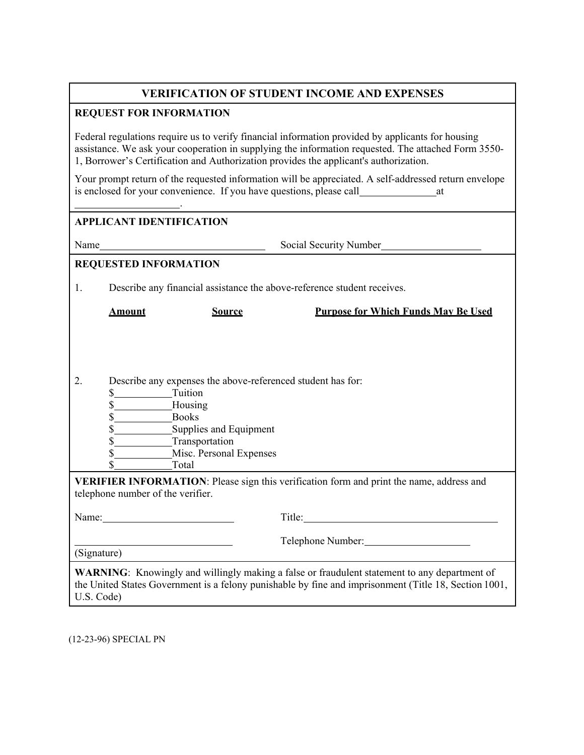# VERIFICATION OF STUDENT INCOME AND EXPENSES

## REQUEST FOR INFORMATION

Federal regulations require us to verify financial information provided by applicants for housing assistance. We ask your cooperation in supplying the information requested. The attached Form 3550-1, Borrower's Certification and Authorization provides the applicant's authorization.

Your prompt return of the requested information will be appreciated. A self-addressed return envelope is enclosed for your convenience. If you have questions, please call_______________at ____________________.

## APPLICANT IDENTIFICATION

Name_________________________________ Social Security Number____________________

## REQUESTED INFORMATION

1. Describe any financial assistance the above-reference student receives.

| **Amount** | **Source** | **Purpose for Which Funds May Be Used** |
|---|---|---|
| | | |

2. Describe any expenses the above-referenced student has for:
   - $___________Tuition
   - $___________Housing
   - $___________Books
   - $___________Supplies and Equipment
   - $___________Transportation
   - $___________Misc. Personal Expenses
   - $___________Total

**VERIFIER INFORMATION**: Please sign this verification form and print the name, address and telephone number of the verifier.

Name:__________________________ Title:_______________________________________

_______________________________ Telephone Number:_____________________
(Signature)

**WARNING**: Knowingly and willingly making a false or fraudulent statement to any department of the United States Government is a felony punishable by fine and imprisonment (Title 18, Section 1001, U.S. Code)

(12-23-96) SPECIAL PN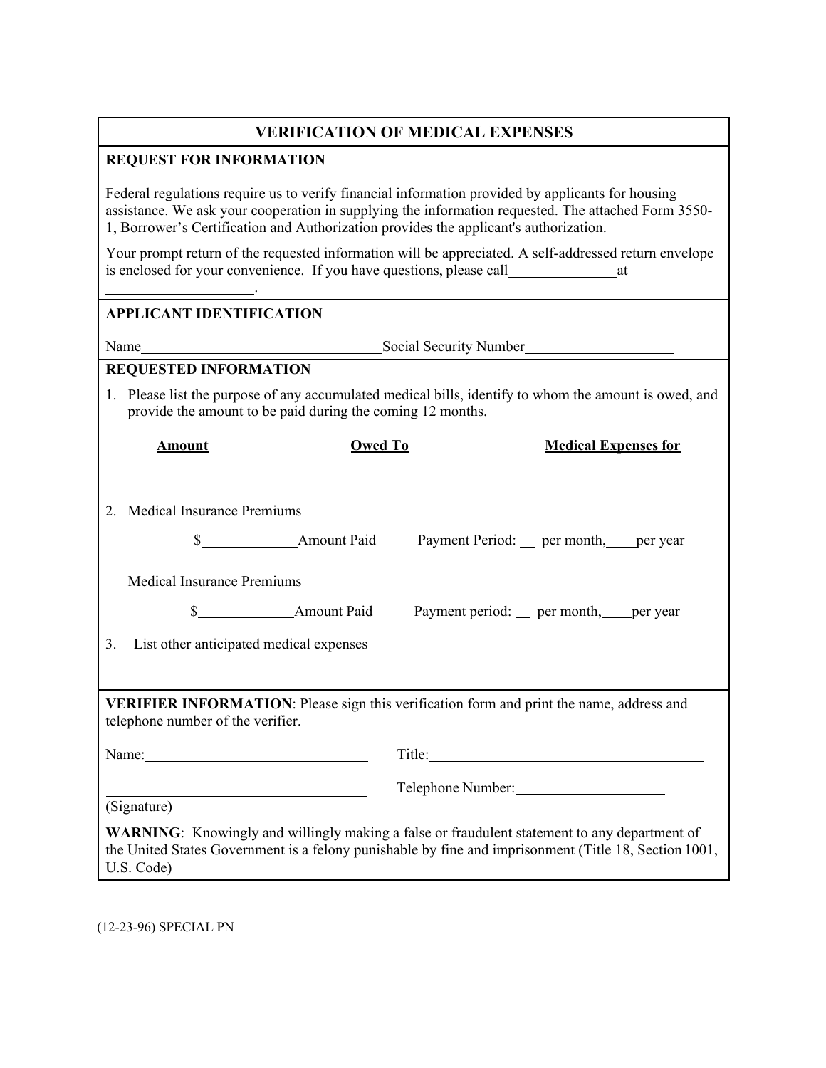# VERIFICATION OF MEDICAL EXPENSES

## REQUEST FOR INFORMATION

Federal regulations require us to verify financial information provided by applicants for housing assistance. We ask your cooperation in supplying the information requested. The attached Form 3550-1, Borrower's Certification and Authorization provides the applicant's authorization.

Your prompt return of the requested information will be appreciated. A self-addressed return envelope is enclosed for your convenience. If you have questions, please call_______________at ____________________.

## APPLICANT IDENTIFICATION

Name__________________________________ Social Security Number____________________

## REQUESTED INFORMATION

1. Please list the purpose of any accumulated medical bills, identify to whom the amount is owed, and provide the amount to be paid during the coming 12 months.

| **Amount** | **Owed To** | **Medical Expenses for** |
|---|---|---|
| | | |

2. Medical Insurance Premiums

   $_____________Amount Paid      Payment Period: __ per month, ____per year

   Medical Insurance Premiums

   $_____________Amount Paid      Payment period: __ per month, ____per year

3. List other anticipated medical expenses

**VERIFIER INFORMATION**: Please sign this verification form and print the name, address and telephone number of the verifier.

Name:______________________________ Title:_______________________________________

___________________________________ Telephone Number:____________________

(Signature)

**WARNING**: Knowingly and willingly making a false or fraudulent statement to any department of the United States Government is a felony punishable by fine and imprisonment (Title 18, Section 1001, U.S. Code)

(12-23-96) SPECIAL PN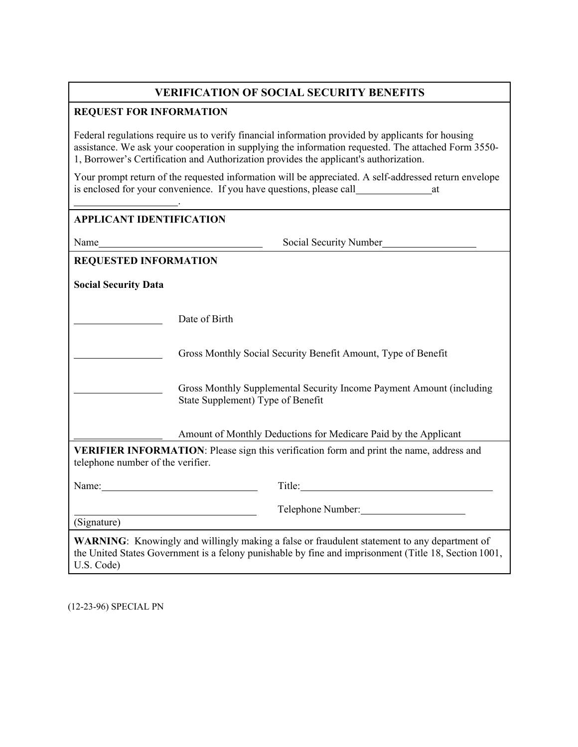## VERIFICATION OF SOCIAL SECURITY BENEFITS

**REQUEST FOR INFORMATION**

Federal regulations require us to verify financial information provided by applicants for housing assistance. We ask your cooperation in supplying the information requested. The attached Form 3550-1, Borrower's Certification and Authorization provides the applicant's authorization.

Your prompt return of the requested information will be appreciated. A self-addressed return envelope is enclosed for your convenience. If you have questions, please call_______________at ____________________.

**APPLICANT IDENTIFICATION**

Name________________________________ Social Security Number__________________

**REQUESTED INFORMATION**

**Social Security Data**

_________________ Date of Birth

_________________ Gross Monthly Social Security Benefit Amount, Type of Benefit

_________________ Gross Monthly Supplemental Security Income Payment Amount (including State Supplement) Type of Benefit

_________________ Amount of Monthly Deductions for Medicare Paid by the Applicant

**VERIFIER INFORMATION**: Please sign this verification form and print the name, address and telephone number of the verifier.

Name:______________________________ Title:______________________________________

___________________________________ Telephone Number:____________________
(Signature)

**WARNING**: Knowingly and willingly making a false or fraudulent statement to any department of the United States Government is a felony punishable by fine and imprisonment (Title 18, Section 1001, U.S. Code)

(12-23-96) SPECIAL PN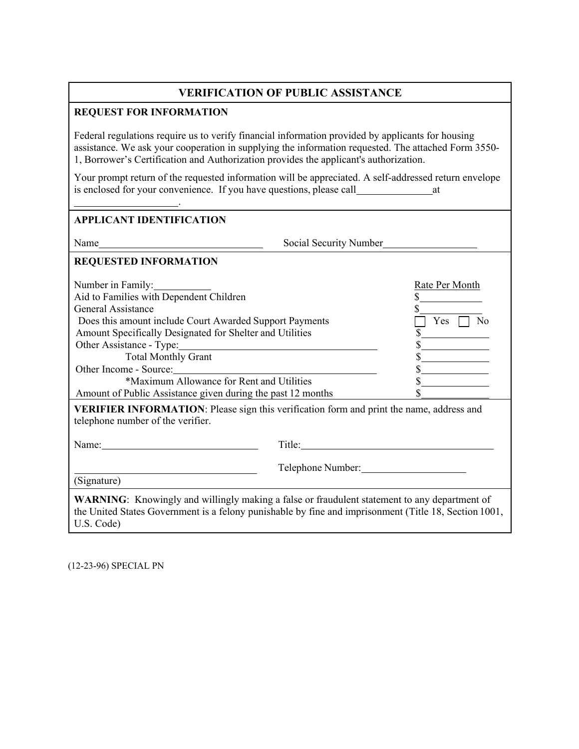# VERIFICATION OF PUBLIC ASSISTANCE

## REQUEST FOR INFORMATION

Federal regulations require us to verify financial information provided by applicants for housing assistance. We ask your cooperation in supplying the information requested. The attached Form 3550-1, Borrower's Certification and Authorization provides the applicant's authorization.

Your prompt return of the requested information will be appreciated. A self-addressed return envelope is enclosed for your convenience. If you have questions, please call_______________at ____________________.

## APPLICANT IDENTIFICATION

Name________________________________ Social Security Number__________________

## REQUESTED INFORMATION

| Item | Rate Per Month |
|---|---|
| Number in Family:___________ | |
| Aid to Families with Dependent Children | $____________ |
| General Assistance | $____________ |
| Does this amount include Court Awarded Support Payments | ☐ Yes ☐ No |
| Amount Specifically Designated for Shelter and Utilities | $____________ |
| Other Assistance - Type:______________________________________ | $____________ |
| Total Monthly Grant | $____________ |
| Other Income - Source:______________________________________ | $____________ |
| *Maximum Allowance for Rent and Utilities | $____________ |
| Amount of Public Assistance given during the past 12 months | $____________ |

**VERIFIER INFORMATION**: Please sign this verification form and print the name, address and telephone number of the verifier.

Name:______________________________ Title:_______________________________________

__________________________________ Telephone Number:_____________________

(Signature)

**WARNING**: Knowingly and willingly making a false or fraudulent statement to any department of the United States Government is a felony punishable by fine and imprisonment (Title 18, Section 1001, U.S. Code)

(12-23-96) SPECIAL PN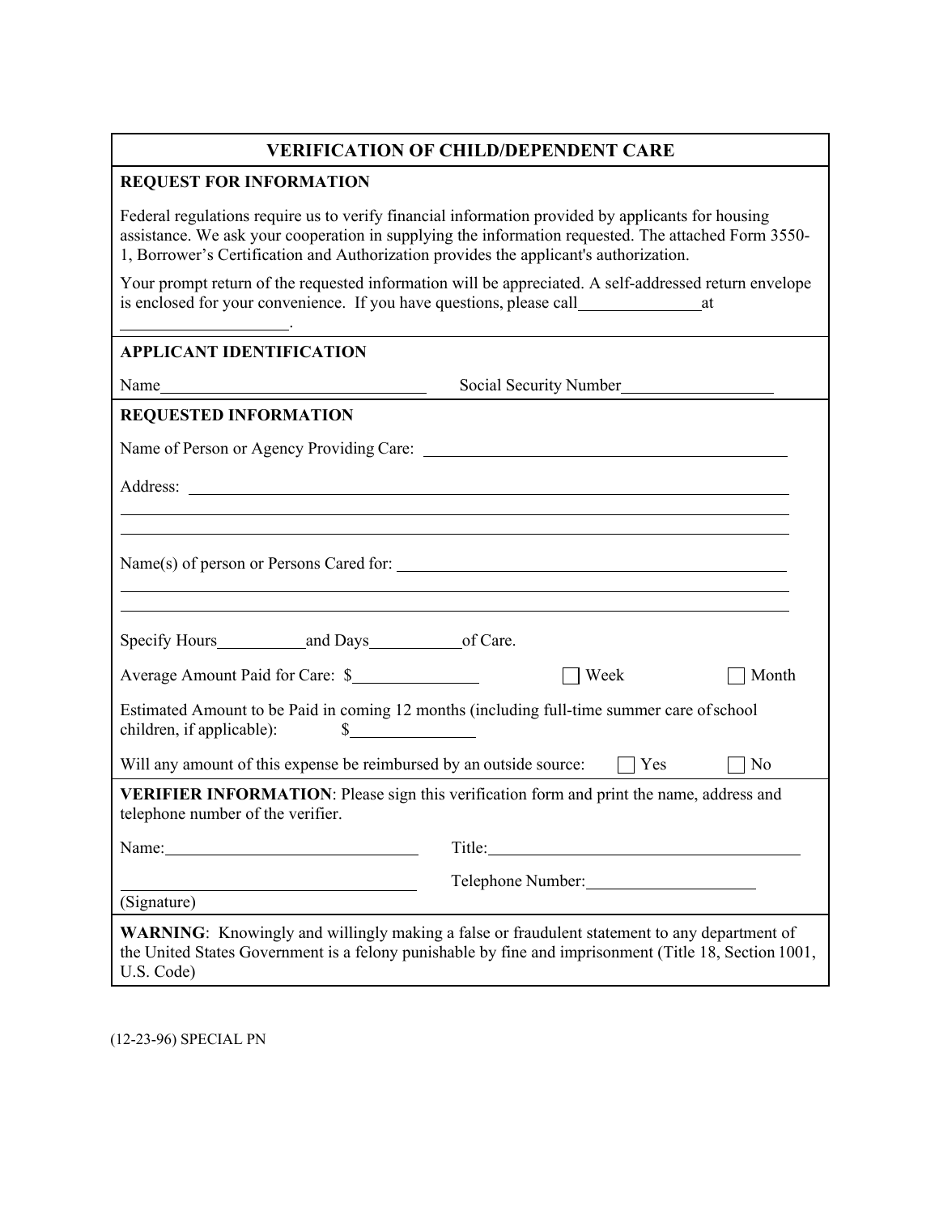# VERIFICATION OF CHILD/DEPENDENT CARE

## REQUEST FOR INFORMATION

Federal regulations require us to verify financial information provided by applicants for housing assistance. We ask your cooperation in supplying the information requested. The attached Form 3550-1, Borrower's Certification and Authorization provides the applicant's authorization.

Your prompt return of the requested information will be appreciated. A self-addressed return envelope is enclosed for your convenience. If you have questions, please call_______________at _____________________.

## APPLICANT IDENTIFICATION

Name_________________________________ Social Security Number___________________

## REQUESTED INFORMATION

Name of Person or Agency Providing Care: _____________________________________________

Address: _____________________________________________________________________

_____________________________________________________________________________

_____________________________________________________________________________

Name(s) of person or Persons Cared for: _______________________________________________

_____________________________________________________________________________

_____________________________________________________________________________

Specify Hours___________and Days___________of Care.

Average Amount Paid for Care: $_______________ ☐ Week ☐ Month

Estimated Amount to be Paid in coming 12 months (including full-time summer care of school children, if applicable): $_______________

Will any amount of this expense be reimbursed by an outside source: ☐ Yes ☐ No

**VERIFIER INFORMATION**: Please sign this verification form and print the name, address and telephone number of the verifier.

Name:_______________________________ Title:_________________________________________

___________________________________ Telephone Number:_____________________

(Signature)

**WARNING**: Knowingly and willingly making a false or fraudulent statement to any department of the United States Government is a felony punishable by fine and imprisonment (Title 18, Section 1001, U.S. Code)

(12-23-96) SPECIAL PN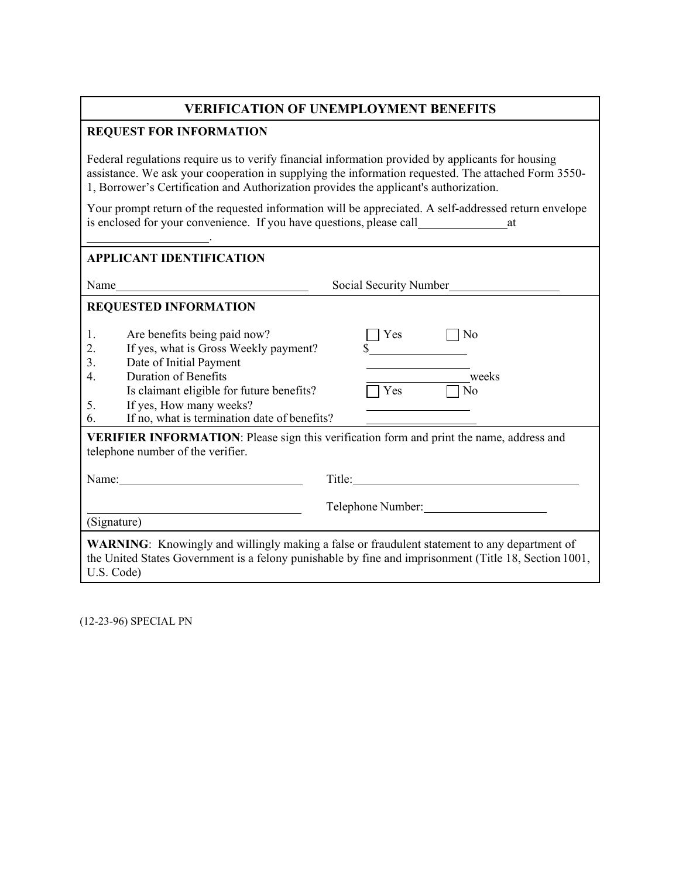# VERIFICATION OF UNEMPLOYMENT BENEFITS

## REQUEST FOR INFORMATION

Federal regulations require us to verify financial information provided by applicants for housing assistance. We ask your cooperation in supplying the information requested. The attached Form 3550-1, Borrower's Certification and Authorization provides the applicant's authorization.

Your prompt return of the requested information will be appreciated. A self-addressed return envelope is enclosed for your convenience. If you have questions, please call_______________at ____________________.

## APPLICANT IDENTIFICATION

Name________________________________ Social Security Number__________________

## REQUESTED INFORMATION

1. Are benefits being paid now? ☐ Yes ☐ No
2. If yes, what is Gross Weekly payment? $________________
3. Date of Initial Payment ________________
4. Duration of Benefits ________________weeks
   Is claimant eligible for future benefits? ☐ Yes ☐ No
5. If yes, How many weeks? ________________
6. If no, what is termination date of benefits? ________________

**VERIFIER INFORMATION**: Please sign this verification form and print the name, address and telephone number of the verifier.

Name:______________________________ Title:______________________________________

__________________________________ Telephone Number:____________________

(Signature)

**WARNING**: Knowingly and willingly making a false or fraudulent statement to any department of the United States Government is a felony punishable by fine and imprisonment (Title 18, Section 1001, U.S. Code)

(12-23-96) SPECIAL PN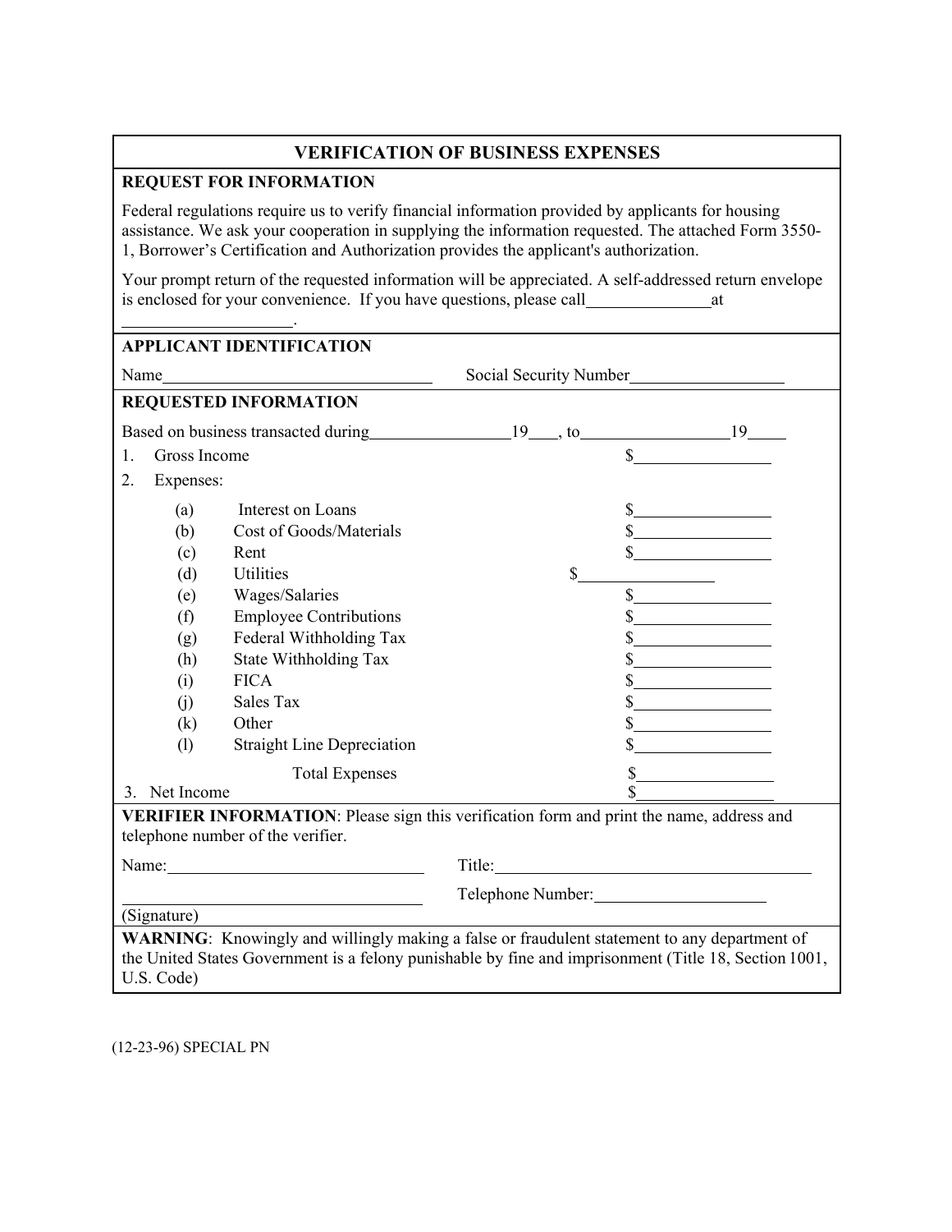# VERIFICATION OF BUSINESS EXPENSES

## REQUEST FOR INFORMATION

Federal regulations require us to verify financial information provided by applicants for housing assistance. We ask your cooperation in supplying the information requested. The attached Form 3550-1, Borrower's Certification and Authorization provides the applicant's authorization.

Your prompt return of the requested information will be appreciated. A self-addressed return envelope is enclosed for your convenience. If you have questions, please call_______________at _____________________.

## APPLICANT IDENTIFICATION

Name_________________________________ Social Security Number___________________

## REQUESTED INFORMATION

Based on business transacted during_________________19___, to_________________19_____

1. Gross Income $_________________
2. Expenses:

| | | |
|---|---|---|
| (a) | Interest on Loans | $_________________ |
| (b) | Cost of Goods/Materials | $_________________ |
| (c) | Rent | $_________________ |
| (d) | Utilities | $_________________ |
| (e) | Wages/Salaries | $_________________ |
| (f) | Employee Contributions | $_________________ |
| (g) | Federal Withholding Tax | $_________________ |
| (h) | State Withholding Tax | $_________________ |
| (i) | FICA | $_________________ |
| (j) | Sales Tax | $_________________ |
| (k) | Other | $_________________ |
| (l) | Straight Line Depreciation | $_________________ |
| | Total Expenses | $_________________ |

3. Net Income $_________________

**VERIFIER INFORMATION**: Please sign this verification form and print the name, address and telephone number of the verifier.

Name:______________________________ Title:________________________________________

___________________________________ Telephone Number:_____________________

(Signature)

**WARNING**: Knowingly and willingly making a false or fraudulent statement to any department of the United States Government is a felony punishable by fine and imprisonment (Title 18, Section 1001, U.S. Code)

(12-23-96) SPECIAL PN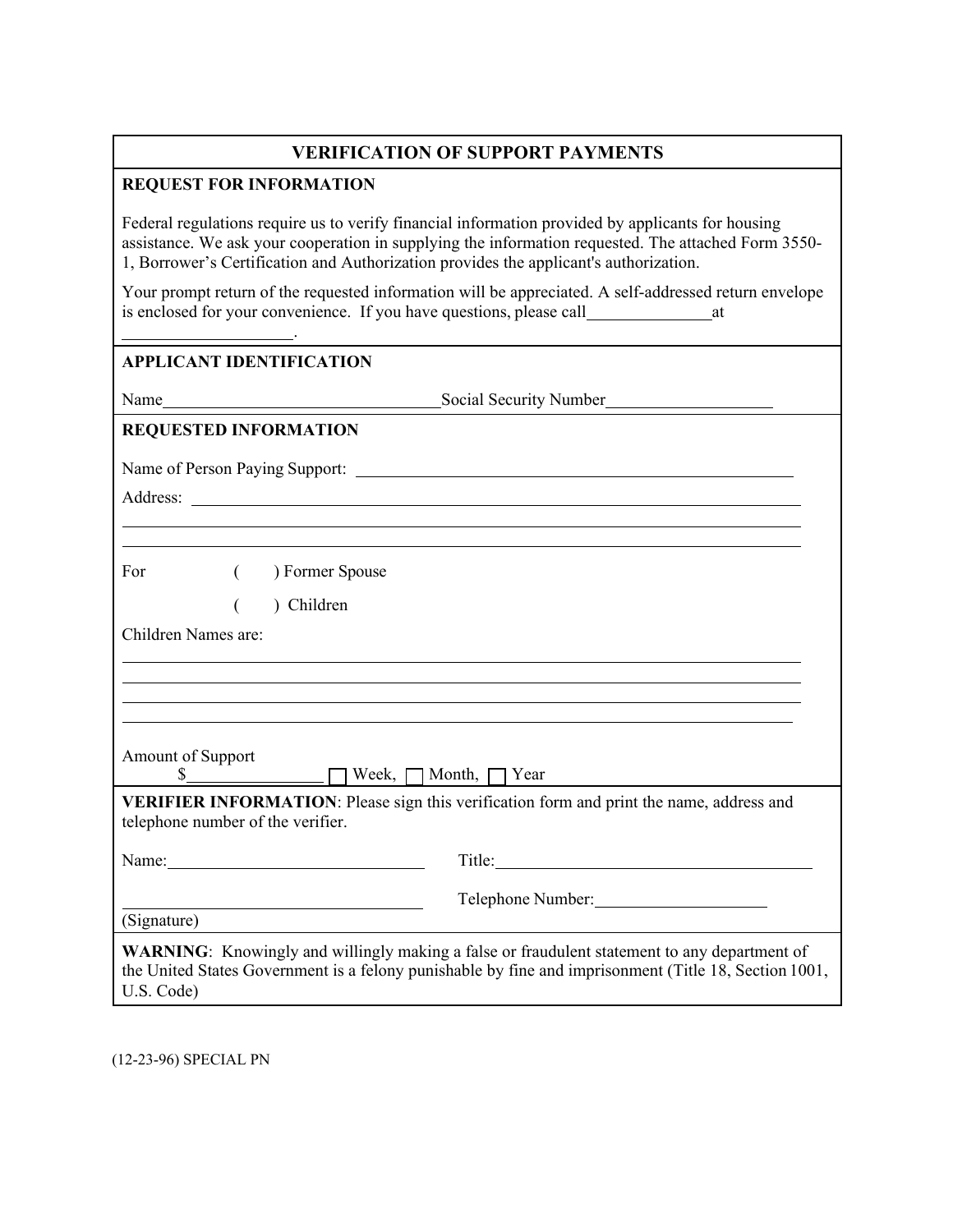## VERIFICATION OF SUPPORT PAYMENTS

**REQUEST FOR INFORMATION**

Federal regulations require us to verify financial information provided by applicants for housing assistance. We ask your cooperation in supplying the information requested. The attached Form 3550-1, Borrower's Certification and Authorization provides the applicant's authorization.

Your prompt return of the requested information will be appreciated. A self-addressed return envelope is enclosed for your convenience. If you have questions, please call_______________at ____________________.

**APPLICANT IDENTIFICATION**

Name_________________________________Social Security Number____________________

**REQUESTED INFORMATION**

Name of Person Paying Support: ______________________________________________________

Address: ______________________________________________________________________

_______________________________________________________________________________

_______________________________________________________________________________

For ( ) Former Spouse

( ) Children

Children Names are:

_______________________________________________________________________________

_______________________________________________________________________________

_______________________________________________________________________________

_______________________________________________________________________________

Amount of Support

$________________ ☐ Week, ☐ Month, ☐ Year

**VERIFIER INFORMATION**: Please sign this verification form and print the name, address and telephone number of the verifier.

Name:______________________________ Title:______________________________________

___________________________________ Telephone Number:_____________________

(Signature)

**WARNING**: Knowingly and willingly making a false or fraudulent statement to any department of the United States Government is a felony punishable by fine and imprisonment (Title 18, Section 1001, U.S. Code)

(12-23-96) SPECIAL PN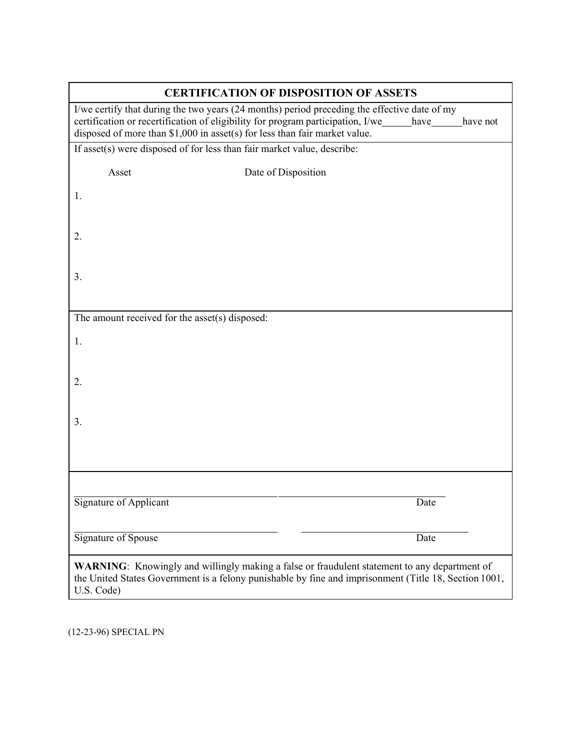## CERTIFICATION OF DISPOSITION OF ASSETS

I/we certify that during the two years (24 months) period preceding the effective date of my certification or recertification of eligibility for program participation, I/we______have______have not disposed of more than $1,000 in asset(s) for less than fair market value.

If asset(s) were disposed of for less than fair market value, describe:

| Asset | Date of Disposition |
|---|---|
| 1. | |
| 2. | |
| 3. | |

The amount received for the asset(s) disposed:

1.

2.

3.

________________________________________ ________________________________
Signature of Applicant Date

________________________________________ ________________________________
Signature of Spouse Date

**WARNING**: Knowingly and willingly making a false or fraudulent statement to any department of the United States Government is a felony punishable by fine and imprisonment (Title 18, Section 1001, U.S. Code)

(12-23-96) SPECIAL PN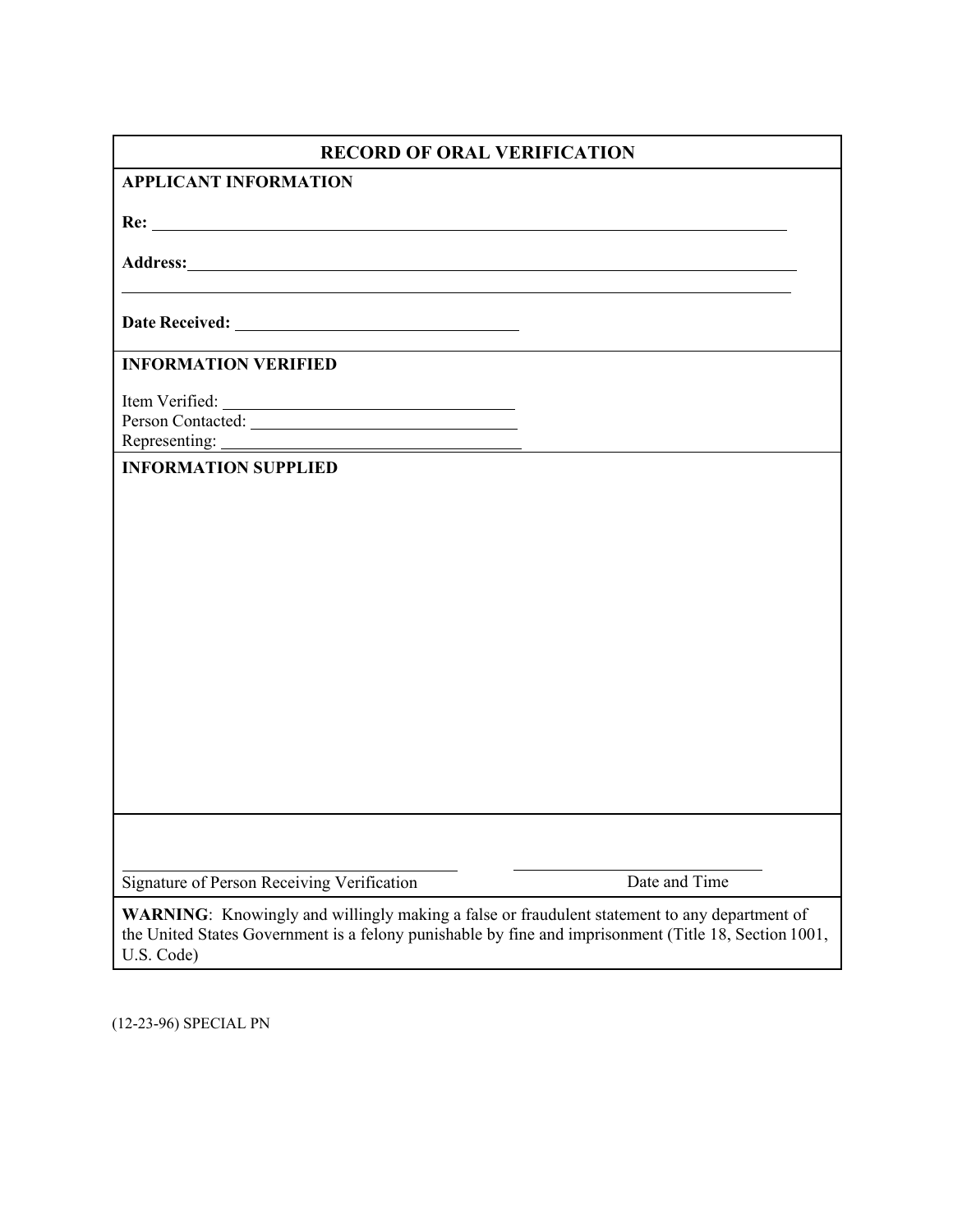# RECORD OF ORAL VERIFICATION

**APPLICANT INFORMATION**

**Re:** ______________________________________________

**Address:** ______________________________________________

______________________________________________

**Date Received:** ______________________

**INFORMATION VERIFIED**

Item Verified: ______________________

Person Contacted: ______________________

Representing: ______________________

**INFORMATION SUPPLIED**

______________________________ ______________________

Signature of Person Receiving Verification Date and Time

**WARNING**: Knowingly and willingly making a false or fraudulent statement to any department of the United States Government is a felony punishable by fine and imprisonment (Title 18, Section 1001, U.S. Code)

(12-23-96) SPECIAL PN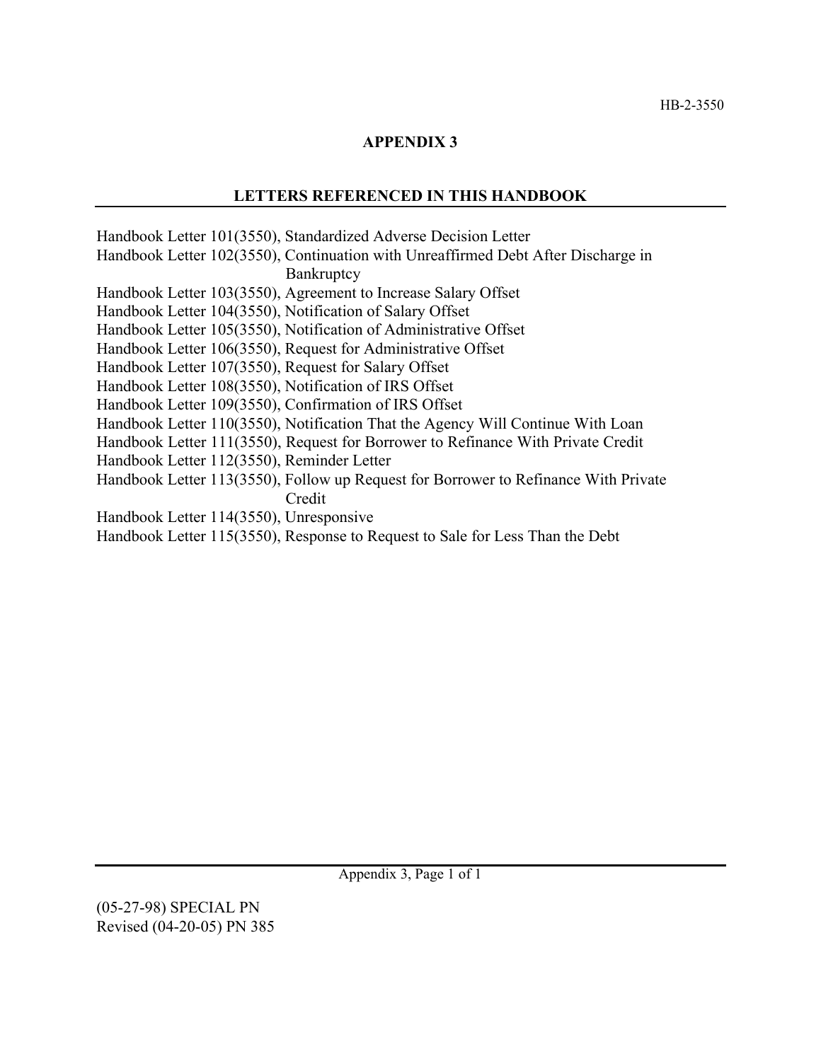# APPENDIX 3

## LETTERS REFERENCED IN THIS HANDBOOK

Handbook Letter 101(3550), Standardized Adverse Decision Letter
Handbook Letter 102(3550), Continuation with Unreaffirmed Debt After Discharge in Bankruptcy
Handbook Letter 103(3550), Agreement to Increase Salary Offset
Handbook Letter 104(3550), Notification of Salary Offset
Handbook Letter 105(3550), Notification of Administrative Offset
Handbook Letter 106(3550), Request for Administrative Offset
Handbook Letter 107(3550), Request for Salary Offset
Handbook Letter 108(3550), Notification of IRS Offset
Handbook Letter 109(3550), Confirmation of IRS Offset
Handbook Letter 110(3550), Notification That the Agency Will Continue With Loan
Handbook Letter 111(3550), Request for Borrower to Refinance With Private Credit
Handbook Letter 112(3550), Reminder Letter
Handbook Letter 113(3550), Follow up Request for Borrower to Refinance With Private Credit
Handbook Letter 114(3550), Unresponsive
Handbook Letter 115(3550), Response to Request to Sale for Less Than the Debt

(05-27-98) SPECIAL PN
Revised (04-20-05) PN 385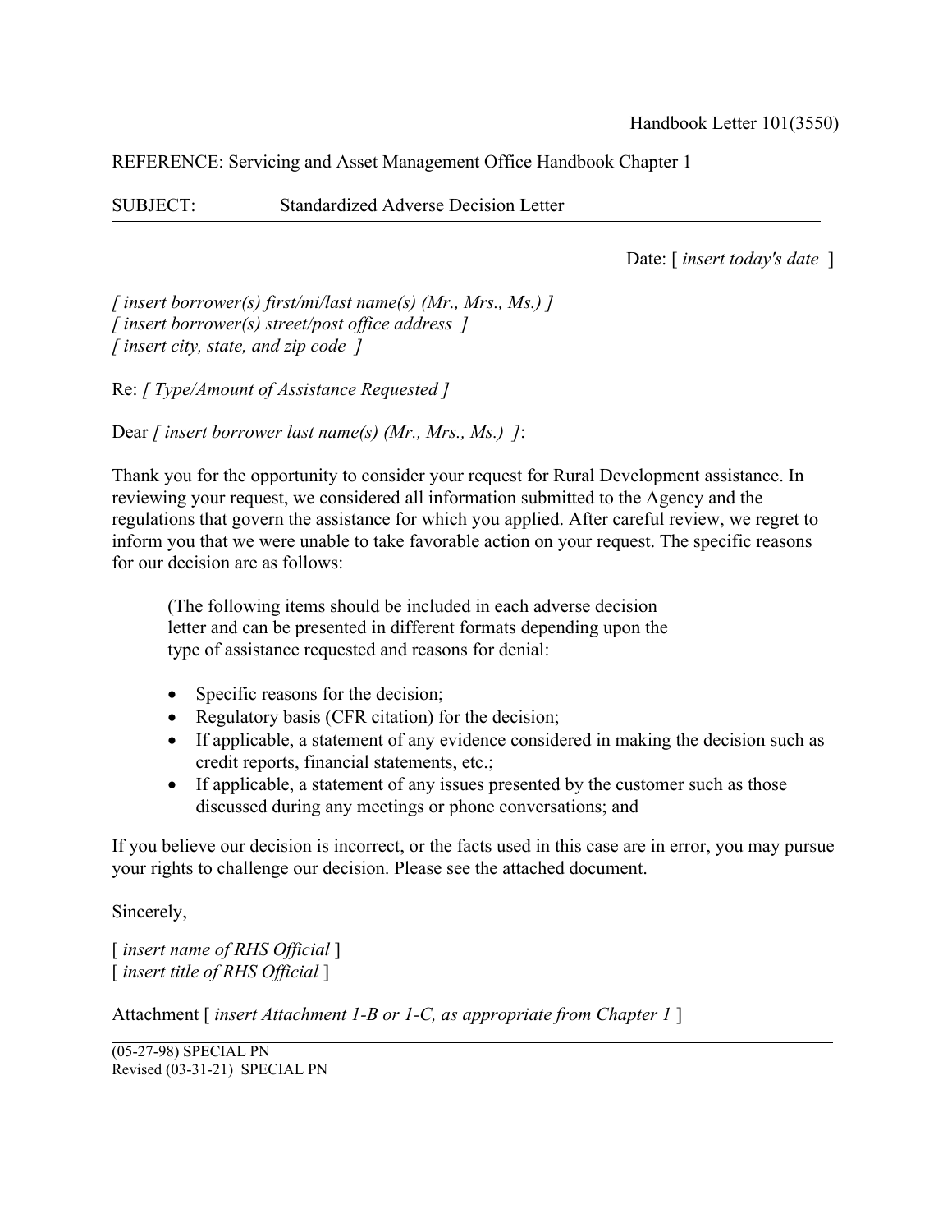Handbook Letter 101(3550)

REFERENCE: Servicing and Asset Management Office Handbook Chapter 1

SUBJECT: Standardized Adverse Decision Letter

---

Date: [ *insert today's date* ]

*[ insert borrower(s) first/mi/last name(s) (Mr., Mrs., Ms.) ]*
*[ insert borrower(s) street/post office address ]*
*[ insert city, state, and zip code ]*

Re: *[ Type/Amount of Assistance Requested ]*

Dear *[ insert borrower last name(s) (Mr., Mrs., Ms.) ]*:

Thank you for the opportunity to consider your request for Rural Development assistance. In reviewing your request, we considered all information submitted to the Agency and the regulations that govern the assistance for which you applied. After careful review, we regret to inform you that we were unable to take favorable action on your request. The specific reasons for our decision are as follows:

> (The following items should be included in each adverse decision letter and can be presented in different formats depending upon the type of assistance requested and reasons for denial:
>
> - Specific reasons for the decision;
> - Regulatory basis (CFR citation) for the decision;
> - If applicable, a statement of any evidence considered in making the decision such as credit reports, financial statements, etc.;
> - If applicable, a statement of any issues presented by the customer such as those discussed during any meetings or phone conversations; and

If you believe our decision is incorrect, or the facts used in this case are in error, you may pursue your rights to challenge our decision. Please see the attached document.

Sincerely,

[ *insert name of RHS Official* ]
[ *insert title of RHS Official* ]

Attachment [ *insert Attachment 1-B or 1-C, as appropriate from Chapter 1* ]

---

(05-27-98) SPECIAL PN
Revised (03-31-21) SPECIAL PN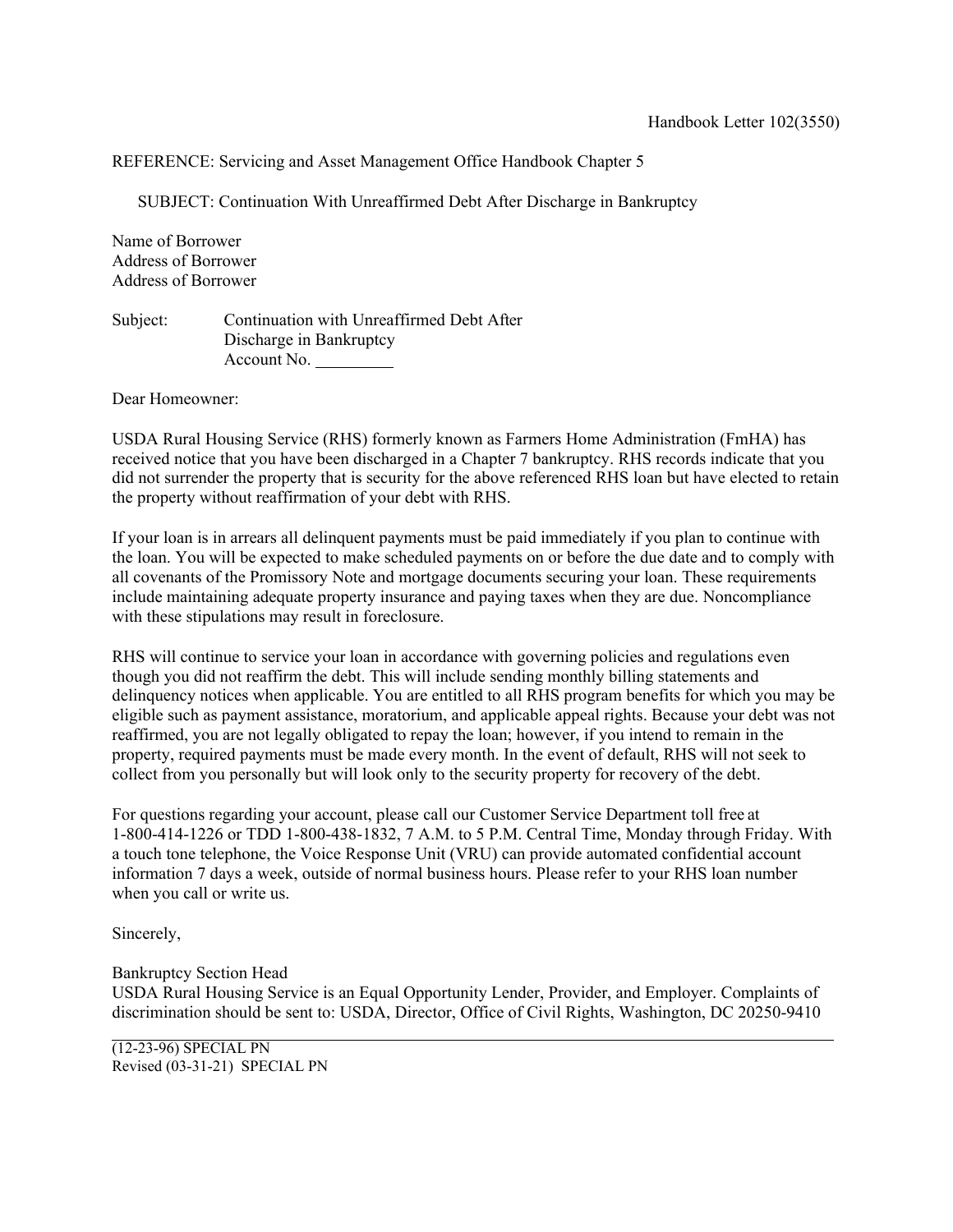Handbook Letter 102(3550)

REFERENCE: Servicing and Asset Management Office Handbook Chapter 5

SUBJECT: Continuation With Unreaffirmed Debt After Discharge in Bankruptcy

Name of Borrower
Address of Borrower
Address of Borrower

Subject: Continuation with Unreaffirmed Debt After Discharge in Bankruptcy
Account No. \_\_\_\_\_\_\_\_\_

Dear Homeowner:

USDA Rural Housing Service (RHS) formerly known as Farmers Home Administration (FmHA) has received notice that you have been discharged in a Chapter 7 bankruptcy. RHS records indicate that you did not surrender the property that is security for the above referenced RHS loan but have elected to retain the property without reaffirmation of your debt with RHS.

If your loan is in arrears all delinquent payments must be paid immediately if you plan to continue with the loan. You will be expected to make scheduled payments on or before the due date and to comply with all covenants of the Promissory Note and mortgage documents securing your loan. These requirements include maintaining adequate property insurance and paying taxes when they are due. Noncompliance with these stipulations may result in foreclosure.

RHS will continue to service your loan in accordance with governing policies and regulations even though you did not reaffirm the debt. This will include sending monthly billing statements and delinquency notices when applicable. You are entitled to all RHS program benefits for which you may be eligible such as payment assistance, moratorium, and applicable appeal rights. Because your debt was not reaffirmed, you are not legally obligated to repay the loan; however, if you intend to remain in the property, required payments must be made every month. In the event of default, RHS will not seek to collect from you personally but will look only to the security property for recovery of the debt.

For questions regarding your account, please call our Customer Service Department toll free at 1-800-414-1226 or TDD 1-800-438-1832, 7 A.M. to 5 P.M. Central Time, Monday through Friday. With a touch tone telephone, the Voice Response Unit (VRU) can provide automated confidential account information 7 days a week, outside of normal business hours. Please refer to your RHS loan number when you call or write us.

Sincerely,

Bankruptcy Section Head
USDA Rural Housing Service is an Equal Opportunity Lender, Provider, and Employer. Complaints of discrimination should be sent to: USDA, Director, Office of Civil Rights, Washington, DC 20250-9410

(12-23-96) SPECIAL PN
Revised (03-31-21) SPECIAL PN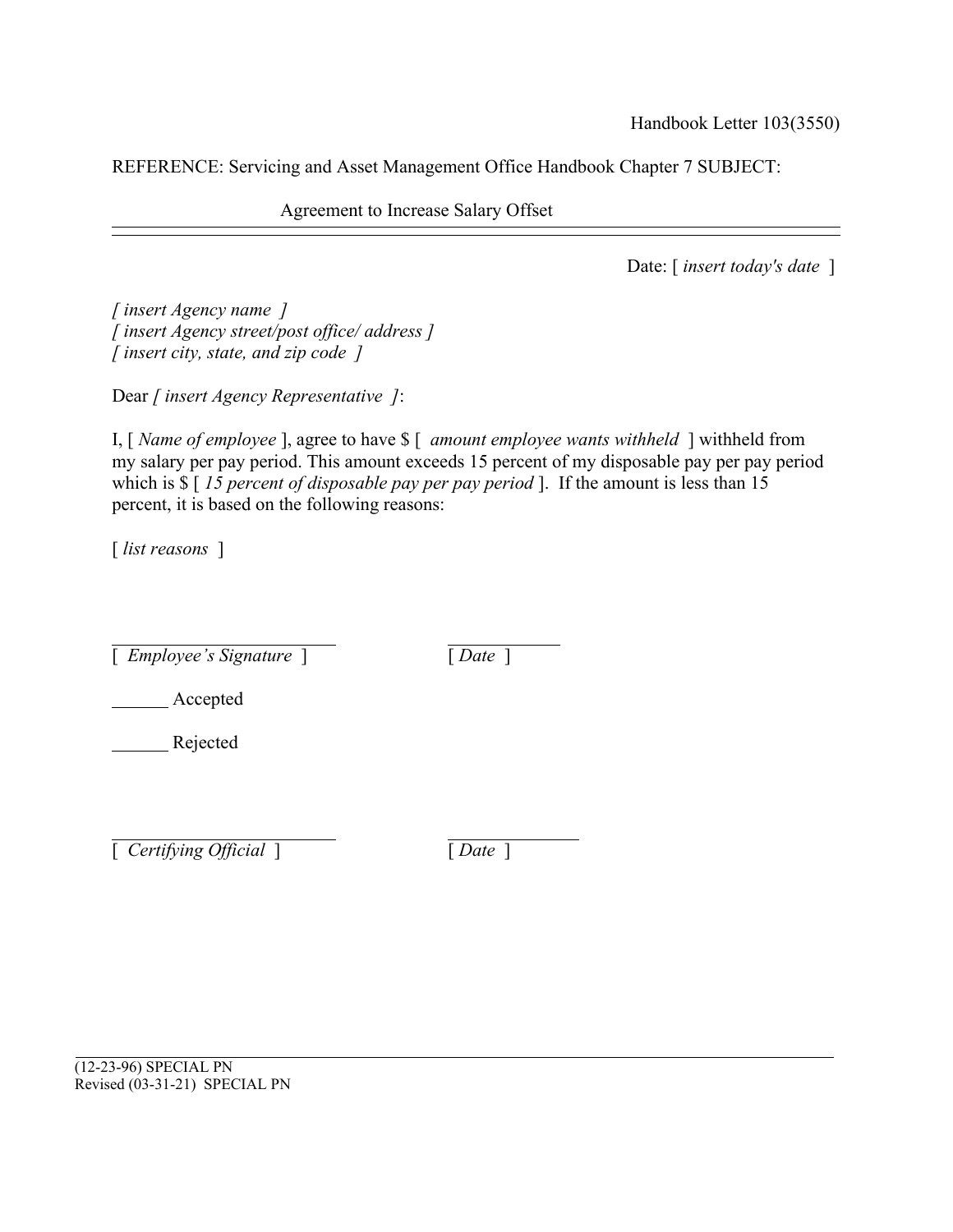Handbook Letter 103(3550)

REFERENCE: Servicing and Asset Management Office Handbook Chapter 7 SUBJECT:

Agreement to Increase Salary Offset

---

Date: [ *insert today's date* ]

*[ insert Agency name ]*
*[ insert Agency street/post office/ address ]*
*[ insert city, state, and zip code ]*

Dear *[ insert Agency Representative ]*:

I, [ *Name of employee* ], agree to have $ [ *amount employee wants withheld* ] withheld from my salary per pay period. This amount exceeds 15 percent of my disposable pay per pay period which is $ [ *15 percent of disposable pay per pay period* ]. If the amount is less than 15 percent, it is based on the following reasons:

[ *list reasons* ]

______________________ ___________
[ *Employee's Signature* ] [ *Date* ]

______ Accepted

______ Rejected

______________________ ___________
[ *Certifying Official* ] [ *Date* ]

(12-23-96) SPECIAL PN
Revised (03-31-21) SPECIAL PN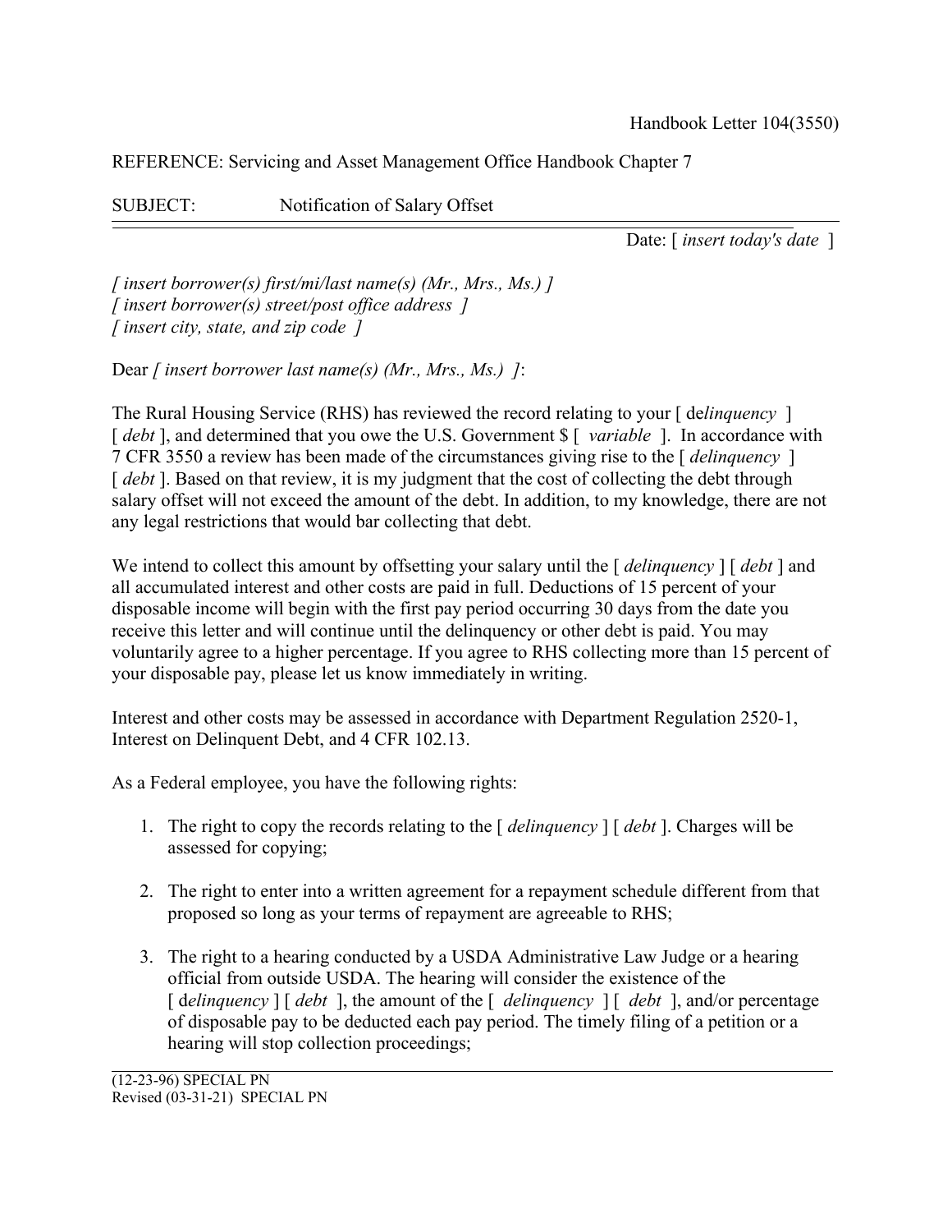Handbook Letter 104(3550)

REFERENCE: Servicing and Asset Management Office Handbook Chapter 7

SUBJECT: Notification of Salary Offset

---

Date: [ *insert today's date* ]

*[ insert borrower(s) first/mi/last name(s) (Mr., Mrs., Ms.) ]*
*[ insert borrower(s) street/post office address ]*
*[ insert city, state, and zip code ]*

Dear *[ insert borrower last name(s) (Mr., Mrs., Ms.) ]*:

The Rural Housing Service (RHS) has reviewed the record relating to your [ de*linquency* ] [ *debt* ], and determined that you owe the U.S. Government $ [ *variable* ]. In accordance with 7 CFR 3550 a review has been made of the circumstances giving rise to the [ *delinquency* ] [ *debt* ]. Based on that review, it is my judgment that the cost of collecting the debt through salary offset will not exceed the amount of the debt. In addition, to my knowledge, there are not any legal restrictions that would bar collecting that debt.

We intend to collect this amount by offsetting your salary until the [ *delinquency* ] [ *debt* ] and all accumulated interest and other costs are paid in full. Deductions of 15 percent of your disposable income will begin with the first pay period occurring 30 days from the date you receive this letter and will continue until the delinquency or other debt is paid. You may voluntarily agree to a higher percentage. If you agree to RHS collecting more than 15 percent of your disposable pay, please let us know immediately in writing.

Interest and other costs may be assessed in accordance with Department Regulation 2520-1, Interest on Delinquent Debt, and 4 CFR 102.13.

As a Federal employee, you have the following rights:

1. The right to copy the records relating to the [ *delinquency* ] [ *debt* ]. Charges will be assessed for copying;

2. The right to enter into a written agreement for a repayment schedule different from that proposed so long as your terms of repayment are agreeable to RHS;

3. The right to a hearing conducted by a USDA Administrative Law Judge or a hearing official from outside USDA. The hearing will consider the existence of the [ d*elinquency* ] [ *debt* ], the amount of the [ *delinquency* ] [ *debt* ], and/or percentage of disposable pay to be deducted each pay period. The timely filing of a petition or a hearing will stop collection proceedings;

(12-23-96) SPECIAL PN
Revised (03-31-21) SPECIAL PN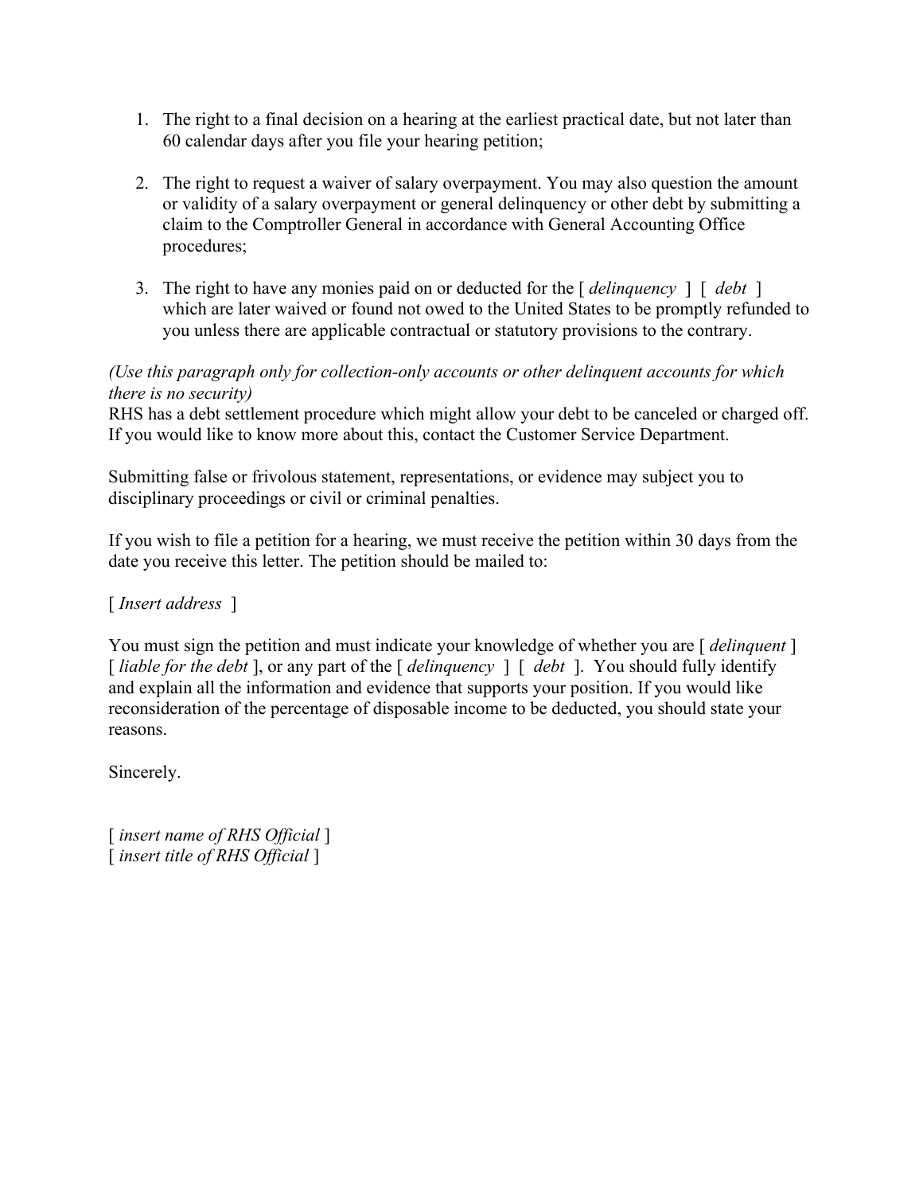1. The right to a final decision on a hearing at the earliest practical date, but not later than 60 calendar days after you file your hearing petition;

2. The right to request a waiver of salary overpayment. You may also question the amount or validity of a salary overpayment or general delinquency or other debt by submitting a claim to the Comptroller General in accordance with General Accounting Office procedures;

3. The right to have any monies paid on or deducted for the [ *delinquency* ] [ *debt* ] which are later waived or found not owed to the United States to be promptly refunded to you unless there are applicable contractual or statutory provisions to the contrary.

*(Use this paragraph only for collection-only accounts or other delinquent accounts for which there is no security)*
RHS has a debt settlement procedure which might allow your debt to be canceled or charged off. If you would like to know more about this, contact the Customer Service Department.

Submitting false or frivolous statement, representations, or evidence may subject you to disciplinary proceedings or civil or criminal penalties.

If you wish to file a petition for a hearing, we must receive the petition within 30 days from the date you receive this letter. The petition should be mailed to:

[ *Insert address* ]

You must sign the petition and must indicate your knowledge of whether you are [ *delinquent* ] [ *liable for the debt* ], or any part of the [ *delinquency* ] [ *debt* ]. You should fully identify and explain all the information and evidence that supports your position. If you would like reconsideration of the percentage of disposable income to be deducted, you should state your reasons.

Sincerely.

[ *insert name of RHS Official* ]
[ *insert title of RHS Official* ]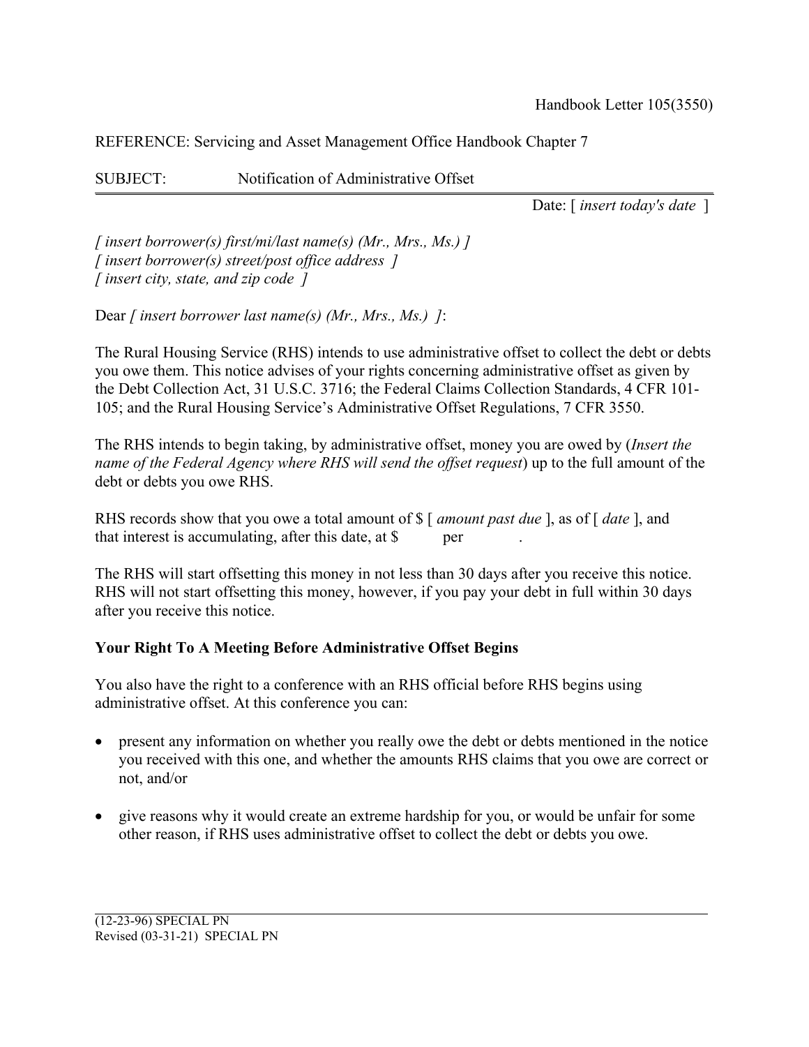Handbook Letter 105(3550)

REFERENCE: Servicing and Asset Management Office Handbook Chapter 7

SUBJECT: Notification of Administrative Offset

---

Date: [ *insert today's date* ]

*[ insert borrower(s) first/mi/last name(s) (Mr., Mrs., Ms.) ]*
*[ insert borrower(s) street/post office address ]*
*[ insert city, state, and zip code ]*

Dear *[ insert borrower last name(s) (Mr., Mrs., Ms.) ]*:

The Rural Housing Service (RHS) intends to use administrative offset to collect the debt or debts you owe them. This notice advises of your rights concerning administrative offset as given by the Debt Collection Act, 31 U.S.C. 3716; the Federal Claims Collection Standards, 4 CFR 101-105; and the Rural Housing Service's Administrative Offset Regulations, 7 CFR 3550.

The RHS intends to begin taking, by administrative offset, money you are owed by (*Insert the name of the Federal Agency where RHS will send the offset request*) up to the full amount of the debt or debts you owe RHS.

RHS records show that you owe a total amount of $ [ *amount past due* ], as of [ *date* ], and that interest is accumulating, after this date, at $ ______ per ______.

The RHS will start offsetting this money in not less than 30 days after you receive this notice. RHS will not start offsetting this money, however, if you pay your debt in full within 30 days after you receive this notice.

**Your Right To A Meeting Before Administrative Offset Begins**

You also have the right to a conference with an RHS official before RHS begins using administrative offset. At this conference you can:

- present any information on whether you really owe the debt or debts mentioned in the notice you received with this one, and whether the amounts RHS claims that you owe are correct or not, and/or

- give reasons why it would create an extreme hardship for you, or would be unfair for some other reason, if RHS uses administrative offset to collect the debt or debts you owe.

(12-23-96) SPECIAL PN
Revised (03-31-21) SPECIAL PN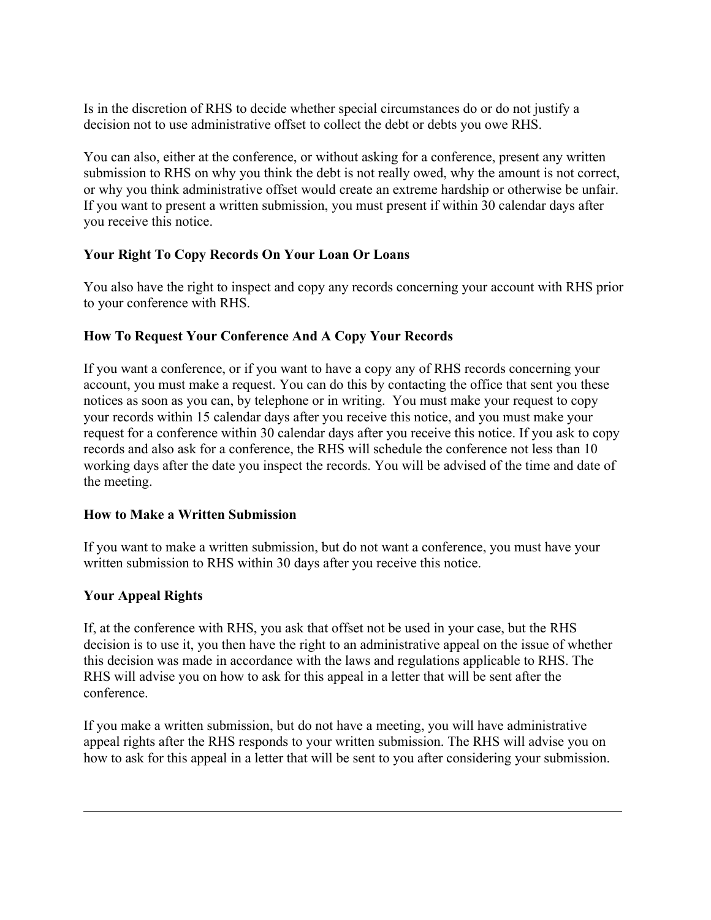Is in the discretion of RHS to decide whether special circumstances do or do not justify a decision not to use administrative offset to collect the debt or debts you owe RHS.

You can also, either at the conference, or without asking for a conference, present any written submission to RHS on why you think the debt is not really owed, why the amount is not correct, or why you think administrative offset would create an extreme hardship or otherwise be unfair. If you want to present a written submission, you must present if within 30 calendar days after you receive this notice.

**Your Right To Copy Records On Your Loan Or Loans**

You also have the right to inspect and copy any records concerning your account with RHS prior to your conference with RHS.

**How To Request Your Conference And A Copy Your Records**

If you want a conference, or if you want to have a copy any of RHS records concerning your account, you must make a request. You can do this by contacting the office that sent you these notices as soon as you can, by telephone or in writing. You must make your request to copy your records within 15 calendar days after you receive this notice, and you must make your request for a conference within 30 calendar days after you receive this notice. If you ask to copy records and also ask for a conference, the RHS will schedule the conference not less than 10 working days after the date you inspect the records. You will be advised of the time and date of the meeting.

**How to Make a Written Submission**

If you want to make a written submission, but do not want a conference, you must have your written submission to RHS within 30 days after you receive this notice.

**Your Appeal Rights**

If, at the conference with RHS, you ask that offset not be used in your case, but the RHS decision is to use it, you then have the right to an administrative appeal on the issue of whether this decision was made in accordance with the laws and regulations applicable to RHS. The RHS will advise you on how to ask for this appeal in a letter that will be sent after the conference.

If you make a written submission, but do not have a meeting, you will have administrative appeal rights after the RHS responds to your written submission. The RHS will advise you on how to ask for this appeal in a letter that will be sent to you after considering your submission.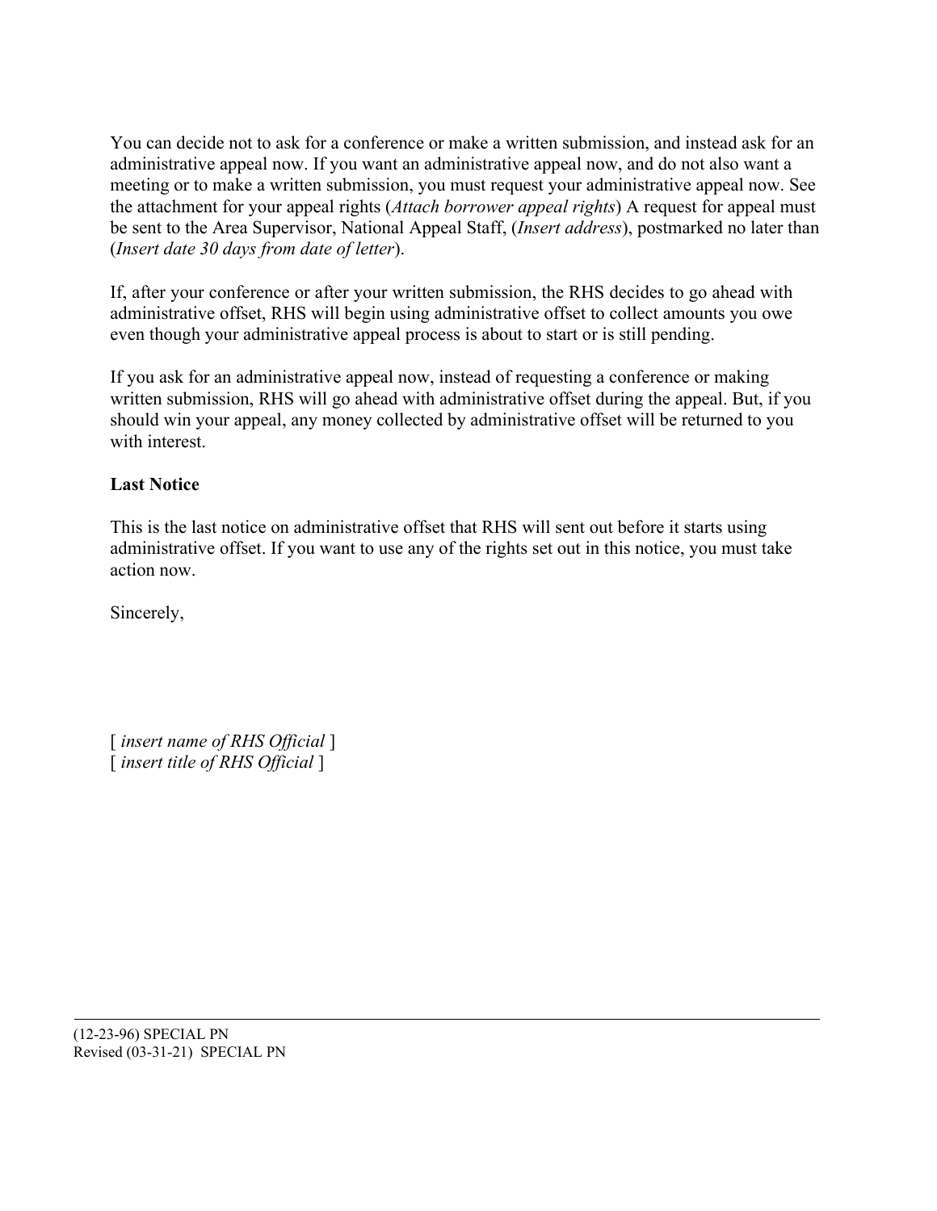You can decide not to ask for a conference or make a written submission, and instead ask for an administrative appeal now. If you want an administrative appeal now, and do not also want a meeting or to make a written submission, you must request your administrative appeal now. See the attachment for your appeal rights (*Attach borrower appeal rights*) A request for appeal must be sent to the Area Supervisor, National Appeal Staff, (*Insert address*), postmarked no later than (*Insert date 30 days from date of letter*).

If, after your conference or after your written submission, the RHS decides to go ahead with administrative offset, RHS will begin using administrative offset to collect amounts you owe even though your administrative appeal process is about to start or is still pending.

If you ask for an administrative appeal now, instead of requesting a conference or making written submission, RHS will go ahead with administrative offset during the appeal. But, if you should win your appeal, any money collected by administrative offset will be returned to you with interest.

**Last Notice**

This is the last notice on administrative offset that RHS will sent out before it starts using administrative offset. If you want to use any of the rights set out in this notice, you must take action now.

Sincerely,

[ *insert name of RHS Official* ]
[ *insert title of RHS Official* ]

(12-23-96) SPECIAL PN
Revised (03-31-21) SPECIAL PN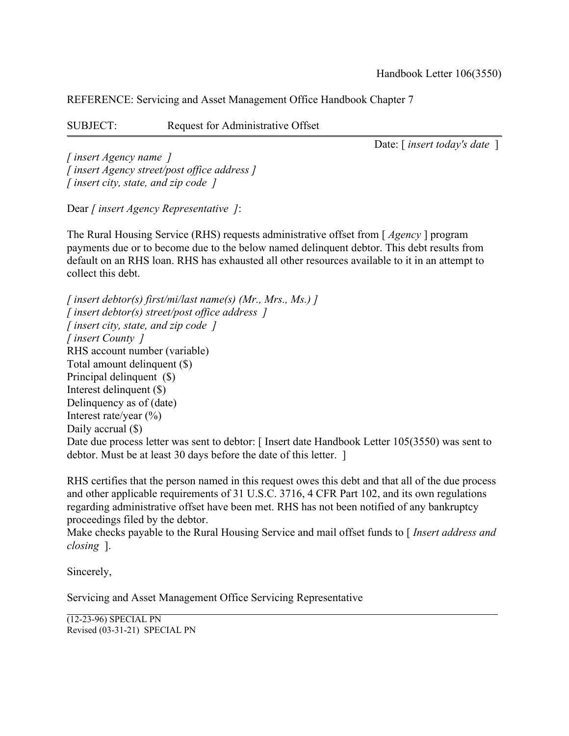Handbook Letter 106(3550)

REFERENCE: Servicing and Asset Management Office Handbook Chapter 7

SUBJECT: Request for Administrative Offset

---

Date: [ *insert today's date* ]

*[ insert Agency name ]*
*[ insert Agency street/post office address ]*
*[ insert city, state, and zip code ]*

Dear *[ insert Agency Representative ]*:

The Rural Housing Service (RHS) requests administrative offset from [ *Agency* ] program payments due or to become due to the below named delinquent debtor. This debt results from default on an RHS loan. RHS has exhausted all other resources available to it in an attempt to collect this debt.

*[ insert debtor(s) first/mi/last name(s) (Mr., Mrs., Ms.) ]*
*[ insert debtor(s) street/post office address ]*
*[ insert city, state, and zip code ]*
*[ insert County ]*
RHS account number (variable)
Total amount delinquent ($)
Principal delinquent ($)
Interest delinquent ($)
Delinquency as of (date)
Interest rate/year (%)
Daily accrual ($)
Date due process letter was sent to debtor: [ Insert date Handbook Letter 105(3550) was sent to debtor. Must be at least 30 days before the date of this letter. ]

RHS certifies that the person named in this request owes this debt and that all of the due process and other applicable requirements of 31 U.S.C. 3716, 4 CFR Part 102, and its own regulations regarding administrative offset have been met. RHS has not been notified of any bankruptcy proceedings filed by the debtor.
Make checks payable to the Rural Housing Service and mail offset funds to [ *Insert address and closing* ].

Sincerely,

Servicing and Asset Management Office Servicing Representative

---

(12-23-96) SPECIAL PN
Revised (03-31-21) SPECIAL PN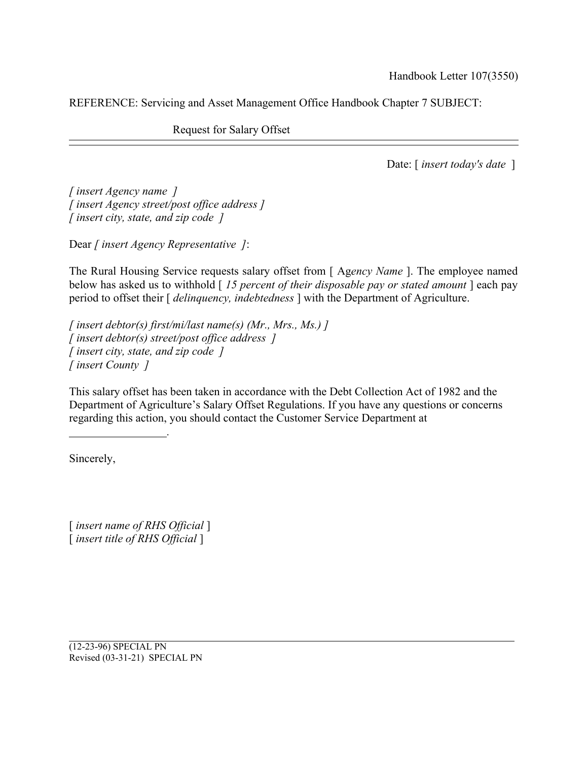Handbook Letter 107(3550)

REFERENCE: Servicing and Asset Management Office Handbook Chapter 7 SUBJECT:

Request for Salary Offset

---

Date: [ *insert today's date* ]

*[ insert Agency name ]*
*[ insert Agency street/post office address ]*
*[ insert city, state, and zip code ]*

Dear *[ insert Agency Representative ]*:

The Rural Housing Service requests salary offset from [ Ag*ency Name* ]. The employee named below has asked us to withhold [ *15 percent of their disposable pay or stated amount* ] each pay period to offset their [ *delinquency, indebtedness* ] with the Department of Agriculture.

*[ insert debtor(s) first/mi/last name(s) (Mr., Mrs., Ms.) ]*
*[ insert debtor(s) street/post office address ]*
*[ insert city, state, and zip code ]*
*[ insert County ]*

This salary offset has been taken in accordance with the Debt Collection Act of 1982 and the Department of Agriculture's Salary Offset Regulations. If you have any questions or concerns regarding this action, you should contact the Customer Service Department at

_________________.

Sincerely,

[ *insert name of RHS Official* ]
[ *insert title of RHS Official* ]

(12-23-96) SPECIAL PN
Revised (03-31-21) SPECIAL PN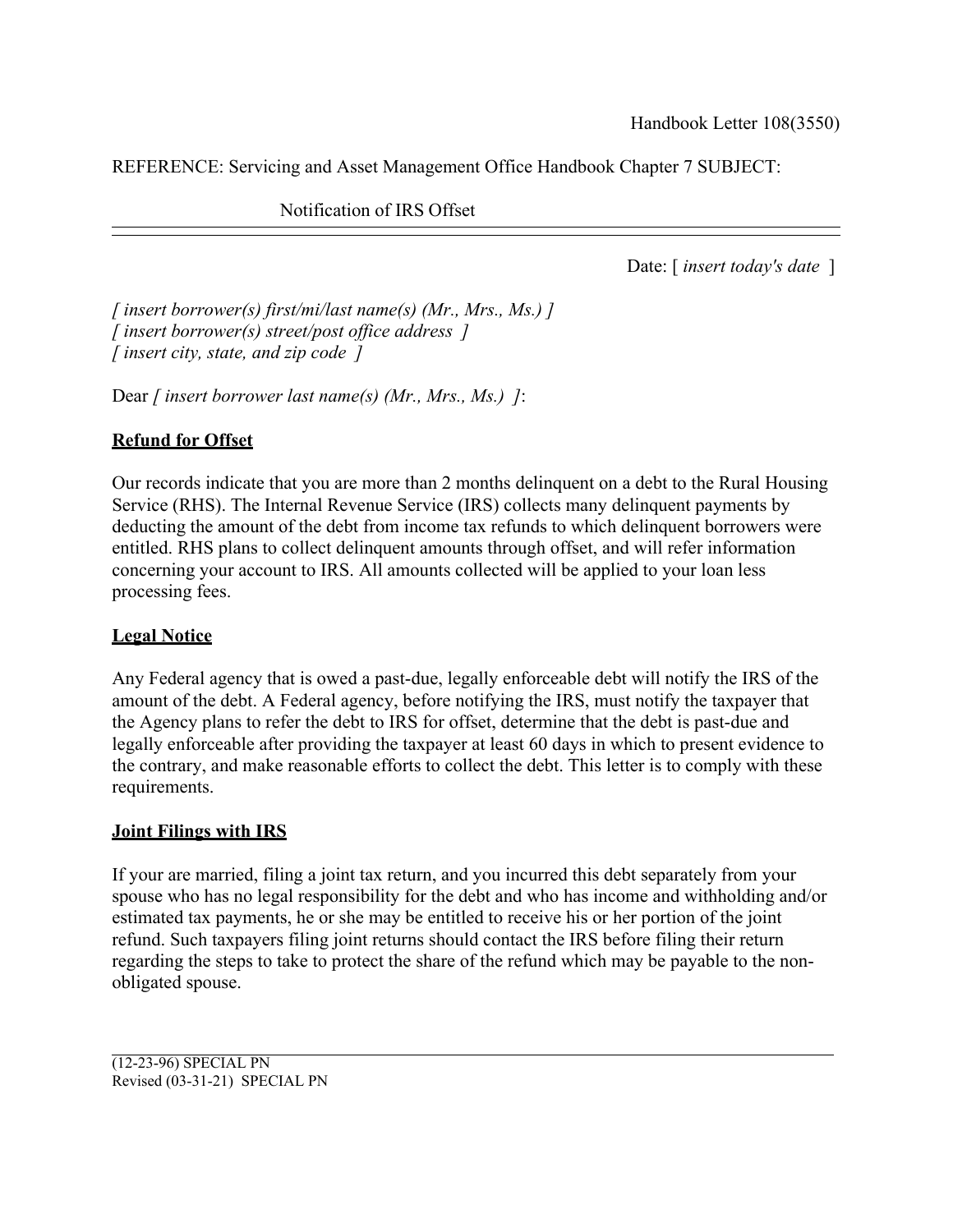Handbook Letter 108(3550)

REFERENCE: Servicing and Asset Management Office Handbook Chapter 7 SUBJECT:

Notification of IRS Offset

---

Date: [ *insert today's date* ]

*[ insert borrower(s) first/mi/last name(s) (Mr., Mrs., Ms.) ]*
*[ insert borrower(s) street/post office address ]*
*[ insert city, state, and zip code ]*

Dear *[ insert borrower last name(s) (Mr., Mrs., Ms.) ]*:

**Refund for Offset**

Our records indicate that you are more than 2 months delinquent on a debt to the Rural Housing Service (RHS). The Internal Revenue Service (IRS) collects many delinquent payments by deducting the amount of the debt from income tax refunds to which delinquent borrowers were entitled. RHS plans to collect delinquent amounts through offset, and will refer information concerning your account to IRS. All amounts collected will be applied to your loan less processing fees.

**Legal Notice**

Any Federal agency that is owed a past-due, legally enforceable debt will notify the IRS of the amount of the debt. A Federal agency, before notifying the IRS, must notify the taxpayer that the Agency plans to refer the debt to IRS for offset, determine that the debt is past-due and legally enforceable after providing the taxpayer at least 60 days in which to present evidence to the contrary, and make reasonable efforts to collect the debt. This letter is to comply with these requirements.

**Joint Filings with IRS**

If your are married, filing a joint tax return, and you incurred this debt separately from your spouse who has no legal responsibility for the debt and who has income and withholding and/or estimated tax payments, he or she may be entitled to receive his or her portion of the joint refund. Such taxpayers filing joint returns should contact the IRS before filing their return regarding the steps to take to protect the share of the refund which may be payable to the non-obligated spouse.

(12-23-96) SPECIAL PN
Revised (03-31-21) SPECIAL PN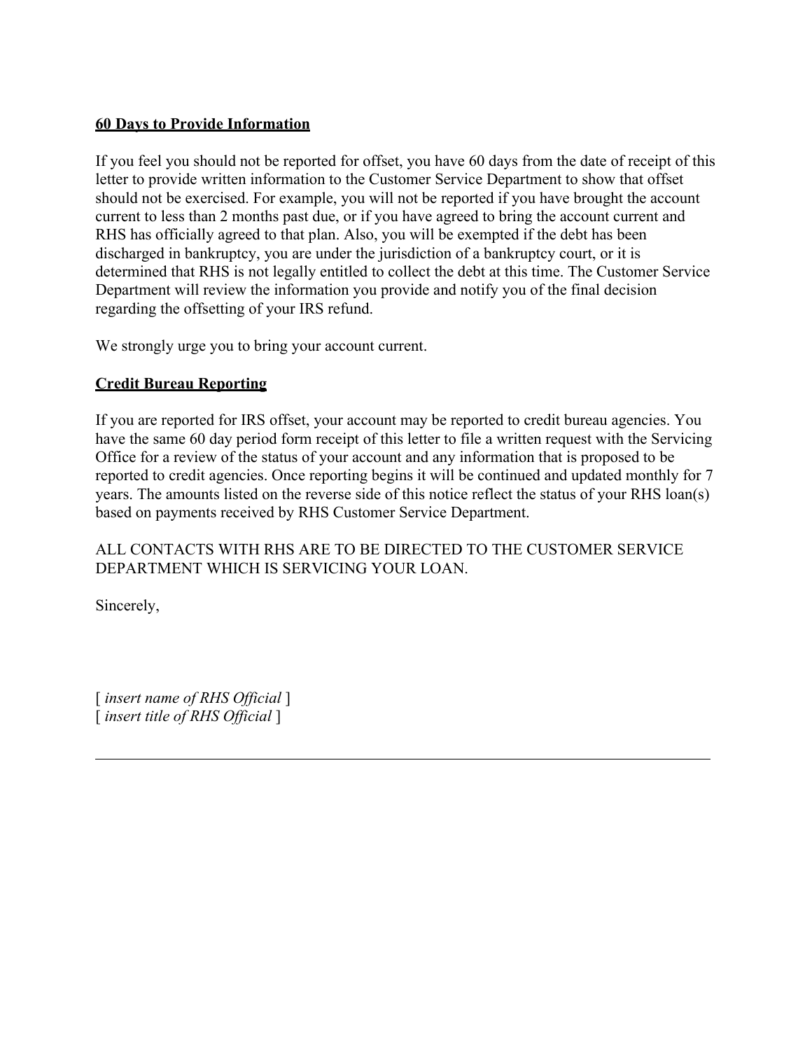**<u>60 Days to Provide Information</u>**

If you feel you should not be reported for offset, you have 60 days from the date of receipt of this letter to provide written information to the Customer Service Department to show that offset should not be exercised. For example, you will not be reported if you have brought the account current to less than 2 months past due, or if you have agreed to bring the account current and RHS has officially agreed to that plan. Also, you will be exempted if the debt has been discharged in bankruptcy, you are under the jurisdiction of a bankruptcy court, or it is determined that RHS is not legally entitled to collect the debt at this time. The Customer Service Department will review the information you provide and notify you of the final decision regarding the offsetting of your IRS refund.

We strongly urge you to bring your account current.

**<u>Credit Bureau Reporting</u>**

If you are reported for IRS offset, your account may be reported to credit bureau agencies. You have the same 60 day period form receipt of this letter to file a written request with the Servicing Office for a review of the status of your account and any information that is proposed to be reported to credit agencies. Once reporting begins it will be continued and updated monthly for 7 years. The amounts listed on the reverse side of this notice reflect the status of your RHS loan(s) based on payments received by RHS Customer Service Department.

ALL CONTACTS WITH RHS ARE TO BE DIRECTED TO THE CUSTOMER SERVICE DEPARTMENT WHICH IS SERVICING YOUR LOAN.

Sincerely,

[ *insert name of RHS Official* ]
[ *insert title of RHS Official* ]

---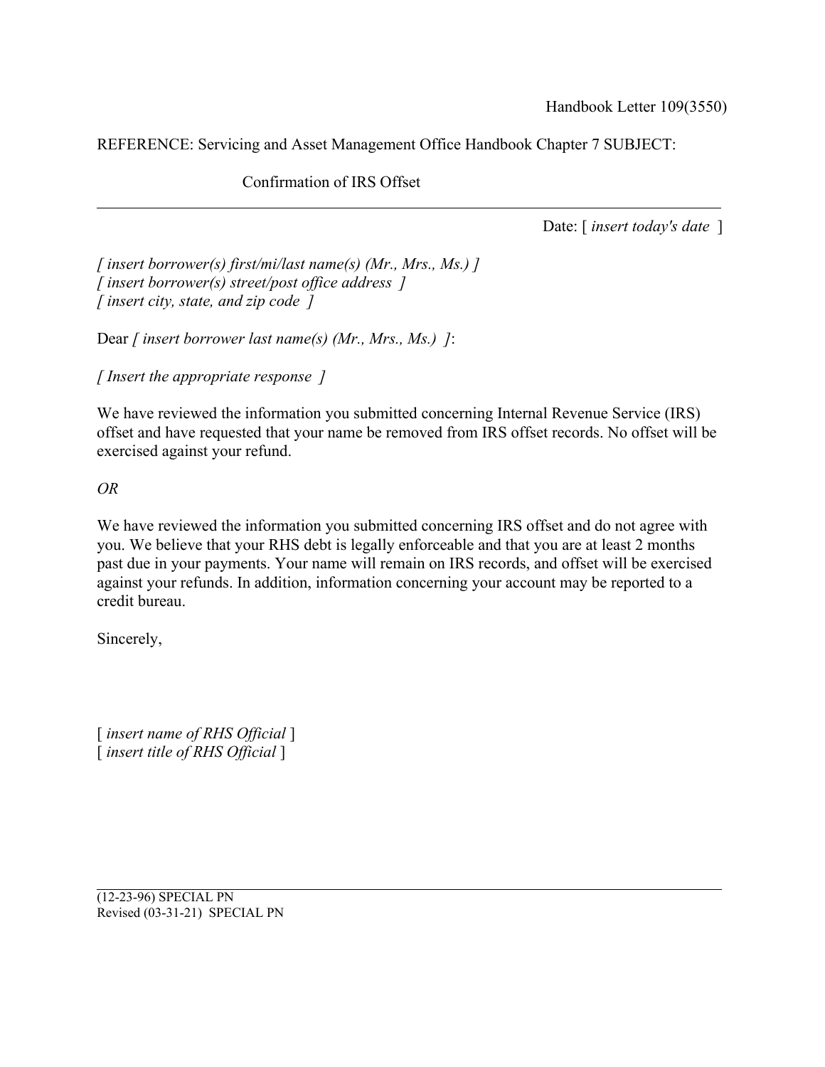Handbook Letter 109(3550)

REFERENCE: Servicing and Asset Management Office Handbook Chapter 7 SUBJECT:

Confirmation of IRS Offset

---

Date: [ *insert today's date* ]

*[ insert borrower(s) first/mi/last name(s) (Mr., Mrs., Ms.) ]*
*[ insert borrower(s) street/post office address ]*
*[ insert city, state, and zip code ]*

Dear *[ insert borrower last name(s) (Mr., Mrs., Ms.) ]*:

*[ Insert the appropriate response ]*

We have reviewed the information you submitted concerning Internal Revenue Service (IRS) offset and have requested that your name be removed from IRS offset records. No offset will be exercised against your refund.

*OR*

We have reviewed the information you submitted concerning IRS offset and do not agree with you. We believe that your RHS debt is legally enforceable and that you are at least 2 months past due in your payments. Your name will remain on IRS records, and offset will be exercised against your refunds. In addition, information concerning your account may be reported to a credit bureau.

Sincerely,

[ *insert name of RHS Official* ]
[ *insert title of RHS Official* ]

---

(12-23-96) SPECIAL PN
Revised (03-31-21) SPECIAL PN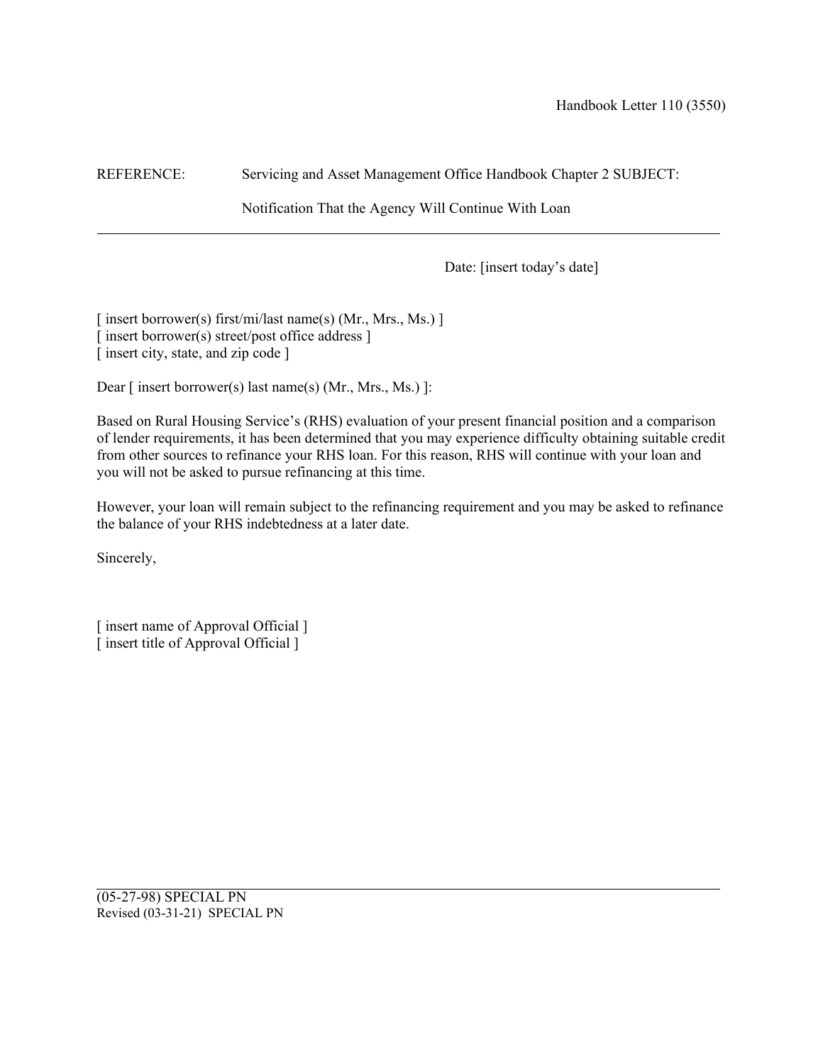Handbook Letter 110 (3550)

REFERENCE: Servicing and Asset Management Office Handbook Chapter 2 SUBJECT:

Notification That the Agency Will Continue With Loan

---

Date: [insert today's date]

[ insert borrower(s) first/mi/last name(s) (Mr., Mrs., Ms.) ]
[ insert borrower(s) street/post office address ]
[ insert city, state, and zip code ]

Dear [ insert borrower(s) last name(s) (Mr., Mrs., Ms.) ]:

Based on Rural Housing Service's (RHS) evaluation of your present financial position and a comparison of lender requirements, it has been determined that you may experience difficulty obtaining suitable credit from other sources to refinance your RHS loan. For this reason, RHS will continue with your loan and you will not be asked to pursue refinancing at this time.

However, your loan will remain subject to the refinancing requirement and you may be asked to refinance the balance of your RHS indebtedness at a later date.

Sincerely,

[ insert name of Approval Official ]
[ insert title of Approval Official ]

---

(05-27-98) SPECIAL PN
Revised (03-31-21) SPECIAL PN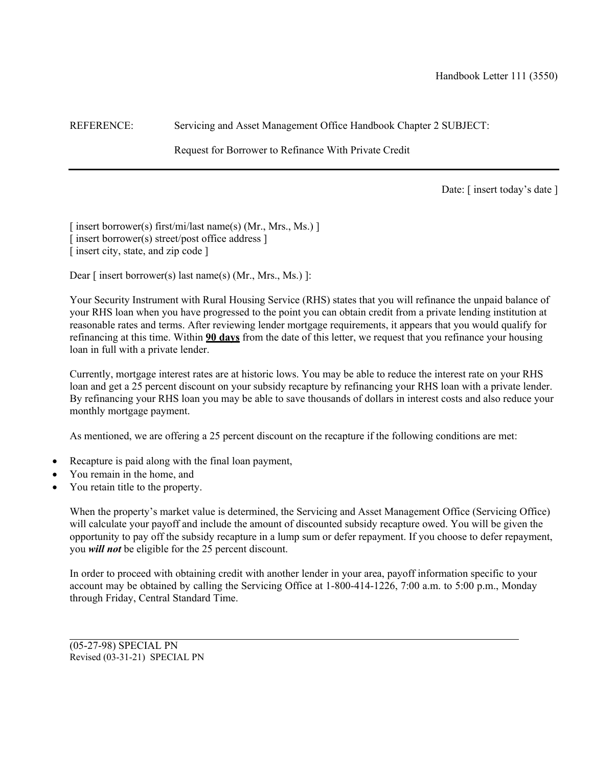Handbook Letter 111 (3550)

REFERENCE: Servicing and Asset Management Office Handbook Chapter 2 SUBJECT:

Request for Borrower to Refinance With Private Credit

---

Date: [ insert today's date ]

[ insert borrower(s) first/mi/last name(s) (Mr., Mrs., Ms.) ]
[ insert borrower(s) street/post office address ]
[ insert city, state, and zip code ]

Dear [ insert borrower(s) last name(s) (Mr., Mrs., Ms.) ]:

Your Security Instrument with Rural Housing Service (RHS) states that you will refinance the unpaid balance of your RHS loan when you have progressed to the point you can obtain credit from a private lending institution at reasonable rates and terms. After reviewing lender mortgage requirements, it appears that you would qualify for refinancing at this time. Within **<u>90 days</u>** from the date of this letter, we request that you refinance your housing loan in full with a private lender.

Currently, mortgage interest rates are at historic lows. You may be able to reduce the interest rate on your RHS loan and get a 25 percent discount on your subsidy recapture by refinancing your RHS loan with a private lender. By refinancing your RHS loan you may be able to save thousands of dollars in interest costs and also reduce your monthly mortgage payment.

As mentioned, we are offering a 25 percent discount on the recapture if the following conditions are met:

- Recapture is paid along with the final loan payment,
- You remain in the home, and
- You retain title to the property.

When the property's market value is determined, the Servicing and Asset Management Office (Servicing Office) will calculate your payoff and include the amount of discounted subsidy recapture owed. You will be given the opportunity to pay off the subsidy recapture in a lump sum or defer repayment. If you choose to defer repayment, you ***will not*** be eligible for the 25 percent discount.

In order to proceed with obtaining credit with another lender in your area, payoff information specific to your account may be obtained by calling the Servicing Office at 1-800-414-1226, 7:00 a.m. to 5:00 p.m., Monday through Friday, Central Standard Time.

---

(05-27-98) SPECIAL PN
Revised (03-31-21) SPECIAL PN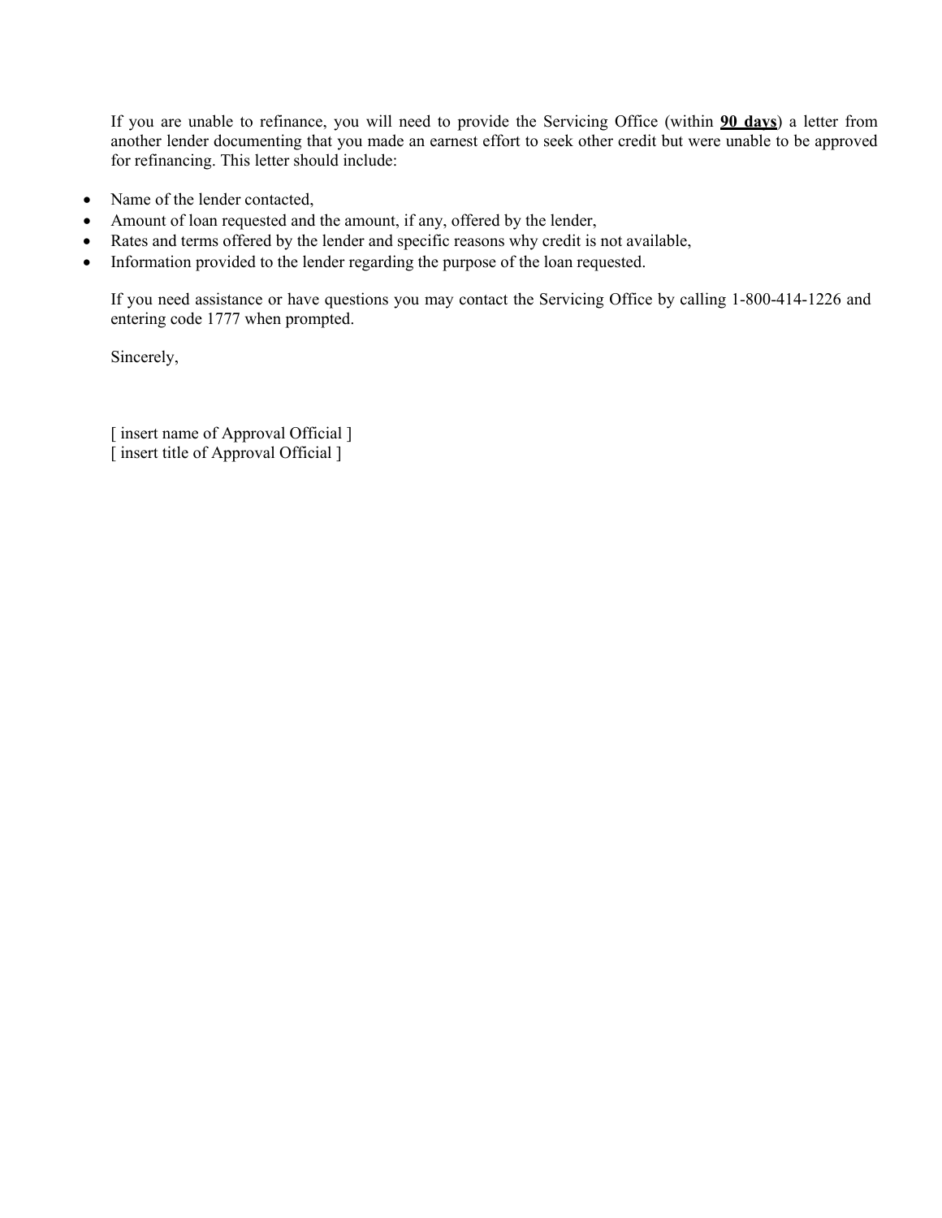If you are unable to refinance, you will need to provide the Servicing Office (within **90 days**) a letter from another lender documenting that you made an earnest effort to seek other credit but were unable to be approved for refinancing. This letter should include:

- Name of the lender contacted,
- Amount of loan requested and the amount, if any, offered by the lender,
- Rates and terms offered by the lender and specific reasons why credit is not available,
- Information provided to the lender regarding the purpose of the loan requested.

If you need assistance or have questions you may contact the Servicing Office by calling 1-800-414-1226 and entering code 1777 when prompted.

Sincerely,

[ insert name of Approval Official ]
[ insert title of Approval Official ]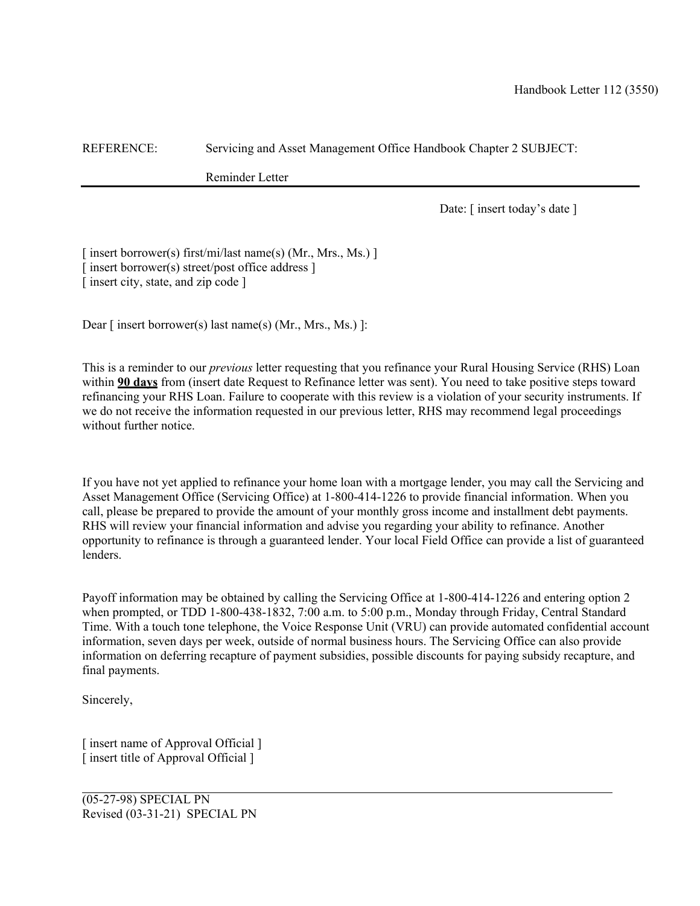Handbook Letter 112 (3550)

REFERENCE: Servicing and Asset Management Office Handbook Chapter 2 SUBJECT:

Reminder Letter

---

Date: [ insert today's date ]

[ insert borrower(s) first/mi/last name(s) (Mr., Mrs., Ms.) ]
[ insert borrower(s) street/post office address ]
[ insert city, state, and zip code ]

Dear [ insert borrower(s) last name(s) (Mr., Mrs., Ms.) ]:

This is a reminder to our *previous* letter requesting that you refinance your Rural Housing Service (RHS) Loan within **90 days** from (insert date Request to Refinance letter was sent). You need to take positive steps toward refinancing your RHS Loan. Failure to cooperate with this review is a violation of your security instruments. If we do not receive the information requested in our previous letter, RHS may recommend legal proceedings without further notice.

If you have not yet applied to refinance your home loan with a mortgage lender, you may call the Servicing and Asset Management Office (Servicing Office) at 1-800-414-1226 to provide financial information. When you call, please be prepared to provide the amount of your monthly gross income and installment debt payments. RHS will review your financial information and advise you regarding your ability to refinance. Another opportunity to refinance is through a guaranteed lender. Your local Field Office can provide a list of guaranteed lenders.

Payoff information may be obtained by calling the Servicing Office at 1-800-414-1226 and entering option 2 when prompted, or TDD 1-800-438-1832, 7:00 a.m. to 5:00 p.m., Monday through Friday, Central Standard Time. With a touch tone telephone, the Voice Response Unit (VRU) can provide automated confidential account information, seven days per week, outside of normal business hours. The Servicing Office can also provide information on deferring recapture of payment subsidies, possible discounts for paying subsidy recapture, and final payments.

Sincerely,

[ insert name of Approval Official ]
[ insert title of Approval Official ]

---

(05-27-98) SPECIAL PN
Revised (03-31-21) SPECIAL PN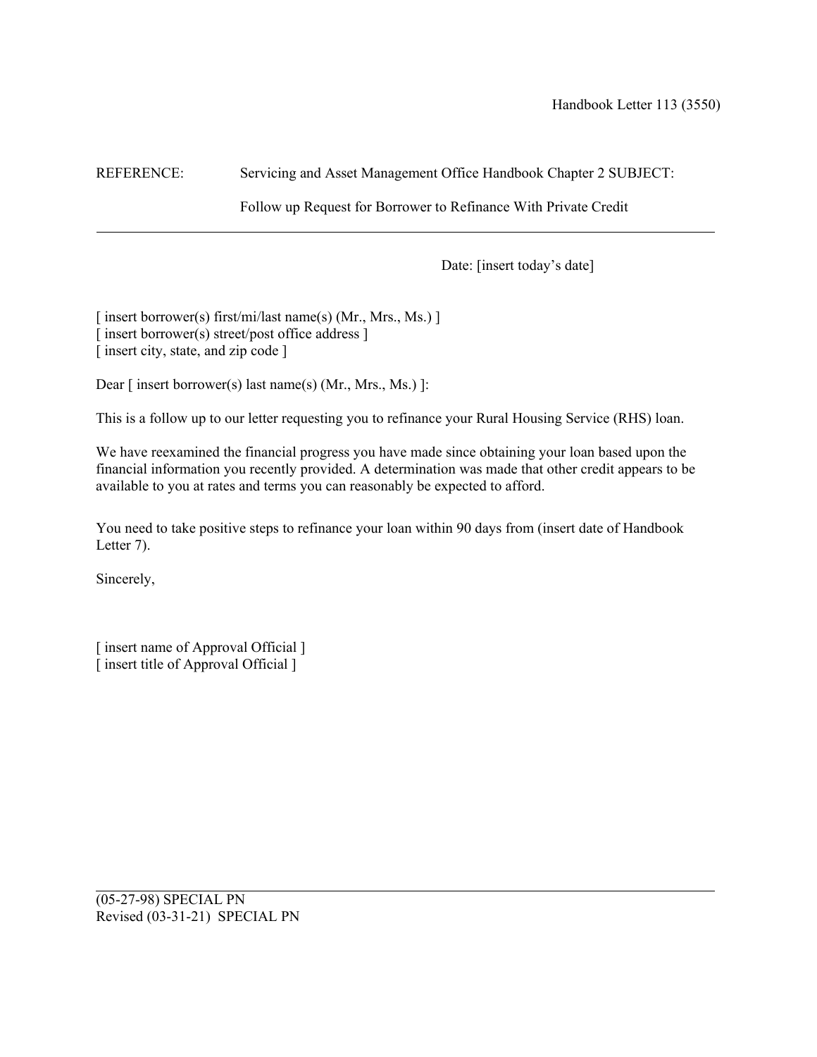Handbook Letter 113 (3550)

REFERENCE: Servicing and Asset Management Office Handbook Chapter 2 SUBJECT:

Follow up Request for Borrower to Refinance With Private Credit

---

Date: [insert today's date]

[ insert borrower(s) first/mi/last name(s) (Mr., Mrs., Ms.) ]
[ insert borrower(s) street/post office address ]
[ insert city, state, and zip code ]

Dear [ insert borrower(s) last name(s) (Mr., Mrs., Ms.) ]:

This is a follow up to our letter requesting you to refinance your Rural Housing Service (RHS) loan.

We have reexamined the financial progress you have made since obtaining your loan based upon the financial information you recently provided. A determination was made that other credit appears to be available to you at rates and terms you can reasonably be expected to afford.

You need to take positive steps to refinance your loan within 90 days from (insert date of Handbook Letter 7).

Sincerely,

[ insert name of Approval Official ]
[ insert title of Approval Official ]

---

(05-27-98) SPECIAL PN
Revised (03-31-21) SPECIAL PN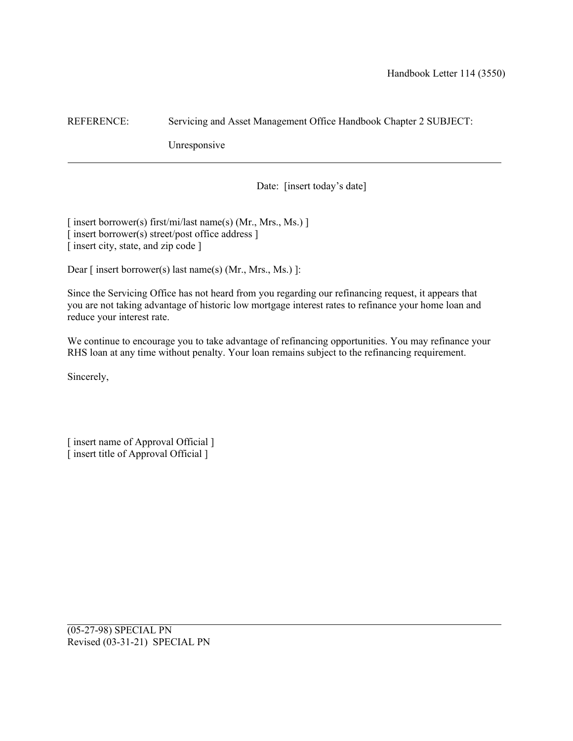Handbook Letter 114 (3550)

REFERENCE: Servicing and Asset Management Office Handbook Chapter 2 SUBJECT:

Unresponsive

---

Date: [insert today's date]

[ insert borrower(s) first/mi/last name(s) (Mr., Mrs., Ms.) ]
[ insert borrower(s) street/post office address ]
[ insert city, state, and zip code ]

Dear [ insert borrower(s) last name(s) (Mr., Mrs., Ms.) ]:

Since the Servicing Office has not heard from you regarding our refinancing request, it appears that you are not taking advantage of historic low mortgage interest rates to refinance your home loan and reduce your interest rate.

We continue to encourage you to take advantage of refinancing opportunities. You may refinance your RHS loan at any time without penalty. Your loan remains subject to the refinancing requirement.

Sincerely,

[ insert name of Approval Official ]
[ insert title of Approval Official ]

---

(05-27-98) SPECIAL PN
Revised (03-31-21) SPECIAL PN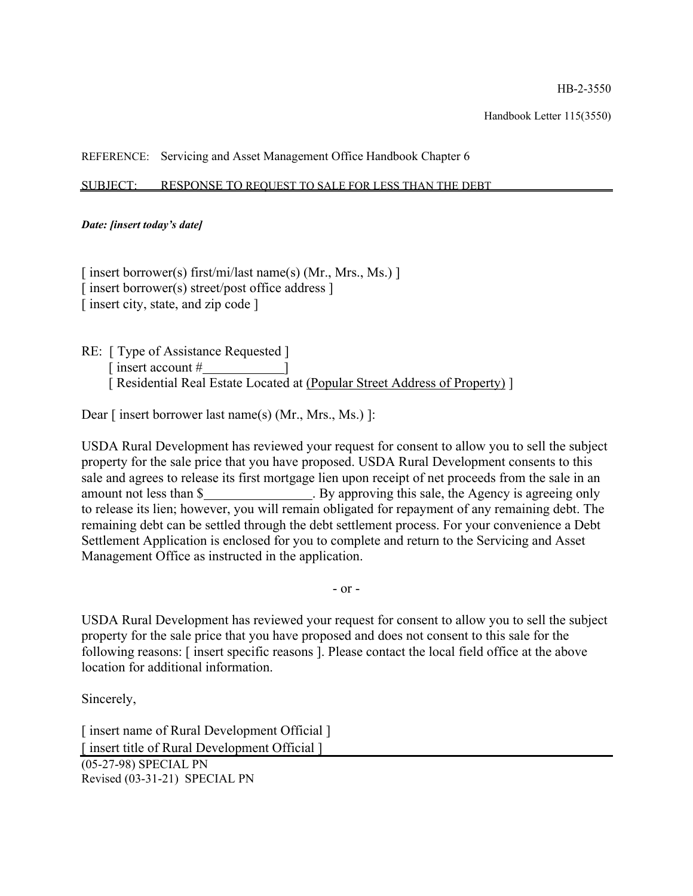HB-2-3550

Handbook Letter 115(3550)

REFERENCE: Servicing and Asset Management Office Handbook Chapter 6

SUBJECT: RESPONSE TO REQUEST TO SALE FOR LESS THAN THE DEBT

***Date: [insert today's date]***

[ insert borrower(s) first/mi/last name(s) (Mr., Mrs., Ms.) ]
[ insert borrower(s) street/post office address ]
[ insert city, state, and zip code ]

RE: [ Type of Assistance Requested ]
[ insert account #____________ ]
[ Residential Real Estate Located at (Popular Street Address of Property) ]

Dear [ insert borrower last name(s) (Mr., Mrs., Ms.) ]:

USDA Rural Development has reviewed your request for consent to allow you to sell the subject property for the sale price that you have proposed. USDA Rural Development consents to this sale and agrees to release its first mortgage lien upon receipt of net proceeds from the sale in an amount not less than $________________. By approving this sale, the Agency is agreeing only to release its lien; however, you will remain obligated for repayment of any remaining debt. The remaining debt can be settled through the debt settlement process. For your convenience a Debt Settlement Application is enclosed for you to complete and return to the Servicing and Asset Management Office as instructed in the application.

\- or -

USDA Rural Development has reviewed your request for consent to allow you to sell the subject property for the sale price that you have proposed and does not consent to this sale for the following reasons: [ insert specific reasons ]. Please contact the local field office at the above location for additional information.

Sincerely,

[ insert name of Rural Development Official ]
[ insert title of Rural Development Official ]

(05-27-98) SPECIAL PN
Revised (03-31-21) SPECIAL PN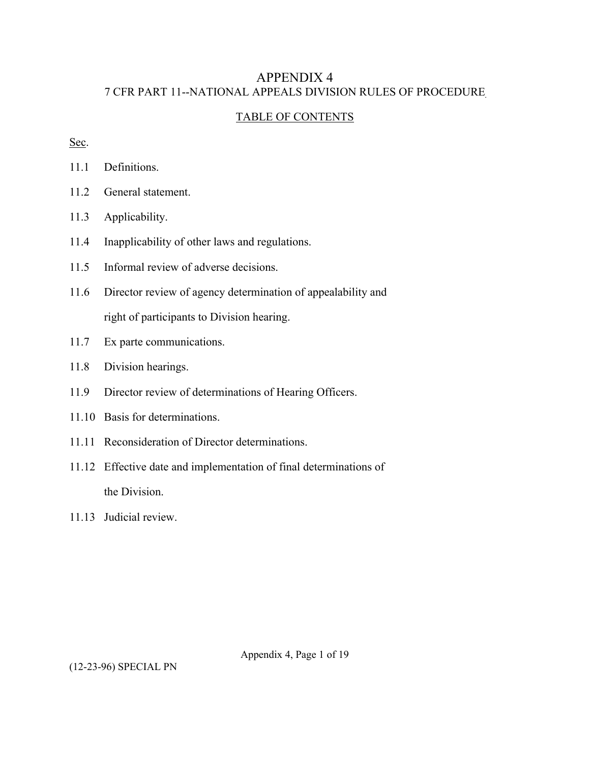# APPENDIX 4

## 7 CFR PART 11--NATIONAL APPEALS DIVISION RULES OF PROCEDURE

### TABLE OF CONTENTS

Sec.

11.1 Definitions.

11.2 General statement.

11.3 Applicability.

11.4 Inapplicability of other laws and regulations.

11.5 Informal review of adverse decisions.

11.6 Director review of agency determination of appealability and right of participants to Division hearing.

11.7 Ex parte communications.

11.8 Division hearings.

11.9 Director review of determinations of Hearing Officers.

11.10 Basis for determinations.

11.11 Reconsideration of Director determinations.

11.12 Effective date and implementation of final determinations of the Division.

11.13 Judicial review.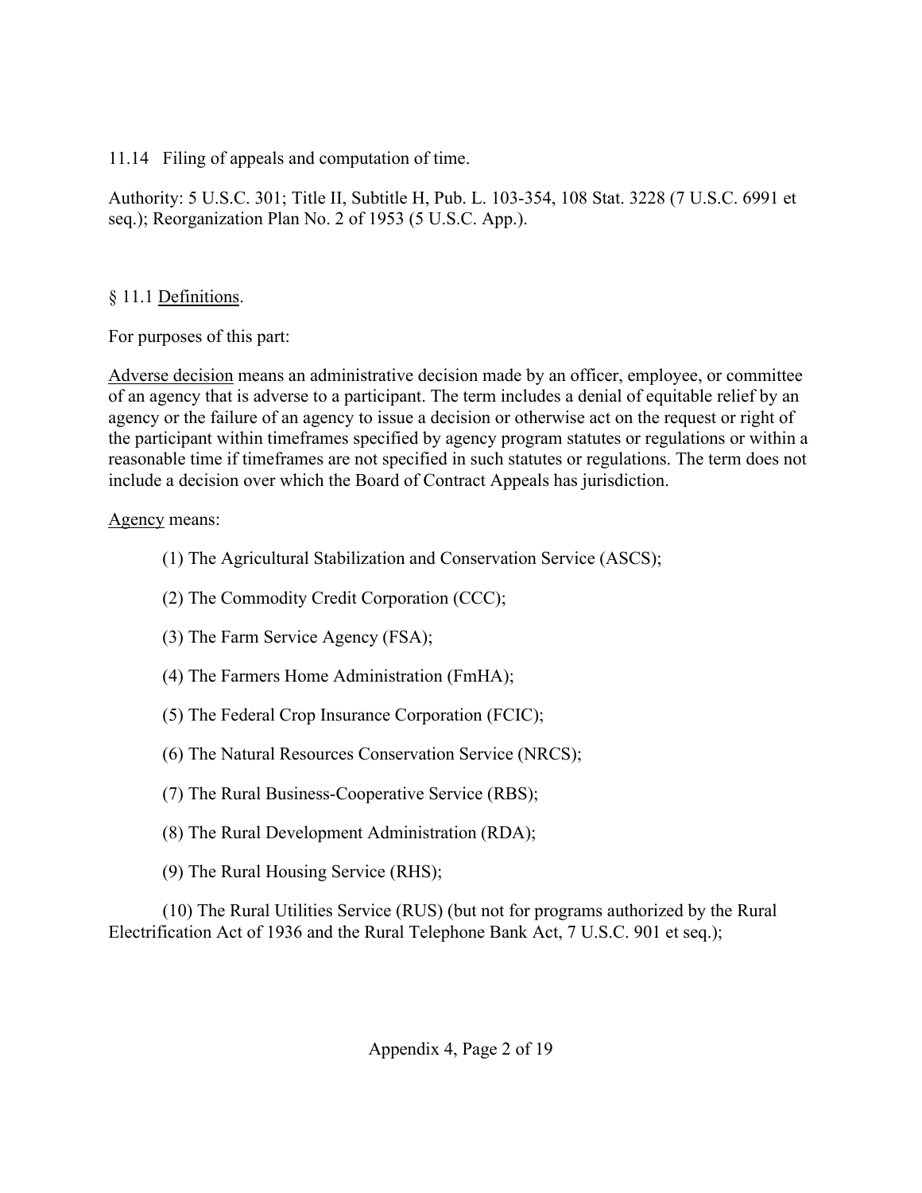11.14 Filing of appeals and computation of time.

Authority: 5 U.S.C. 301; Title II, Subtitle H, Pub. L. 103-354, 108 Stat. 3228 (7 U.S.C. 6991 et seq.); Reorganization Plan No. 2 of 1953 (5 U.S.C. App.).

§ 11.1 Definitions.

For purposes of this part:

Adverse decision means an administrative decision made by an officer, employee, or committee of an agency that is adverse to a participant. The term includes a denial of equitable relief by an agency or the failure of an agency to issue a decision or otherwise act on the request or right of the participant within timeframes specified by agency program statutes or regulations or within a reasonable time if timeframes are not specified in such statutes or regulations. The term does not include a decision over which the Board of Contract Appeals has jurisdiction.

Agency means:

(1) The Agricultural Stabilization and Conservation Service (ASCS);

(2) The Commodity Credit Corporation (CCC);

(3) The Farm Service Agency (FSA);

(4) The Farmers Home Administration (FmHA);

(5) The Federal Crop Insurance Corporation (FCIC);

(6) The Natural Resources Conservation Service (NRCS);

(7) The Rural Business-Cooperative Service (RBS);

(8) The Rural Development Administration (RDA);

(9) The Rural Housing Service (RHS);

(10) The Rural Utilities Service (RUS) (but not for programs authorized by the Rural Electrification Act of 1936 and the Rural Telephone Bank Act, 7 U.S.C. 901 et seq.);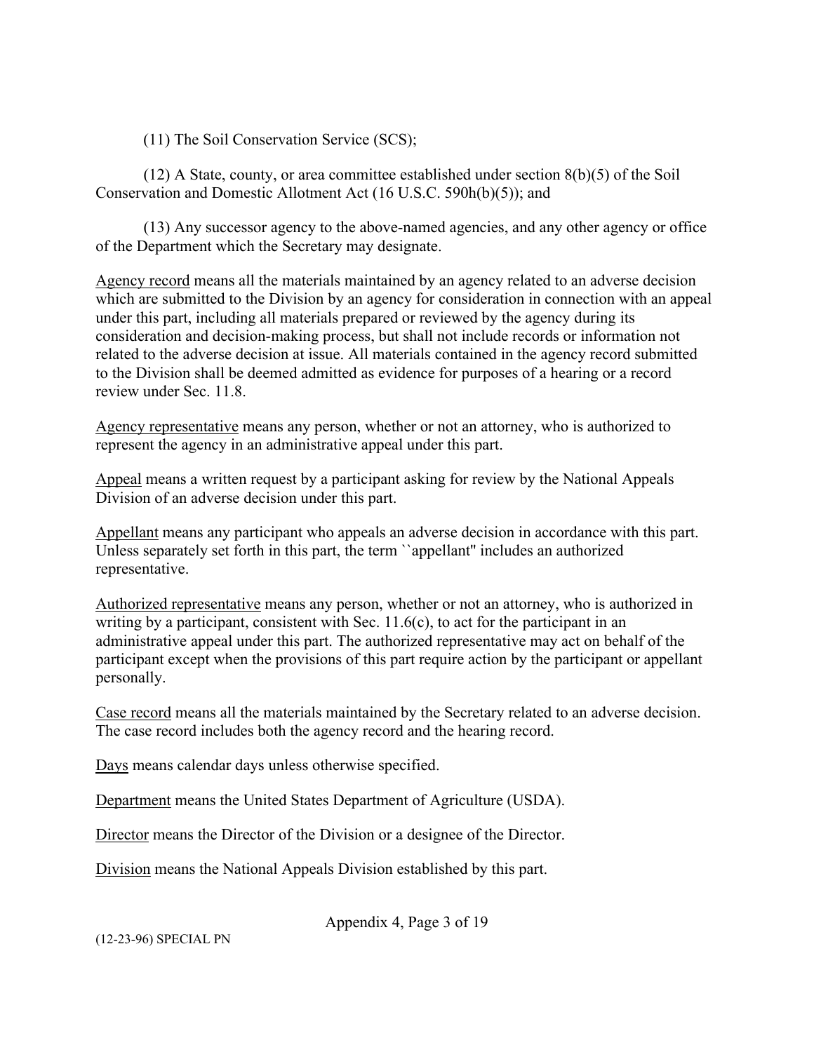(11) The Soil Conservation Service (SCS);

(12) A State, county, or area committee established under section 8(b)(5) of the Soil Conservation and Domestic Allotment Act (16 U.S.C. 590h(b)(5)); and

(13) Any successor agency to the above-named agencies, and any other agency or office of the Department which the Secretary may designate.

Agency record means all the materials maintained by an agency related to an adverse decision which are submitted to the Division by an agency for consideration in connection with an appeal under this part, including all materials prepared or reviewed by the agency during its consideration and decision-making process, but shall not include records or information not related to the adverse decision at issue. All materials contained in the agency record submitted to the Division shall be deemed admitted as evidence for purposes of a hearing or a record review under Sec. 11.8.

Agency representative means any person, whether or not an attorney, who is authorized to represent the agency in an administrative appeal under this part.

Appeal means a written request by a participant asking for review by the National Appeals Division of an adverse decision under this part.

Appellant means any participant who appeals an adverse decision in accordance with this part. Unless separately set forth in this part, the term ``appellant'' includes an authorized representative.

Authorized representative means any person, whether or not an attorney, who is authorized in writing by a participant, consistent with Sec. 11.6(c), to act for the participant in an administrative appeal under this part. The authorized representative may act on behalf of the participant except when the provisions of this part require action by the participant or appellant personally.

Case record means all the materials maintained by the Secretary related to an adverse decision. The case record includes both the agency record and the hearing record.

Days means calendar days unless otherwise specified.

Department means the United States Department of Agriculture (USDA).

Director means the Director of the Division or a designee of the Director.

Division means the National Appeals Division established by this part.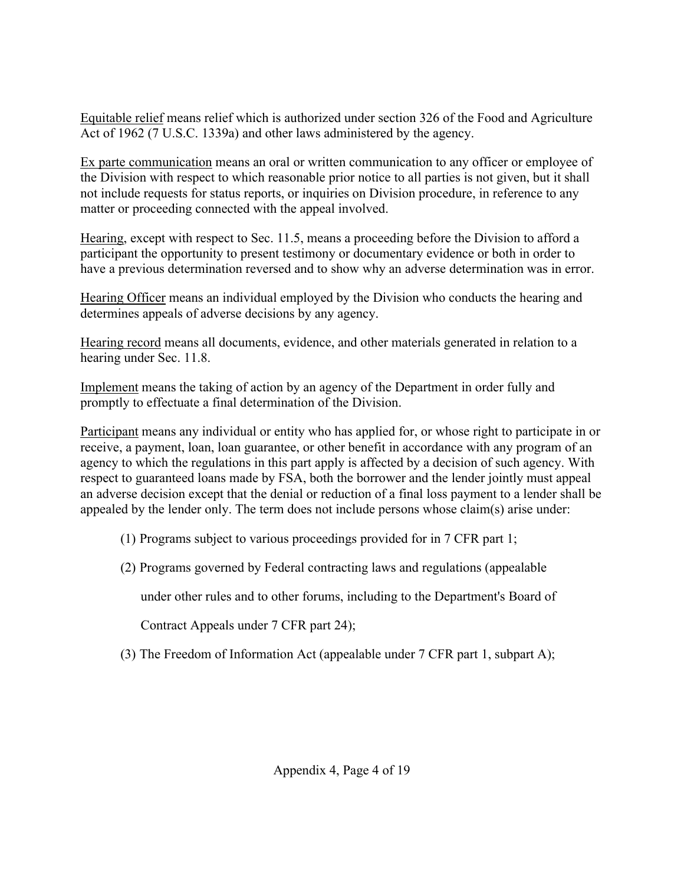Equitable relief means relief which is authorized under section 326 of the Food and Agriculture Act of 1962 (7 U.S.C. 1339a) and other laws administered by the agency.

Ex parte communication means an oral or written communication to any officer or employee of the Division with respect to which reasonable prior notice to all parties is not given, but it shall not include requests for status reports, or inquiries on Division procedure, in reference to any matter or proceeding connected with the appeal involved.

Hearing, except with respect to Sec. 11.5, means a proceeding before the Division to afford a participant the opportunity to present testimony or documentary evidence or both in order to have a previous determination reversed and to show why an adverse determination was in error.

Hearing Officer means an individual employed by the Division who conducts the hearing and determines appeals of adverse decisions by any agency.

Hearing record means all documents, evidence, and other materials generated in relation to a hearing under Sec. 11.8.

Implement means the taking of action by an agency of the Department in order fully and promptly to effectuate a final determination of the Division.

Participant means any individual or entity who has applied for, or whose right to participate in or receive, a payment, loan, loan guarantee, or other benefit in accordance with any program of an agency to which the regulations in this part apply is affected by a decision of such agency. With respect to guaranteed loans made by FSA, both the borrower and the lender jointly must appeal an adverse decision except that the denial or reduction of a final loss payment to a lender shall be appealed by the lender only. The term does not include persons whose claim(s) arise under:

(1) Programs subject to various proceedings provided for in 7 CFR part 1;

(2) Programs governed by Federal contracting laws and regulations (appealable under other rules and to other forums, including to the Department's Board of Contract Appeals under 7 CFR part 24);

(3) The Freedom of Information Act (appealable under 7 CFR part 1, subpart A);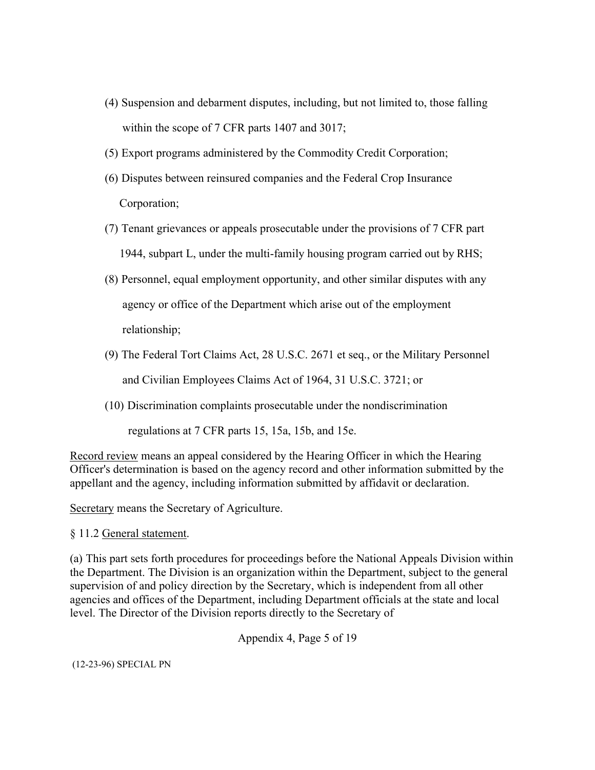(4) Suspension and debarment disputes, including, but not limited to, those falling within the scope of 7 CFR parts 1407 and 3017;

(5) Export programs administered by the Commodity Credit Corporation;

(6) Disputes between reinsured companies and the Federal Crop Insurance Corporation;

(7) Tenant grievances or appeals prosecutable under the provisions of 7 CFR part 1944, subpart L, under the multi-family housing program carried out by RHS;

(8) Personnel, equal employment opportunity, and other similar disputes with any agency or office of the Department which arise out of the employment relationship;

(9) The Federal Tort Claims Act, 28 U.S.C. 2671 et seq., or the Military Personnel and Civilian Employees Claims Act of 1964, 31 U.S.C. 3721; or

(10) Discrimination complaints prosecutable under the nondiscrimination regulations at 7 CFR parts 15, 15a, 15b, and 15e.

Record review means an appeal considered by the Hearing Officer in which the Hearing Officer's determination is based on the agency record and other information submitted by the appellant and the agency, including information submitted by affidavit or declaration.

Secretary means the Secretary of Agriculture.

§ 11.2 General statement.

(a) This part sets forth procedures for proceedings before the National Appeals Division within the Department. The Division is an organization within the Department, subject to the general supervision of and policy direction by the Secretary, which is independent from all other agencies and offices of the Department, including Department officials at the state and local level. The Director of the Division reports directly to the Secretary of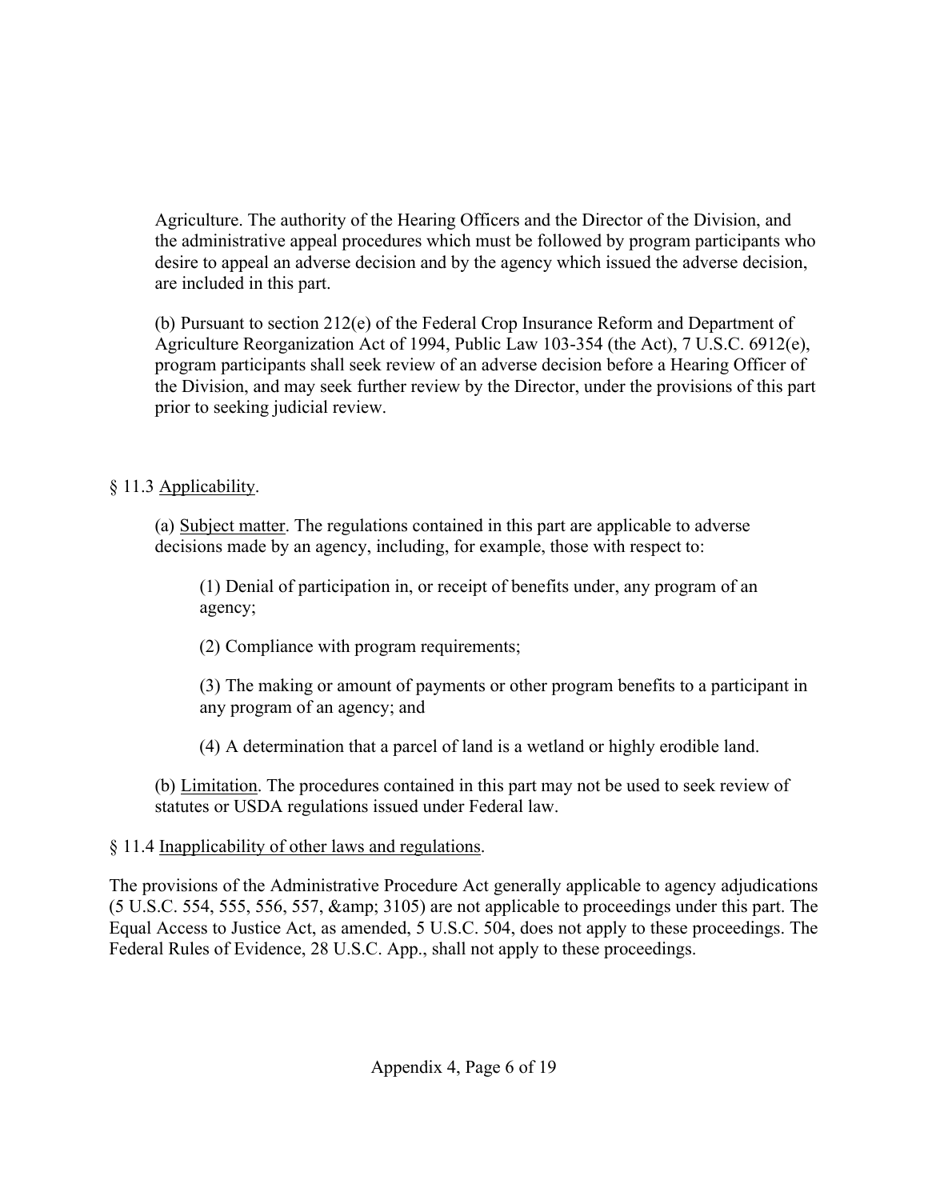Agriculture. The authority of the Hearing Officers and the Director of the Division, and the administrative appeal procedures which must be followed by program participants who desire to appeal an adverse decision and by the agency which issued the adverse decision, are included in this part.

(b) Pursuant to section 212(e) of the Federal Crop Insurance Reform and Department of Agriculture Reorganization Act of 1994, Public Law 103-354 (the Act), 7 U.S.C. 6912(e), program participants shall seek review of an adverse decision before a Hearing Officer of the Division, and may seek further review by the Director, under the provisions of this part prior to seeking judicial review.

§ 11.3 Applicability.

(a) Subject matter. The regulations contained in this part are applicable to adverse decisions made by an agency, including, for example, those with respect to:

(1) Denial of participation in, or receipt of benefits under, any program of an agency;

(2) Compliance with program requirements;

(3) The making or amount of payments or other program benefits to a participant in any program of an agency; and

(4) A determination that a parcel of land is a wetland or highly erodible land.

(b) Limitation. The procedures contained in this part may not be used to seek review of statutes or USDA regulations issued under Federal law.

§ 11.4 Inapplicability of other laws and regulations.

The provisions of the Administrative Procedure Act generally applicable to agency adjudications (5 U.S.C. 554, 555, 556, 557, &amp; 3105) are not applicable to proceedings under this part. The Equal Access to Justice Act, as amended, 5 U.S.C. 504, does not apply to these proceedings. The Federal Rules of Evidence, 28 U.S.C. App., shall not apply to these proceedings.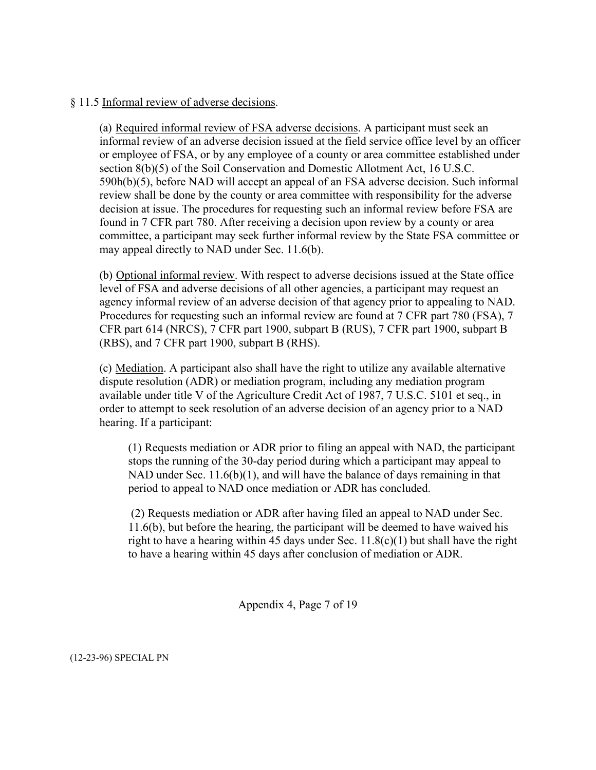§ 11.5 Informal review of adverse decisions.

(a) Required informal review of FSA adverse decisions. A participant must seek an informal review of an adverse decision issued at the field service office level by an officer or employee of FSA, or by any employee of a county or area committee established under section 8(b)(5) of the Soil Conservation and Domestic Allotment Act, 16 U.S.C. 590h(b)(5), before NAD will accept an appeal of an FSA adverse decision. Such informal review shall be done by the county or area committee with responsibility for the adverse decision at issue. The procedures for requesting such an informal review before FSA are found in 7 CFR part 780. After receiving a decision upon review by a county or area committee, a participant may seek further informal review by the State FSA committee or may appeal directly to NAD under Sec. 11.6(b).

(b) Optional informal review. With respect to adverse decisions issued at the State office level of FSA and adverse decisions of all other agencies, a participant may request an agency informal review of an adverse decision of that agency prior to appealing to NAD. Procedures for requesting such an informal review are found at 7 CFR part 780 (FSA), 7 CFR part 614 (NRCS), 7 CFR part 1900, subpart B (RUS), 7 CFR part 1900, subpart B (RBS), and 7 CFR part 1900, subpart B (RHS).

(c) Mediation. A participant also shall have the right to utilize any available alternative dispute resolution (ADR) or mediation program, including any mediation program available under title V of the Agriculture Credit Act of 1987, 7 U.S.C. 5101 et seq., in order to attempt to seek resolution of an adverse decision of an agency prior to a NAD hearing. If a participant:

(1) Requests mediation or ADR prior to filing an appeal with NAD, the participant stops the running of the 30-day period during which a participant may appeal to NAD under Sec. 11.6(b)(1), and will have the balance of days remaining in that period to appeal to NAD once mediation or ADR has concluded.

(2) Requests mediation or ADR after having filed an appeal to NAD under Sec. 11.6(b), but before the hearing, the participant will be deemed to have waived his right to have a hearing within 45 days under Sec. 11.8(c)(1) but shall have the right to have a hearing within 45 days after conclusion of mediation or ADR.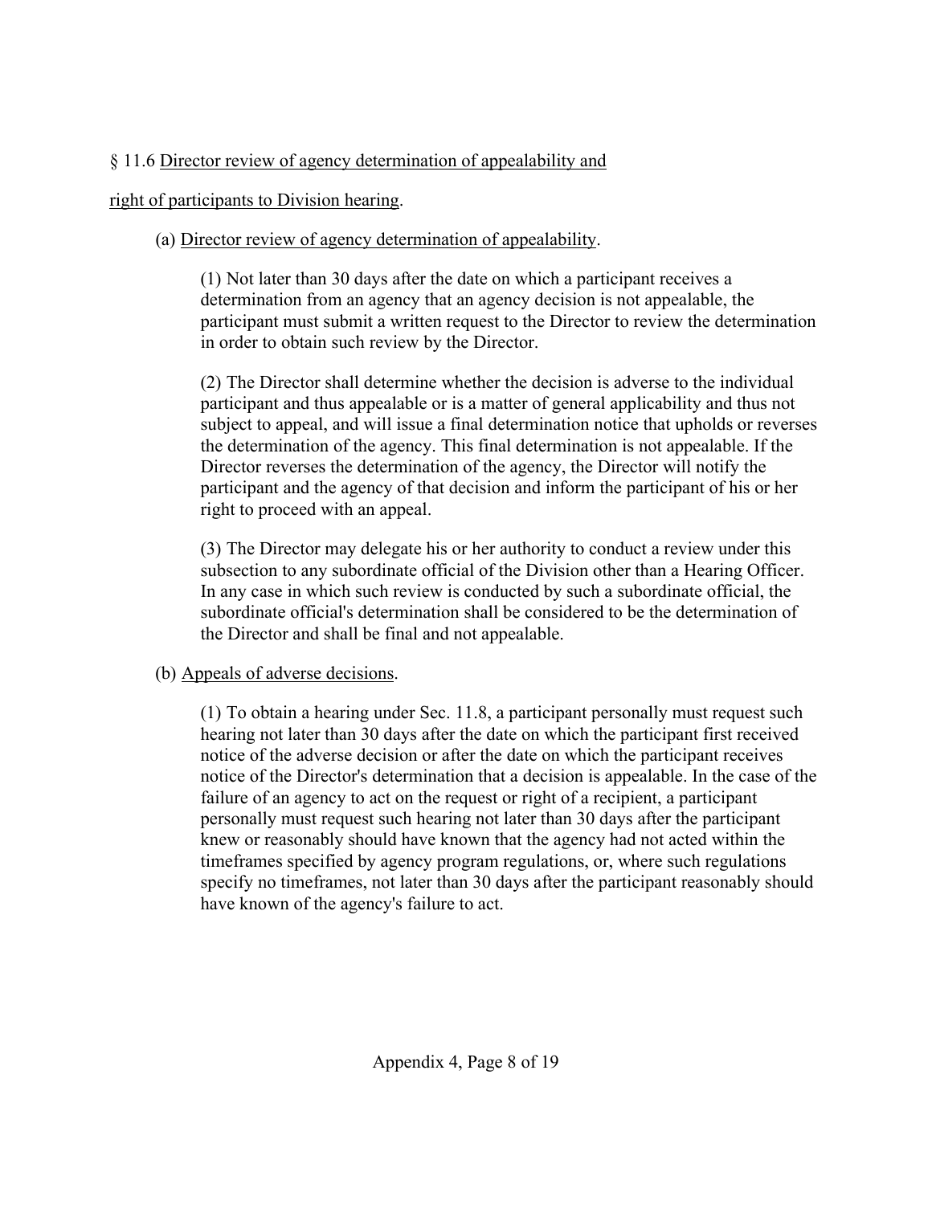§ 11.6 Director review of agency determination of appealability and right of participants to Division hearing.

(a) Director review of agency determination of appealability.

(1) Not later than 30 days after the date on which a participant receives a determination from an agency that an agency decision is not appealable, the participant must submit a written request to the Director to review the determination in order to obtain such review by the Director.

(2) The Director shall determine whether the decision is adverse to the individual participant and thus appealable or is a matter of general applicability and thus not subject to appeal, and will issue a final determination notice that upholds or reverses the determination of the agency. This final determination is not appealable. If the Director reverses the determination of the agency, the Director will notify the participant and the agency of that decision and inform the participant of his or her right to proceed with an appeal.

(3) The Director may delegate his or her authority to conduct a review under this subsection to any subordinate official of the Division other than a Hearing Officer. In any case in which such review is conducted by such a subordinate official, the subordinate official's determination shall be considered to be the determination of the Director and shall be final and not appealable.

(b) Appeals of adverse decisions.

(1) To obtain a hearing under Sec. 11.8, a participant personally must request such hearing not later than 30 days after the date on which the participant first received notice of the adverse decision or after the date on which the participant receives notice of the Director's determination that a decision is appealable. In the case of the failure of an agency to act on the request or right of a recipient, a participant personally must request such hearing not later than 30 days after the participant knew or reasonably should have known that the agency had not acted within the timeframes specified by agency program regulations, or, where such regulations specify no timeframes, not later than 30 days after the participant reasonably should have known of the agency's failure to act.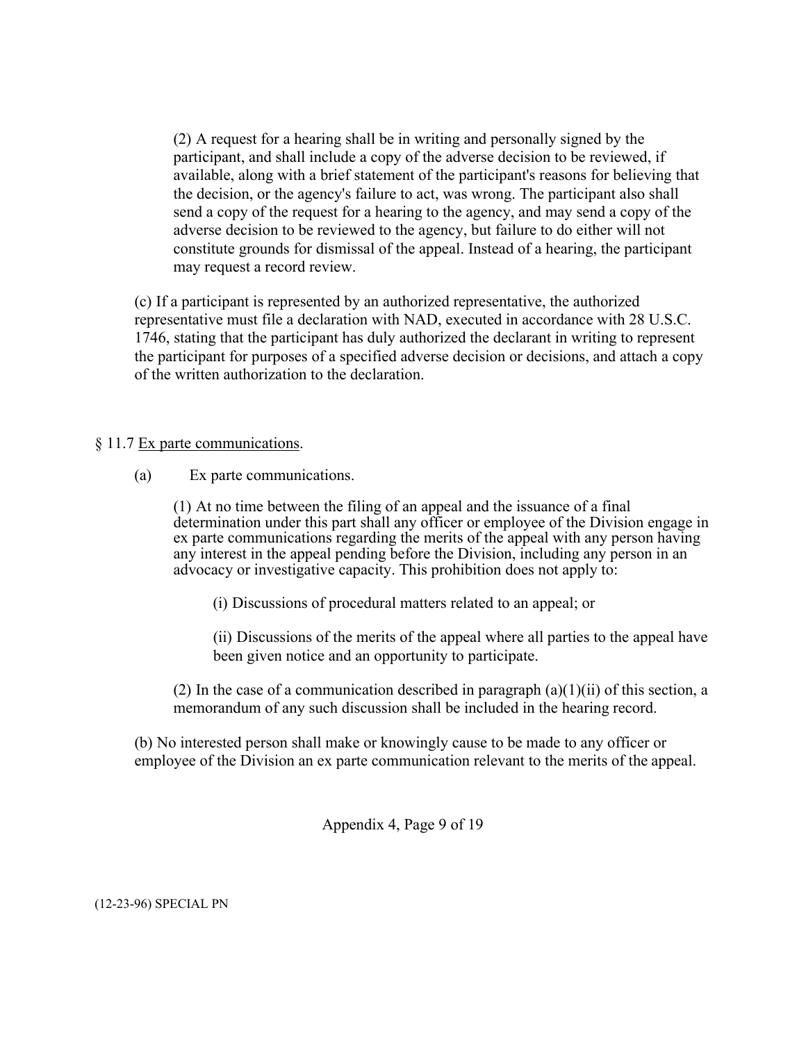(2) A request for a hearing shall be in writing and personally signed by the participant, and shall include a copy of the adverse decision to be reviewed, if available, along with a brief statement of the participant's reasons for believing that the decision, or the agency's failure to act, was wrong. The participant also shall send a copy of the request for a hearing to the agency, and may send a copy of the adverse decision to be reviewed to the agency, but failure to do either will not constitute grounds for dismissal of the appeal. Instead of a hearing, the participant may request a record review.

(c) If a participant is represented by an authorized representative, the authorized representative must file a declaration with NAD, executed in accordance with 28 U.S.C. 1746, stating that the participant has duly authorized the declarant in writing to represent the participant for purposes of a specified adverse decision or decisions, and attach a copy of the written authorization to the declaration.

§ 11.7 Ex parte communications.

(a) Ex parte communications.

(1) At no time between the filing of an appeal and the issuance of a final determination under this part shall any officer or employee of the Division engage in ex parte communications regarding the merits of the appeal with any person having any interest in the appeal pending before the Division, including any person in an advocacy or investigative capacity. This prohibition does not apply to:

(i) Discussions of procedural matters related to an appeal; or

(ii) Discussions of the merits of the appeal where all parties to the appeal have been given notice and an opportunity to participate.

(2) In the case of a communication described in paragraph (a)(1)(ii) of this section, a memorandum of any such discussion shall be included in the hearing record.

(b) No interested person shall make or knowingly cause to be made to any officer or employee of the Division an ex parte communication relevant to the merits of the appeal.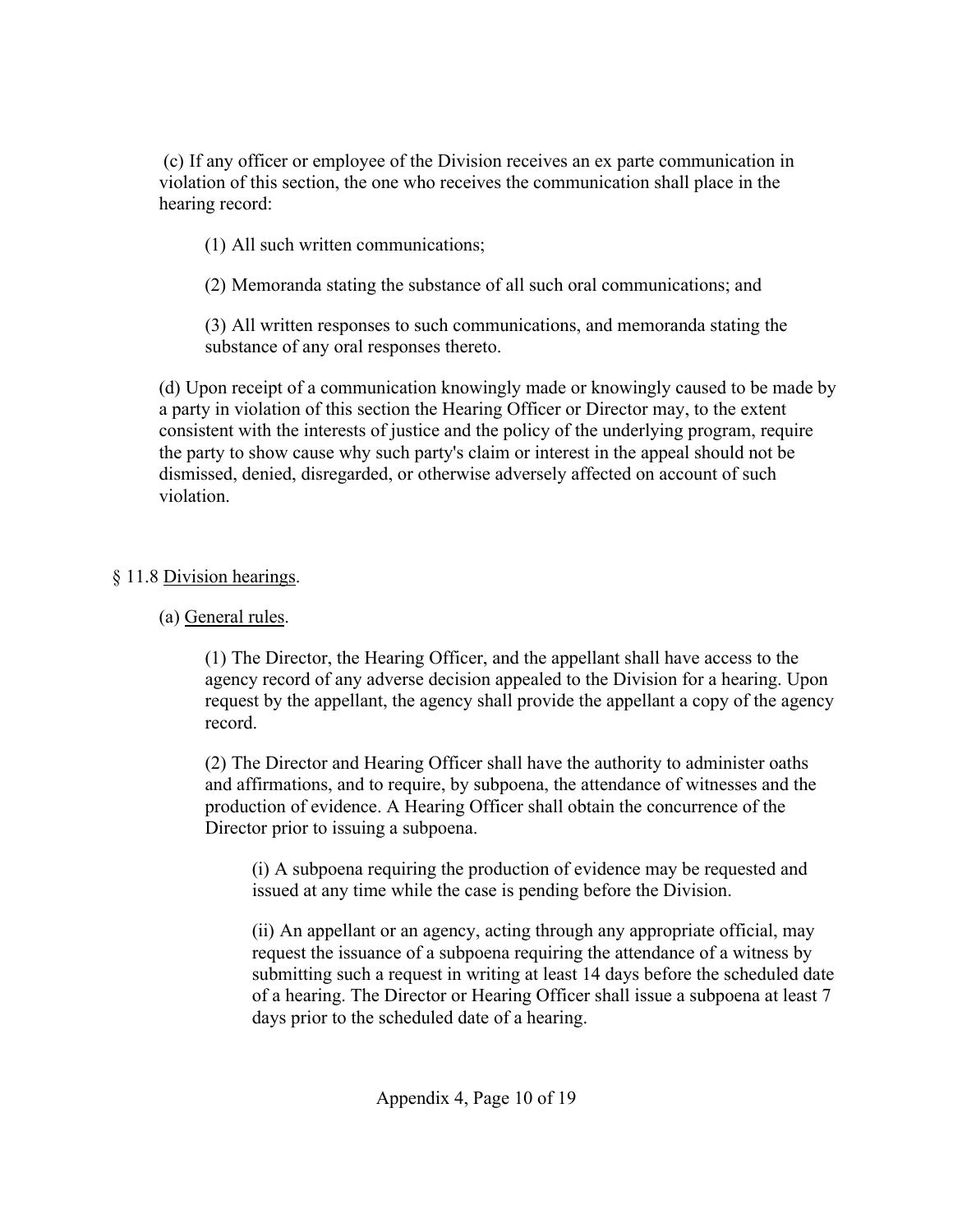(c) If any officer or employee of the Division receives an ex parte communication in violation of this section, the one who receives the communication shall place in the hearing record:

(1) All such written communications;

(2) Memoranda stating the substance of all such oral communications; and

(3) All written responses to such communications, and memoranda stating the substance of any oral responses thereto.

(d) Upon receipt of a communication knowingly made or knowingly caused to be made by a party in violation of this section the Hearing Officer or Director may, to the extent consistent with the interests of justice and the policy of the underlying program, require the party to show cause why such party's claim or interest in the appeal should not be dismissed, denied, disregarded, or otherwise adversely affected on account of such violation.

§ 11.8 Division hearings.

(a) General rules.

(1) The Director, the Hearing Officer, and the appellant shall have access to the agency record of any adverse decision appealed to the Division for a hearing. Upon request by the appellant, the agency shall provide the appellant a copy of the agency record.

(2) The Director and Hearing Officer shall have the authority to administer oaths and affirmations, and to require, by subpoena, the attendance of witnesses and the production of evidence. A Hearing Officer shall obtain the concurrence of the Director prior to issuing a subpoena.

(i) A subpoena requiring the production of evidence may be requested and issued at any time while the case is pending before the Division.

(ii) An appellant or an agency, acting through any appropriate official, may request the issuance of a subpoena requiring the attendance of a witness by submitting such a request in writing at least 14 days before the scheduled date of a hearing. The Director or Hearing Officer shall issue a subpoena at least 7 days prior to the scheduled date of a hearing.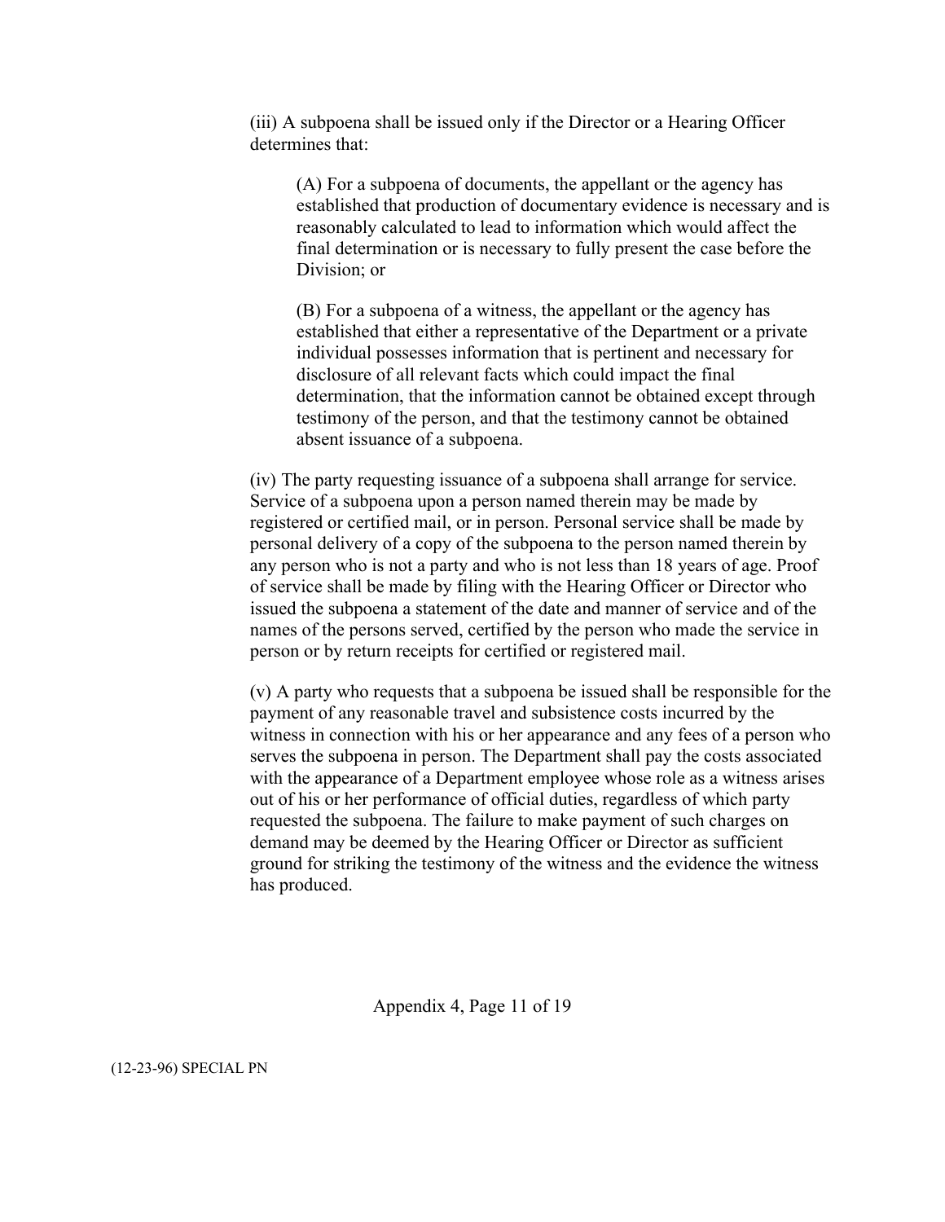(iii) A subpoena shall be issued only if the Director or a Hearing Officer determines that:

(A) For a subpoena of documents, the appellant or the agency has established that production of documentary evidence is necessary and is reasonably calculated to lead to information which would affect the final determination or is necessary to fully present the case before the Division; or

(B) For a subpoena of a witness, the appellant or the agency has established that either a representative of the Department or a private individual possesses information that is pertinent and necessary for disclosure of all relevant facts which could impact the final determination, that the information cannot be obtained except through testimony of the person, and that the testimony cannot be obtained absent issuance of a subpoena.

(iv) The party requesting issuance of a subpoena shall arrange for service. Service of a subpoena upon a person named therein may be made by registered or certified mail, or in person. Personal service shall be made by personal delivery of a copy of the subpoena to the person named therein by any person who is not a party and who is not less than 18 years of age. Proof of service shall be made by filing with the Hearing Officer or Director who issued the subpoena a statement of the date and manner of service and of the names of the persons served, certified by the person who made the service in person or by return receipts for certified or registered mail.

(v) A party who requests that a subpoena be issued shall be responsible for the payment of any reasonable travel and subsistence costs incurred by the witness in connection with his or her appearance and any fees of a person who serves the subpoena in person. The Department shall pay the costs associated with the appearance of a Department employee whose role as a witness arises out of his or her performance of official duties, regardless of which party requested the subpoena. The failure to make payment of such charges on demand may be deemed by the Hearing Officer or Director as sufficient ground for striking the testimony of the witness and the evidence the witness has produced.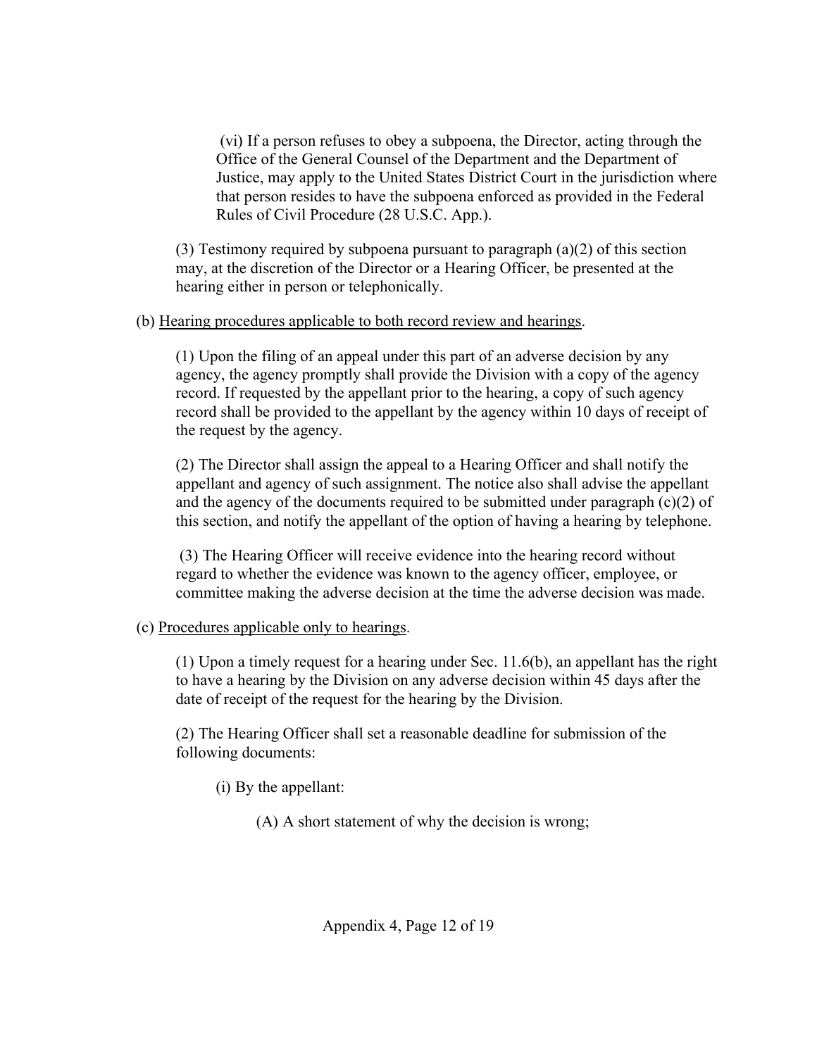(vi) If a person refuses to obey a subpoena, the Director, acting through the Office of the General Counsel of the Department and the Department of Justice, may apply to the United States District Court in the jurisdiction where that person resides to have the subpoena enforced as provided in the Federal Rules of Civil Procedure (28 U.S.C. App.).

(3) Testimony required by subpoena pursuant to paragraph (a)(2) of this section may, at the discretion of the Director or a Hearing Officer, be presented at the hearing either in person or telephonically.

(b) Hearing procedures applicable to both record review and hearings.

(1) Upon the filing of an appeal under this part of an adverse decision by any agency, the agency promptly shall provide the Division with a copy of the agency record. If requested by the appellant prior to the hearing, a copy of such agency record shall be provided to the appellant by the agency within 10 days of receipt of the request by the agency.

(2) The Director shall assign the appeal to a Hearing Officer and shall notify the appellant and agency of such assignment. The notice also shall advise the appellant and the agency of the documents required to be submitted under paragraph (c)(2) of this section, and notify the appellant of the option of having a hearing by telephone.

(3) The Hearing Officer will receive evidence into the hearing record without regard to whether the evidence was known to the agency officer, employee, or committee making the adverse decision at the time the adverse decision was made.

(c) Procedures applicable only to hearings.

(1) Upon a timely request for a hearing under Sec. 11.6(b), an appellant has the right to have a hearing by the Division on any adverse decision within 45 days after the date of receipt of the request for the hearing by the Division.

(2) The Hearing Officer shall set a reasonable deadline for submission of the following documents:

(i) By the appellant:

(A) A short statement of why the decision is wrong;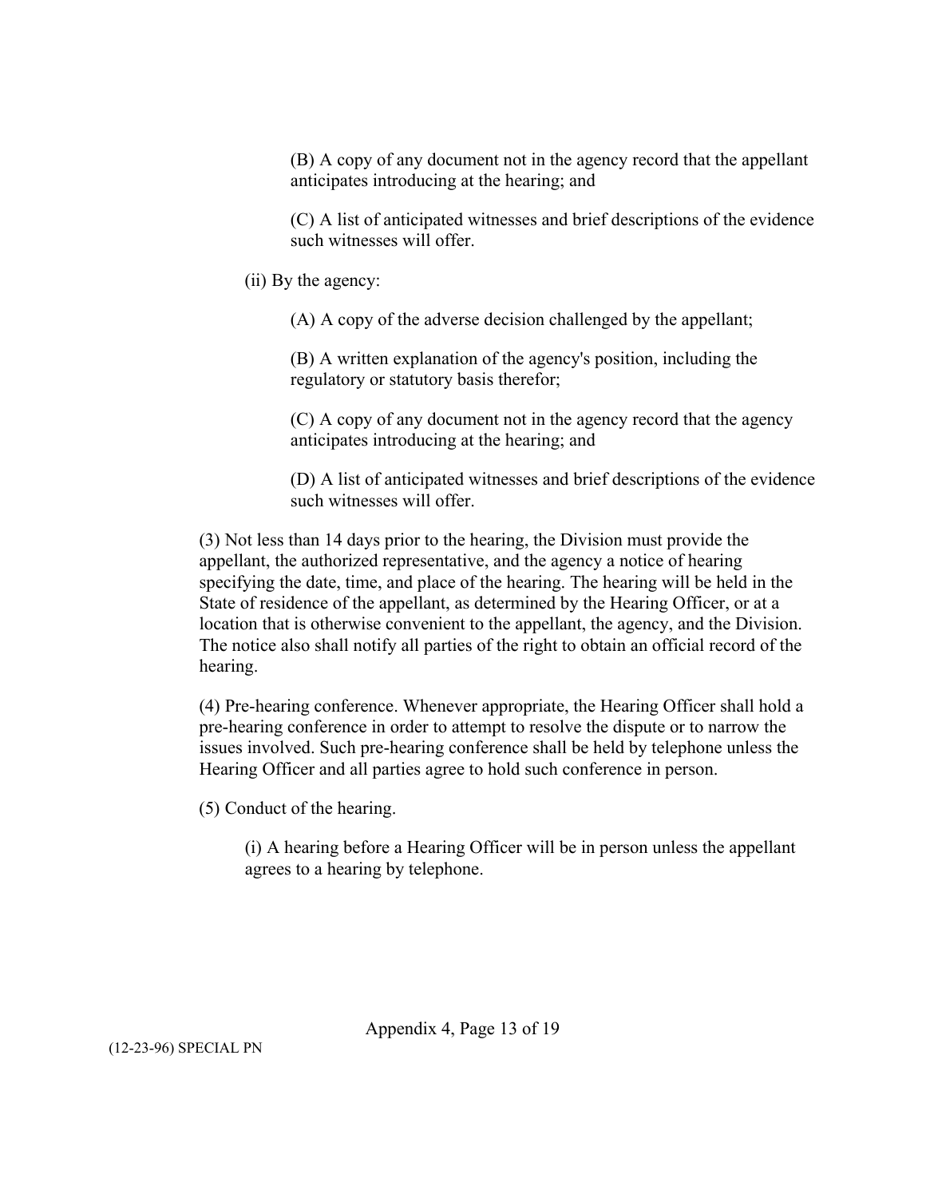(B) A copy of any document not in the agency record that the appellant anticipates introducing at the hearing; and

(C) A list of anticipated witnesses and brief descriptions of the evidence such witnesses will offer.

(ii) By the agency:

(A) A copy of the adverse decision challenged by the appellant;

(B) A written explanation of the agency's position, including the regulatory or statutory basis therefor;

(C) A copy of any document not in the agency record that the agency anticipates introducing at the hearing; and

(D) A list of anticipated witnesses and brief descriptions of the evidence such witnesses will offer.

(3) Not less than 14 days prior to the hearing, the Division must provide the appellant, the authorized representative, and the agency a notice of hearing specifying the date, time, and place of the hearing. The hearing will be held in the State of residence of the appellant, as determined by the Hearing Officer, or at a location that is otherwise convenient to the appellant, the agency, and the Division. The notice also shall notify all parties of the right to obtain an official record of the hearing.

(4) Pre-hearing conference. Whenever appropriate, the Hearing Officer shall hold a pre-hearing conference in order to attempt to resolve the dispute or to narrow the issues involved. Such pre-hearing conference shall be held by telephone unless the Hearing Officer and all parties agree to hold such conference in person.

(5) Conduct of the hearing.

(i) A hearing before a Hearing Officer will be in person unless the appellant agrees to a hearing by telephone.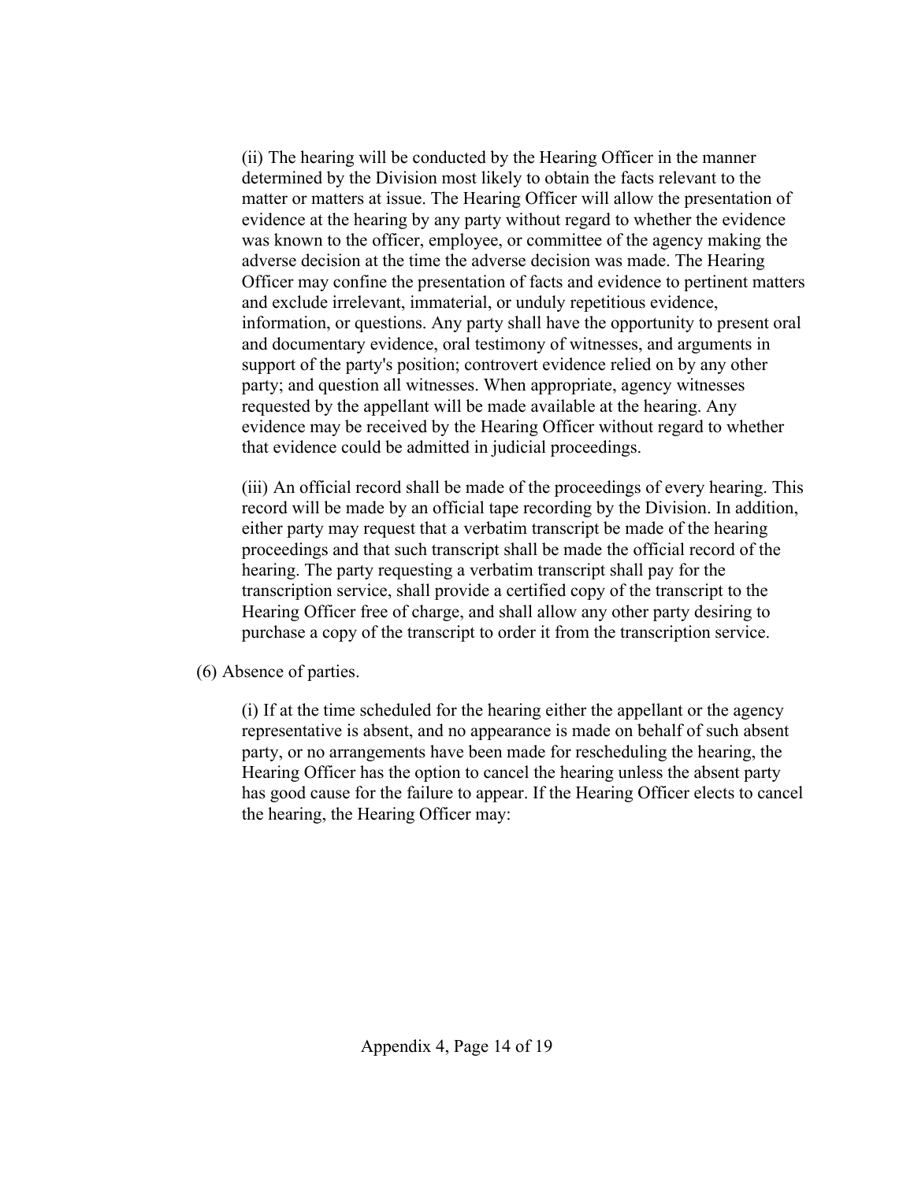(ii) The hearing will be conducted by the Hearing Officer in the manner determined by the Division most likely to obtain the facts relevant to the matter or matters at issue. The Hearing Officer will allow the presentation of evidence at the hearing by any party without regard to whether the evidence was known to the officer, employee, or committee of the agency making the adverse decision at the time the adverse decision was made. The Hearing Officer may confine the presentation of facts and evidence to pertinent matters and exclude irrelevant, immaterial, or unduly repetitious evidence, information, or questions. Any party shall have the opportunity to present oral and documentary evidence, oral testimony of witnesses, and arguments in support of the party's position; controvert evidence relied on by any other party; and question all witnesses. When appropriate, agency witnesses requested by the appellant will be made available at the hearing. Any evidence may be received by the Hearing Officer without regard to whether that evidence could be admitted in judicial proceedings.

(iii) An official record shall be made of the proceedings of every hearing. This record will be made by an official tape recording by the Division. In addition, either party may request that a verbatim transcript be made of the hearing proceedings and that such transcript shall be made the official record of the hearing. The party requesting a verbatim transcript shall pay for the transcription service, shall provide a certified copy of the transcript to the Hearing Officer free of charge, and shall allow any other party desiring to purchase a copy of the transcript to order it from the transcription service.

(6) Absence of parties.

(i) If at the time scheduled for the hearing either the appellant or the agency representative is absent, and no appearance is made on behalf of such absent party, or no arrangements have been made for rescheduling the hearing, the Hearing Officer has the option to cancel the hearing unless the absent party has good cause for the failure to appear. If the Hearing Officer elects to cancel the hearing, the Hearing Officer may: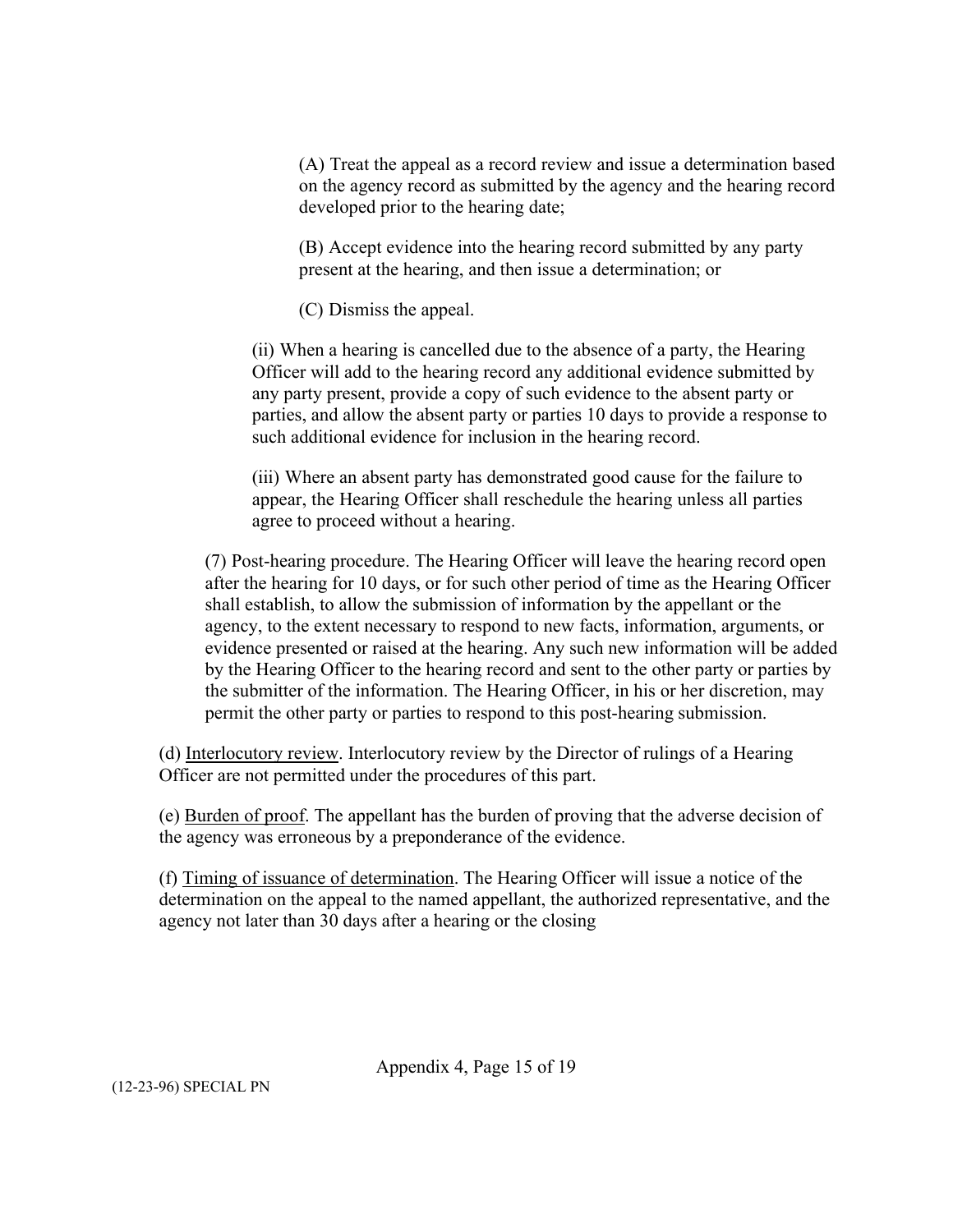(A) Treat the appeal as a record review and issue a determination based on the agency record as submitted by the agency and the hearing record developed prior to the hearing date;

(B) Accept evidence into the hearing record submitted by any party present at the hearing, and then issue a determination; or

(C) Dismiss the appeal.

(ii) When a hearing is cancelled due to the absence of a party, the Hearing Officer will add to the hearing record any additional evidence submitted by any party present, provide a copy of such evidence to the absent party or parties, and allow the absent party or parties 10 days to provide a response to such additional evidence for inclusion in the hearing record.

(iii) Where an absent party has demonstrated good cause for the failure to appear, the Hearing Officer shall reschedule the hearing unless all parties agree to proceed without a hearing.

(7) Post-hearing procedure. The Hearing Officer will leave the hearing record open after the hearing for 10 days, or for such other period of time as the Hearing Officer shall establish, to allow the submission of information by the appellant or the agency, to the extent necessary to respond to new facts, information, arguments, or evidence presented or raised at the hearing. Any such new information will be added by the Hearing Officer to the hearing record and sent to the other party or parties by the submitter of the information. The Hearing Officer, in his or her discretion, may permit the other party or parties to respond to this post-hearing submission.

(d) <u>Interlocutory review</u>. Interlocutory review by the Director of rulings of a Hearing Officer are not permitted under the procedures of this part.

(e) <u>Burden of proof</u>. The appellant has the burden of proving that the adverse decision of the agency was erroneous by a preponderance of the evidence.

(f) <u>Timing of issuance of determination</u>. The Hearing Officer will issue a notice of the determination on the appeal to the named appellant, the authorized representative, and the agency not later than 30 days after a hearing or the closing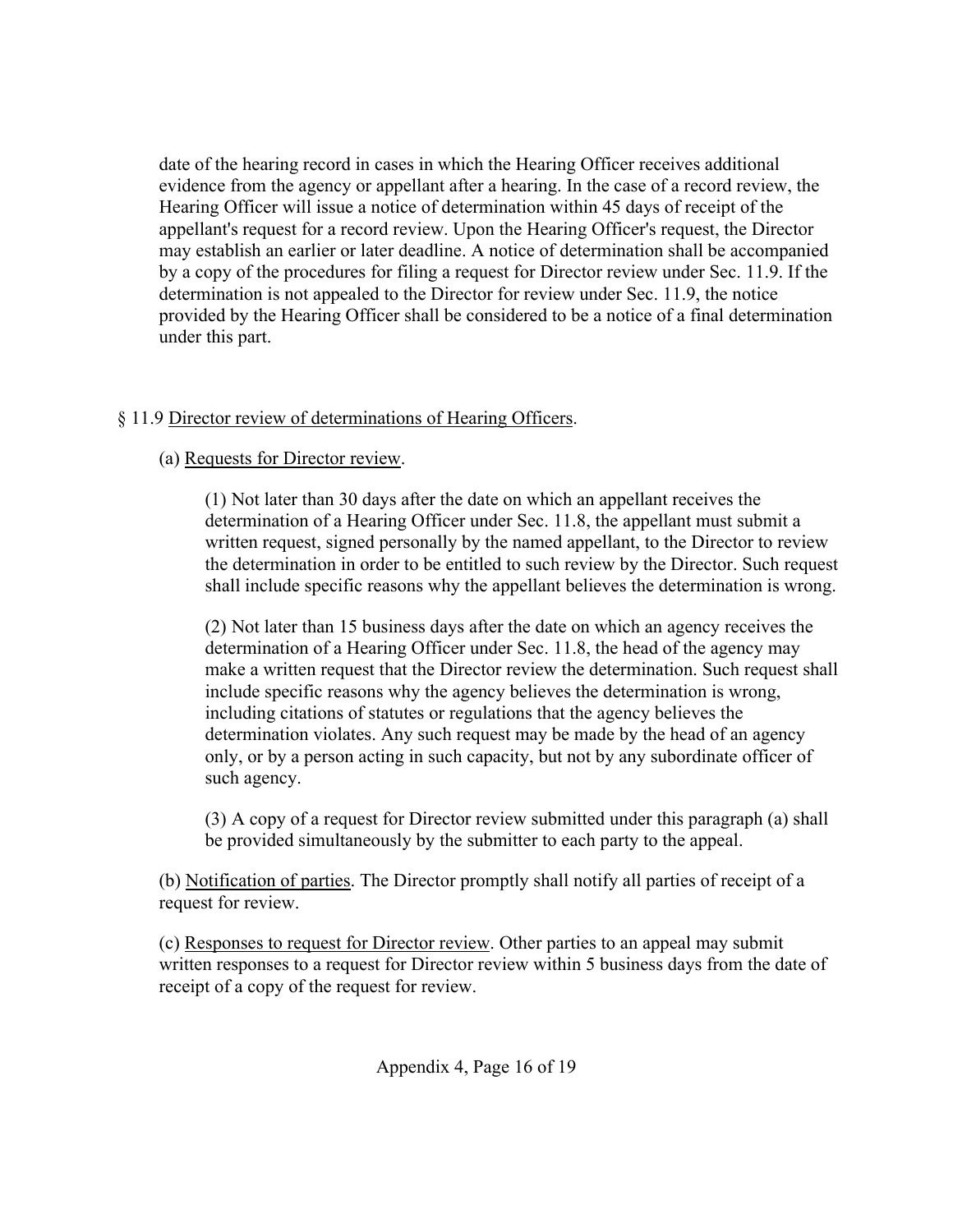date of the hearing record in cases in which the Hearing Officer receives additional evidence from the agency or appellant after a hearing. In the case of a record review, the Hearing Officer will issue a notice of determination within 45 days of receipt of the appellant's request for a record review. Upon the Hearing Officer's request, the Director may establish an earlier or later deadline. A notice of determination shall be accompanied by a copy of the procedures for filing a request for Director review under Sec. 11.9. If the determination is not appealed to the Director for review under Sec. 11.9, the notice provided by the Hearing Officer shall be considered to be a notice of a final determination under this part.

§ 11.9 Director review of determinations of Hearing Officers.

(a) Requests for Director review.

(1) Not later than 30 days after the date on which an appellant receives the determination of a Hearing Officer under Sec. 11.8, the appellant must submit a written request, signed personally by the named appellant, to the Director to review the determination in order to be entitled to such review by the Director. Such request shall include specific reasons why the appellant believes the determination is wrong.

(2) Not later than 15 business days after the date on which an agency receives the determination of a Hearing Officer under Sec. 11.8, the head of the agency may make a written request that the Director review the determination. Such request shall include specific reasons why the agency believes the determination is wrong, including citations of statutes or regulations that the agency believes the determination violates. Any such request may be made by the head of an agency only, or by a person acting in such capacity, but not by any subordinate officer of such agency.

(3) A copy of a request for Director review submitted under this paragraph (a) shall be provided simultaneously by the submitter to each party to the appeal.

(b) Notification of parties. The Director promptly shall notify all parties of receipt of a request for review.

(c) Responses to request for Director review. Other parties to an appeal may submit written responses to a request for Director review within 5 business days from the date of receipt of a copy of the request for review.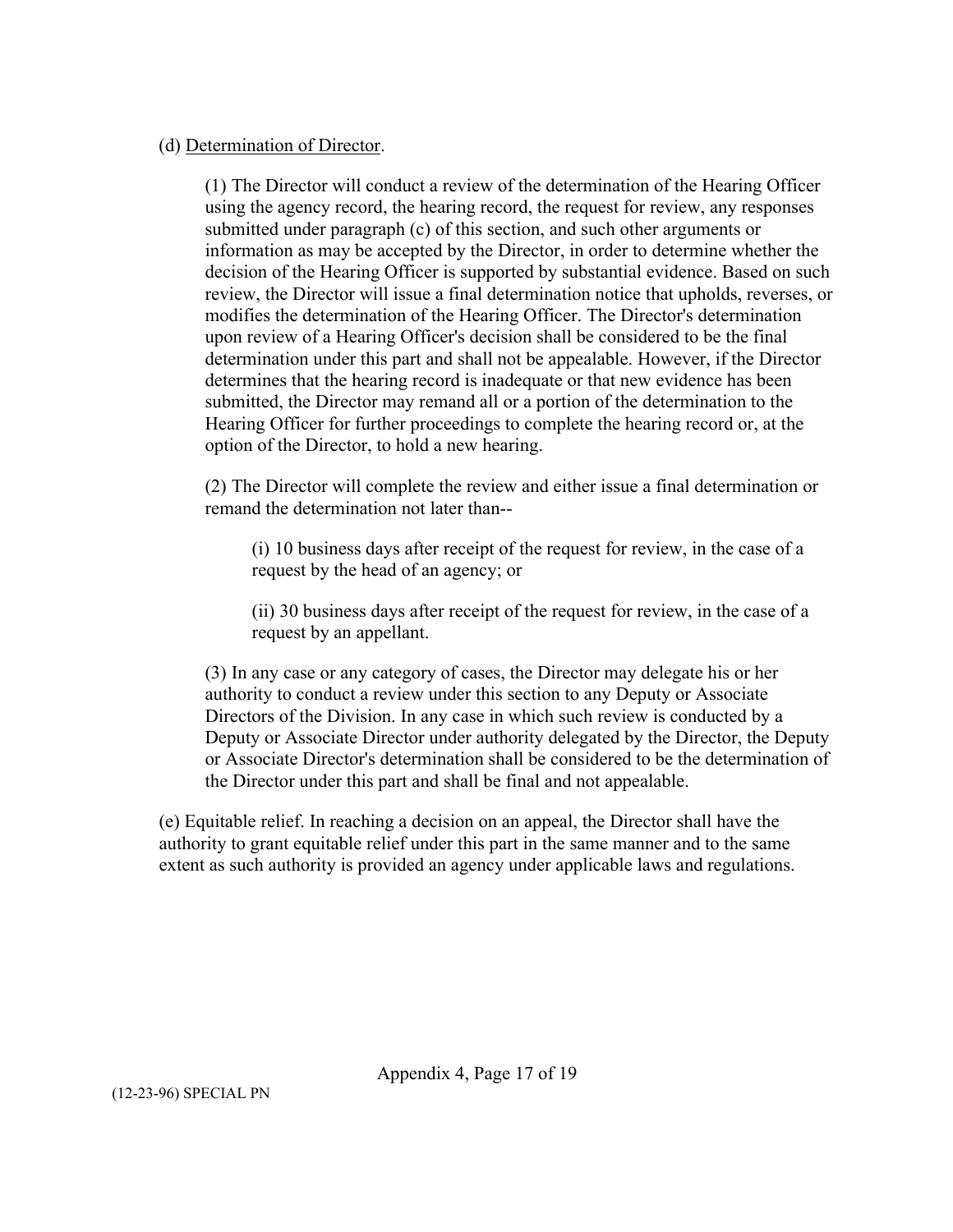(d) Determination of Director.

(1) The Director will conduct a review of the determination of the Hearing Officer using the agency record, the hearing record, the request for review, any responses submitted under paragraph (c) of this section, and such other arguments or information as may be accepted by the Director, in order to determine whether the decision of the Hearing Officer is supported by substantial evidence. Based on such review, the Director will issue a final determination notice that upholds, reverses, or modifies the determination of the Hearing Officer. The Director's determination upon review of a Hearing Officer's decision shall be considered to be the final determination under this part and shall not be appealable. However, if the Director determines that the hearing record is inadequate or that new evidence has been submitted, the Director may remand all or a portion of the determination to the Hearing Officer for further proceedings to complete the hearing record or, at the option of the Director, to hold a new hearing.

(2) The Director will complete the review and either issue a final determination or remand the determination not later than--

(i) 10 business days after receipt of the request for review, in the case of a request by the head of an agency; or

(ii) 30 business days after receipt of the request for review, in the case of a request by an appellant.

(3) In any case or any category of cases, the Director may delegate his or her authority to conduct a review under this section to any Deputy or Associate Directors of the Division. In any case in which such review is conducted by a Deputy or Associate Director under authority delegated by the Director, the Deputy or Associate Director's determination shall be considered to be the determination of the Director under this part and shall be final and not appealable.

(e) Equitable relief. In reaching a decision on an appeal, the Director shall have the authority to grant equitable relief under this part in the same manner and to the same extent as such authority is provided an agency under applicable laws and regulations.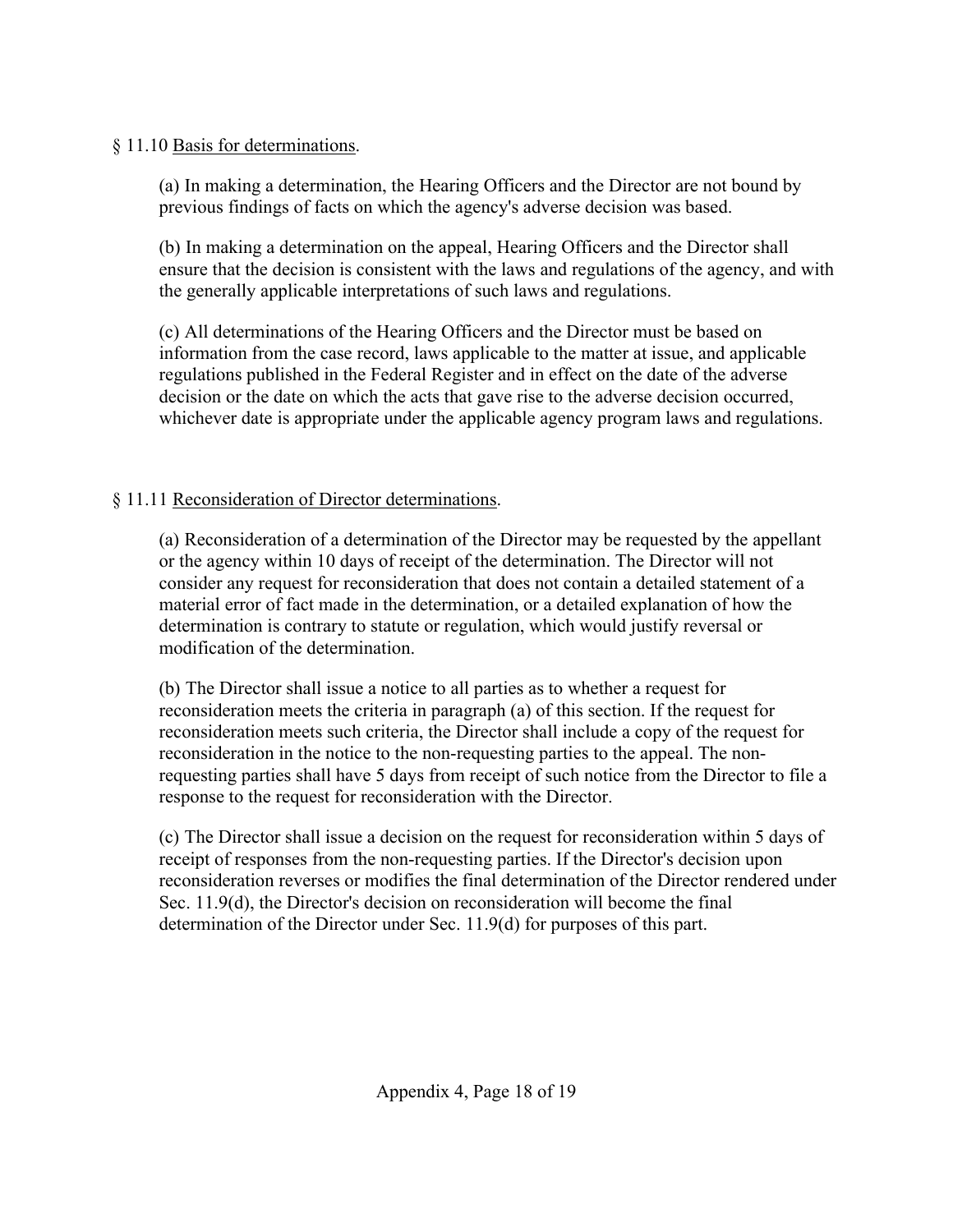§ 11.10 Basis for determinations.

(a) In making a determination, the Hearing Officers and the Director are not bound by previous findings of facts on which the agency's adverse decision was based.

(b) In making a determination on the appeal, Hearing Officers and the Director shall ensure that the decision is consistent with the laws and regulations of the agency, and with the generally applicable interpretations of such laws and regulations.

(c) All determinations of the Hearing Officers and the Director must be based on information from the case record, laws applicable to the matter at issue, and applicable regulations published in the Federal Register and in effect on the date of the adverse decision or the date on which the acts that gave rise to the adverse decision occurred, whichever date is appropriate under the applicable agency program laws and regulations.

§ 11.11 Reconsideration of Director determinations.

(a) Reconsideration of a determination of the Director may be requested by the appellant or the agency within 10 days of receipt of the determination. The Director will not consider any request for reconsideration that does not contain a detailed statement of a material error of fact made in the determination, or a detailed explanation of how the determination is contrary to statute or regulation, which would justify reversal or modification of the determination.

(b) The Director shall issue a notice to all parties as to whether a request for reconsideration meets the criteria in paragraph (a) of this section. If the request for reconsideration meets such criteria, the Director shall include a copy of the request for reconsideration in the notice to the non-requesting parties to the appeal. The non-requesting parties shall have 5 days from receipt of such notice from the Director to file a response to the request for reconsideration with the Director.

(c) The Director shall issue a decision on the request for reconsideration within 5 days of receipt of responses from the non-requesting parties. If the Director's decision upon reconsideration reverses or modifies the final determination of the Director rendered under Sec. 11.9(d), the Director's decision on reconsideration will become the final determination of the Director under Sec. 11.9(d) for purposes of this part.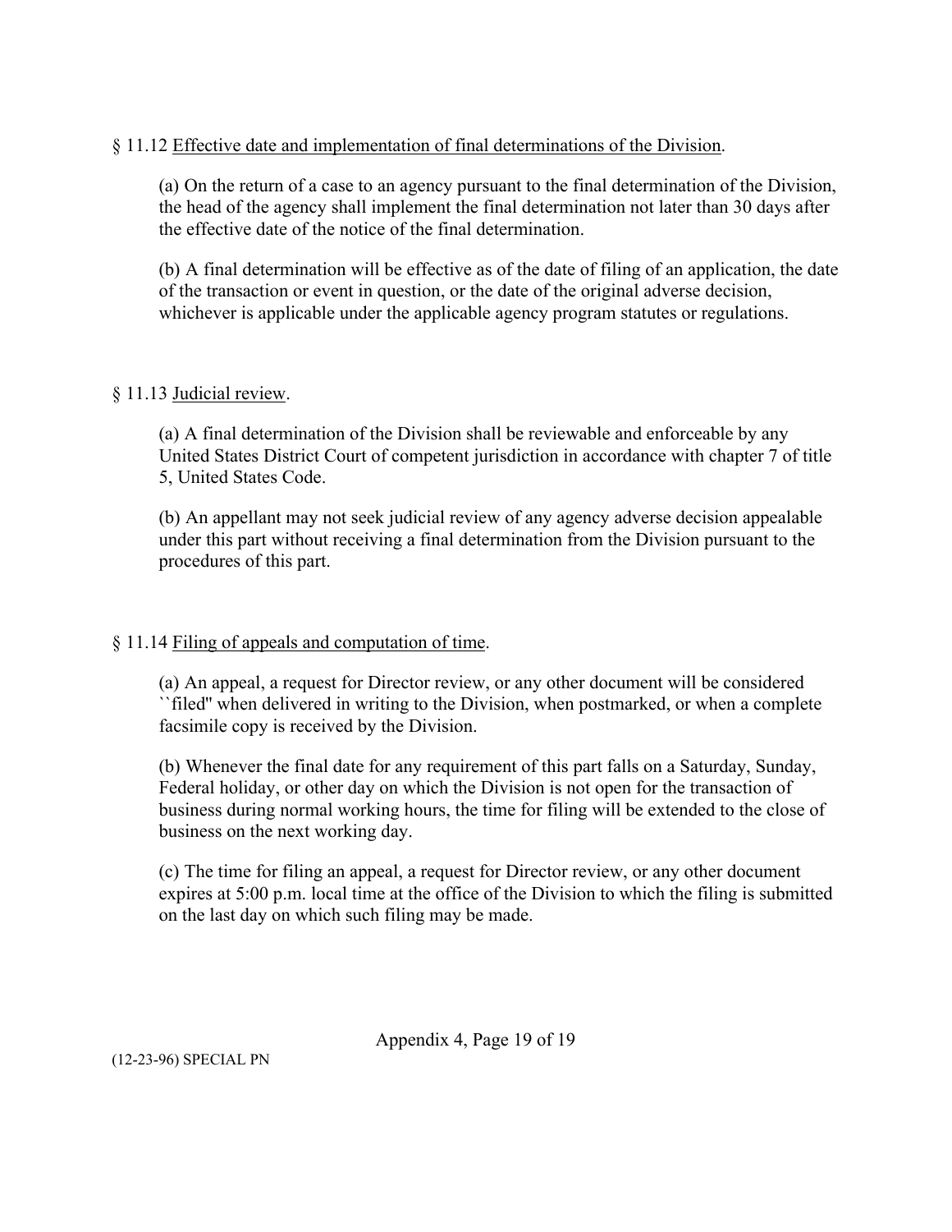§ 11.12 Effective date and implementation of final determinations of the Division.

(a) On the return of a case to an agency pursuant to the final determination of the Division, the head of the agency shall implement the final determination not later than 30 days after the effective date of the notice of the final determination.

(b) A final determination will be effective as of the date of filing of an application, the date of the transaction or event in question, or the date of the original adverse decision, whichever is applicable under the applicable agency program statutes or regulations.

§ 11.13 Judicial review.

(a) A final determination of the Division shall be reviewable and enforceable by any United States District Court of competent jurisdiction in accordance with chapter 7 of title 5, United States Code.

(b) An appellant may not seek judicial review of any agency adverse decision appealable under this part without receiving a final determination from the Division pursuant to the procedures of this part.

§ 11.14 Filing of appeals and computation of time.

(a) An appeal, a request for Director review, or any other document will be considered ``filed'' when delivered in writing to the Division, when postmarked, or when a complete facsimile copy is received by the Division.

(b) Whenever the final date for any requirement of this part falls on a Saturday, Sunday, Federal holiday, or other day on which the Division is not open for the transaction of business during normal working hours, the time for filing will be extended to the close of business on the next working day.

(c) The time for filing an appeal, a request for Director review, or any other document expires at 5:00 p.m. local time at the office of the Division to which the filing is submitted on the last day on which such filing may be made.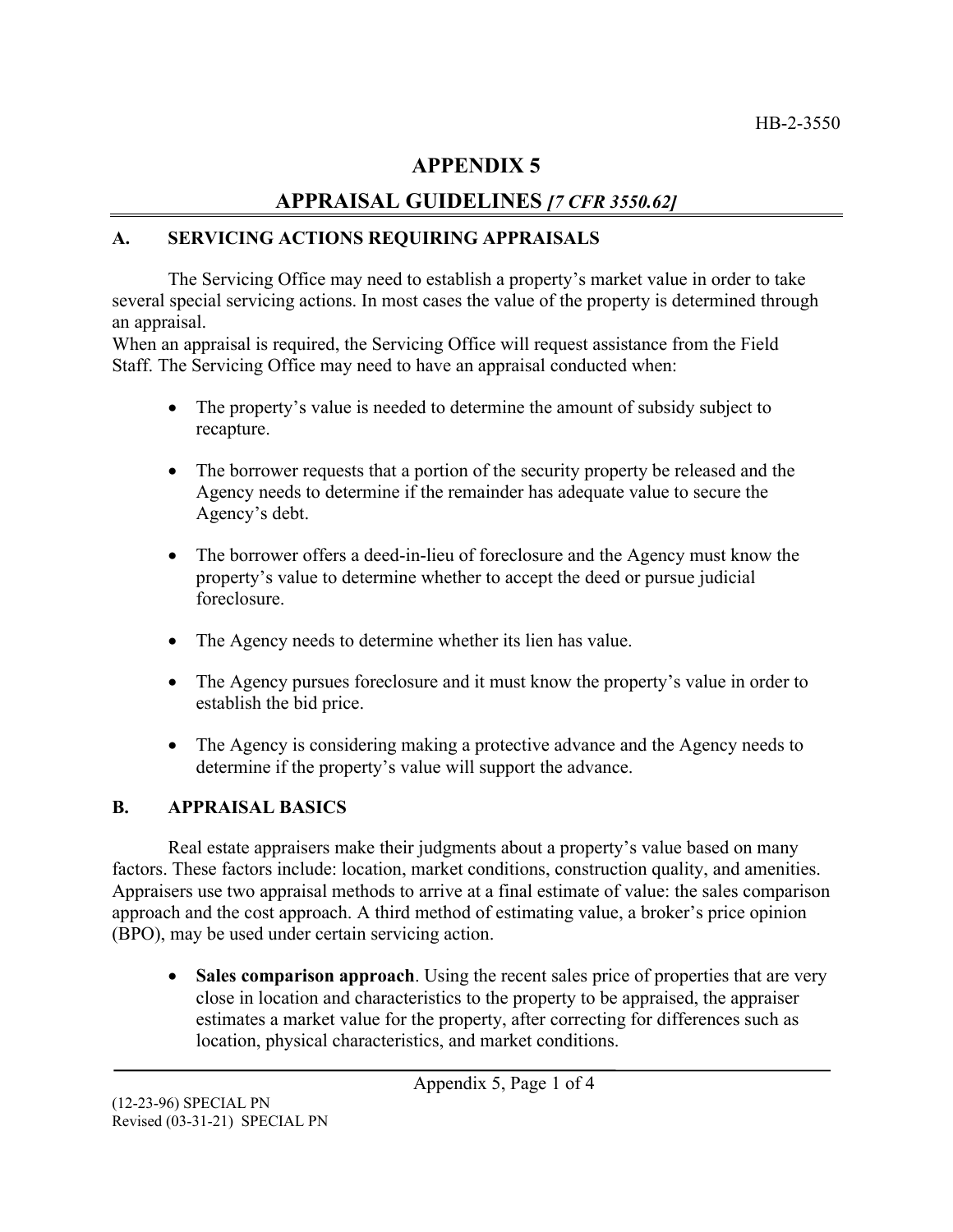# APPENDIX 5

## APPRAISAL GUIDELINES *[7 CFR 3550.62]*

### A. SERVICING ACTIONS REQUIRING APPRAISALS

The Servicing Office may need to establish a property's market value in order to take several special servicing actions. In most cases the value of the property is determined through an appraisal.

When an appraisal is required, the Servicing Office will request assistance from the Field Staff. The Servicing Office may need to have an appraisal conducted when:

- The property's value is needed to determine the amount of subsidy subject to recapture.
- The borrower requests that a portion of the security property be released and the Agency needs to determine if the remainder has adequate value to secure the Agency's debt.
- The borrower offers a deed-in-lieu of foreclosure and the Agency must know the property's value to determine whether to accept the deed or pursue judicial foreclosure.
- The Agency needs to determine whether its lien has value.
- The Agency pursues foreclosure and it must know the property's value in order to establish the bid price.
- The Agency is considering making a protective advance and the Agency needs to determine if the property's value will support the advance.

### B. APPRAISAL BASICS

Real estate appraisers make their judgments about a property's value based on many factors. These factors include: location, market conditions, construction quality, and amenities. Appraisers use two appraisal methods to arrive at a final estimate of value: the sales comparison approach and the cost approach. A third method of estimating value, a broker's price opinion (BPO), may be used under certain servicing action.

- **Sales comparison approach**. Using the recent sales price of properties that are very close in location and characteristics to the property to be appraised, the appraiser estimates a market value for the property, after correcting for differences such as location, physical characteristics, and market conditions.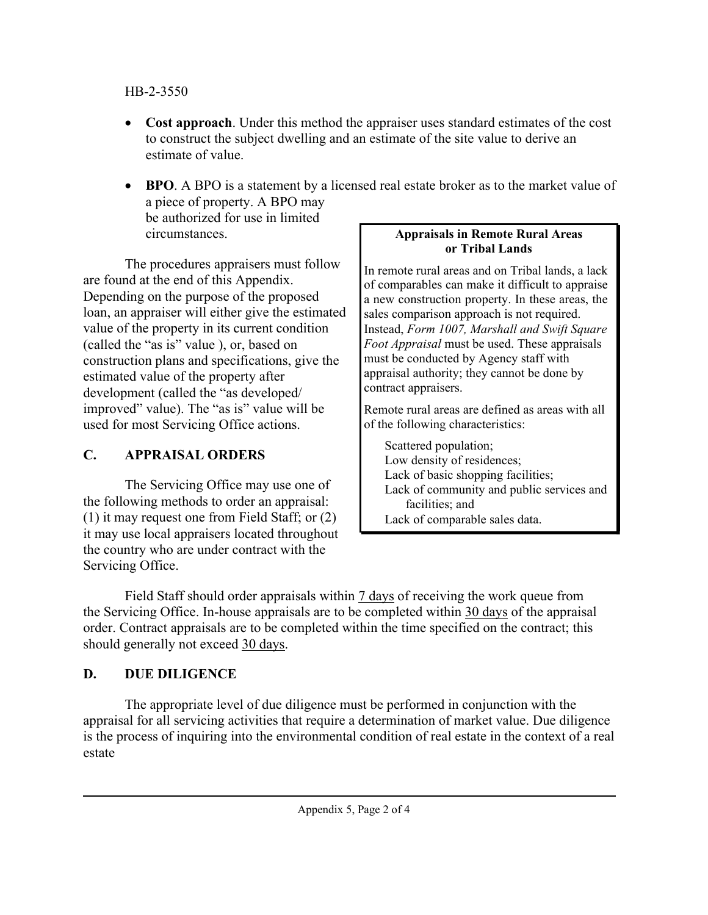- **Cost approach**. Under this method the appraiser uses standard estimates of the cost to construct the subject dwelling and an estimate of the site value to derive an estimate of value.

- **BPO**. A BPO is a statement by a licensed real estate broker as to the market value of a piece of property. A BPO may be authorized for use in limited circumstances.

The procedures appraisers must follow are found at the end of this Appendix. Depending on the purpose of the proposed loan, an appraiser will either give the estimated value of the property in its current condition (called the "as is" value ), or, based on construction plans and specifications, give the estimated value of the property after development (called the "as developed/ improved" value). The "as is" value will be used for most Servicing Office actions.

> **Appraisals in Remote Rural Areas or Tribal Lands**
>
> In remote rural areas and on Tribal lands, a lack of comparables can make it difficult to appraise a new construction property. In these areas, the sales comparison approach is not required. Instead, *Form 1007, Marshall and Swift Square Foot Appraisal* must be used. These appraisals must be conducted by Agency staff with appraisal authority; they cannot be done by contract appraisers.
>
> Remote rural areas are defined as areas with all of the following characteristics:
>
> Scattered population;
> Low density of residences;
> Lack of basic shopping facilities;
> Lack of community and public services and facilities; and
> Lack of comparable sales data.

## C. APPRAISAL ORDERS

The Servicing Office may use one of the following methods to order an appraisal: (1) it may request one from Field Staff; or (2) it may use local appraisers located throughout the country who are under contract with the Servicing Office.

Field Staff should order appraisals within 7 days of receiving the work queue from the Servicing Office. In-house appraisals are to be completed within 30 days of the appraisal order. Contract appraisals are to be completed within the time specified on the contract; this should generally not exceed 30 days.

## D. DUE DILIGENCE

The appropriate level of due diligence must be performed in conjunction with the appraisal for all servicing activities that require a determination of market value. Due diligence is the process of inquiring into the environmental condition of real estate in the context of a real estate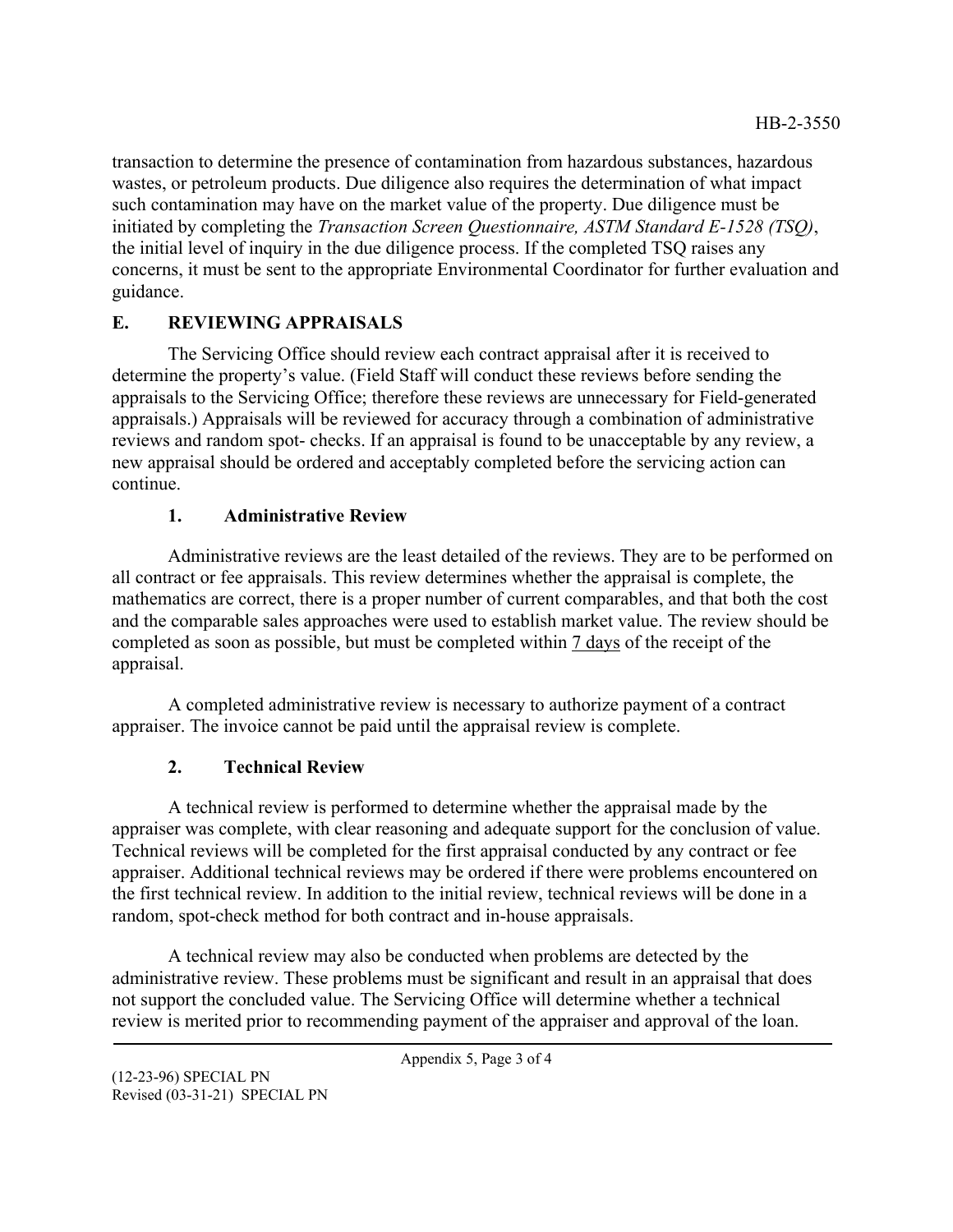transaction to determine the presence of contamination from hazardous substances, hazardous wastes, or petroleum products. Due diligence also requires the determination of what impact such contamination may have on the market value of the property. Due diligence must be initiated by completing the *Transaction Screen Questionnaire, ASTM Standard E-1528 (TSQ)*, the initial level of inquiry in the due diligence process. If the completed TSQ raises any concerns, it must be sent to the appropriate Environmental Coordinator for further evaluation and guidance.

## E. REVIEWING APPRAISALS

The Servicing Office should review each contract appraisal after it is received to determine the property's value. (Field Staff will conduct these reviews before sending the appraisals to the Servicing Office; therefore these reviews are unnecessary for Field-generated appraisals.) Appraisals will be reviewed for accuracy through a combination of administrative reviews and random spot- checks. If an appraisal is found to be unacceptable by any review, a new appraisal should be ordered and acceptably completed before the servicing action can continue.

### 1. Administrative Review

Administrative reviews are the least detailed of the reviews. They are to be performed on all contract or fee appraisals. This review determines whether the appraisal is complete, the mathematics are correct, there is a proper number of current comparables, and that both the cost and the comparable sales approaches were used to establish market value. The review should be completed as soon as possible, but must be completed within <u>7 days</u> of the receipt of the appraisal.

A completed administrative review is necessary to authorize payment of a contract appraiser. The invoice cannot be paid until the appraisal review is complete.

### 2. Technical Review

A technical review is performed to determine whether the appraisal made by the appraiser was complete, with clear reasoning and adequate support for the conclusion of value. Technical reviews will be completed for the first appraisal conducted by any contract or fee appraiser. Additional technical reviews may be ordered if there were problems encountered on the first technical review. In addition to the initial review, technical reviews will be done in a random, spot-check method for both contract and in-house appraisals.

A technical review may also be conducted when problems are detected by the administrative review. These problems must be significant and result in an appraisal that does not support the concluded value. The Servicing Office will determine whether a technical review is merited prior to recommending payment of the appraiser and approval of the loan.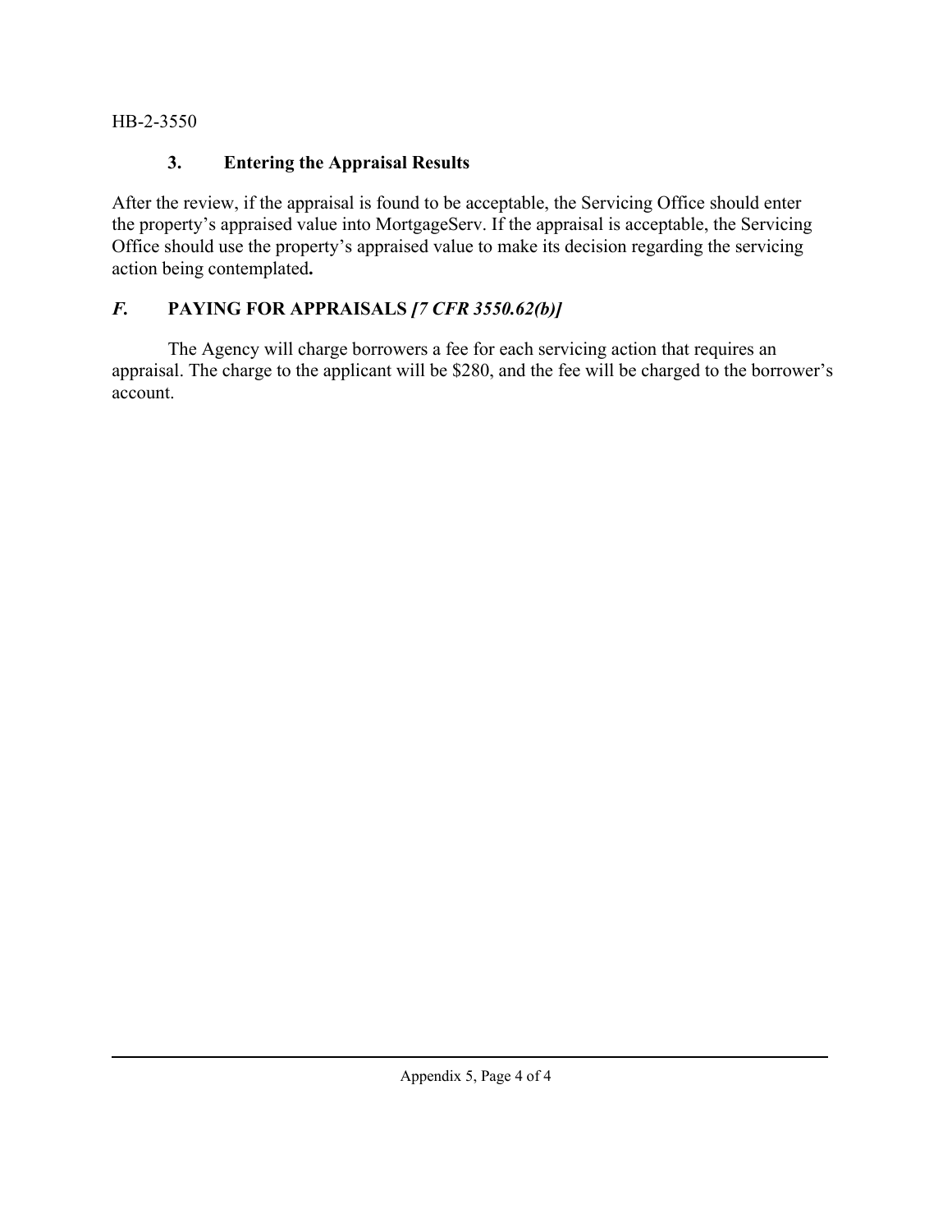### 3. Entering the Appraisal Results

After the review, if the appraisal is found to be acceptable, the Servicing Office should enter the property's appraised value into MortgageServ. If the appraisal is acceptable, the Servicing Office should use the property's appraised value to make its decision regarding the servicing action being contemplated**.**

## *F.* PAYING FOR APPRAISALS *[7 CFR 3550.62(b)]*

The Agency will charge borrowers a fee for each servicing action that requires an appraisal. The charge to the applicant will be $280, and the fee will be charged to the borrower's account.